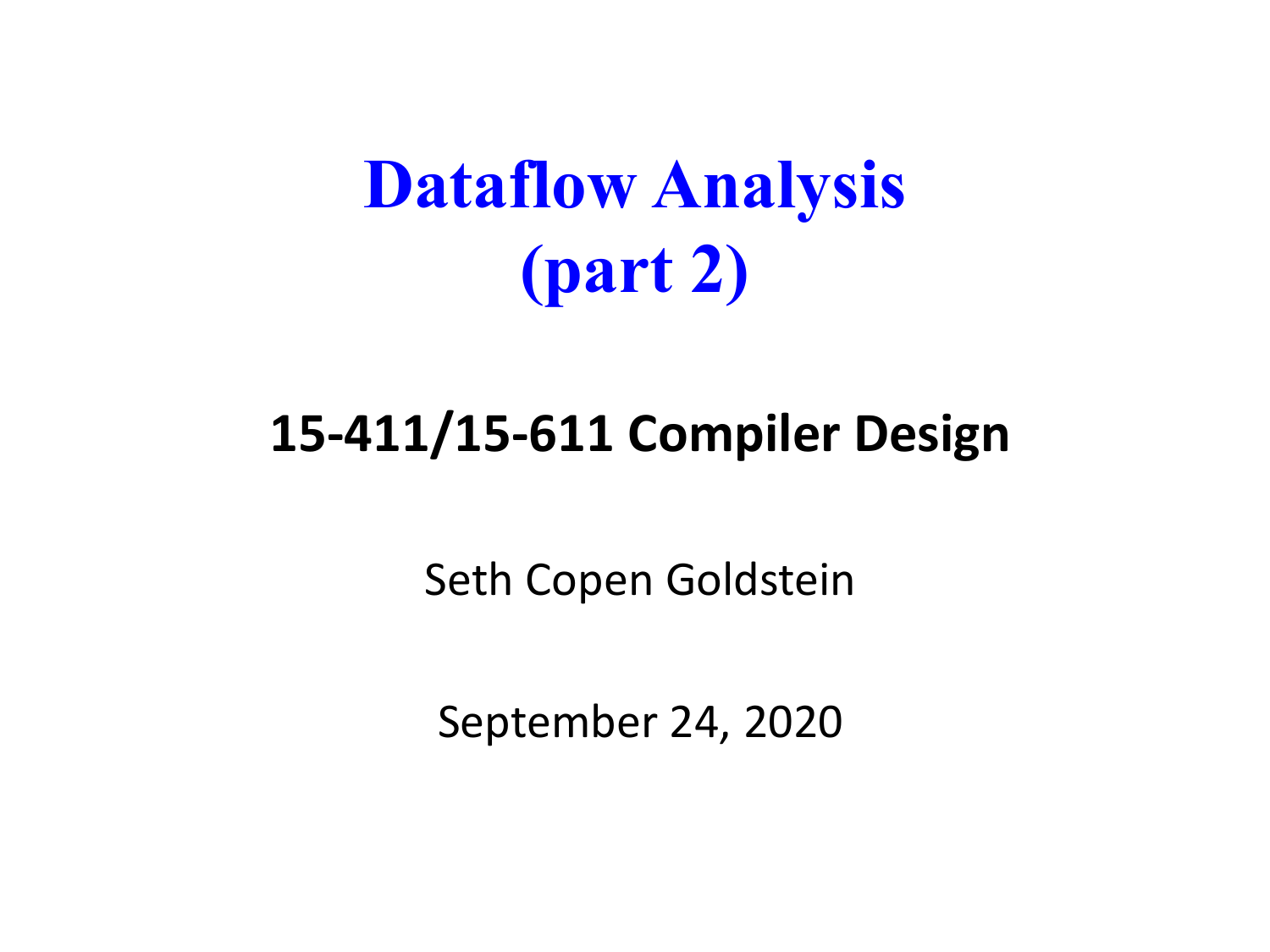# Dataflow Analysis (part 2)

**15-411/15-611 Compiler Design**

Seth Copen Goldstein

September 24, 2020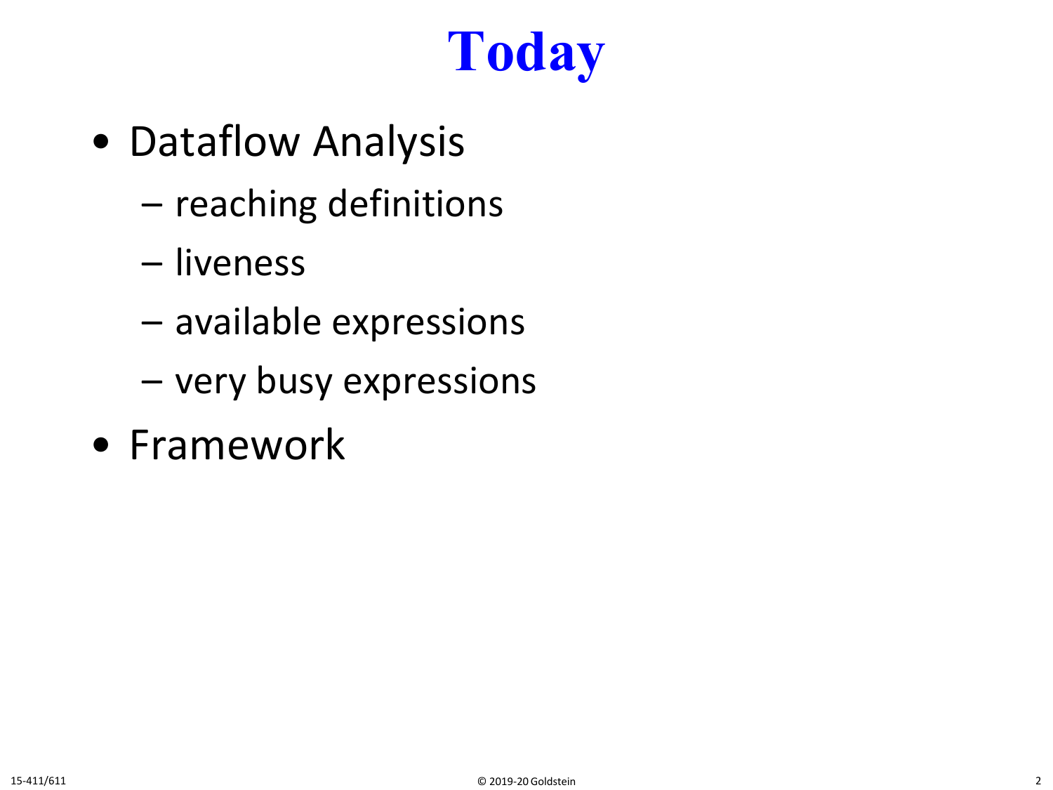# Today

- Dataflow Analysis
  - reaching definitions
  - liveness
  - available expressions
  - very busy expressions
- Framework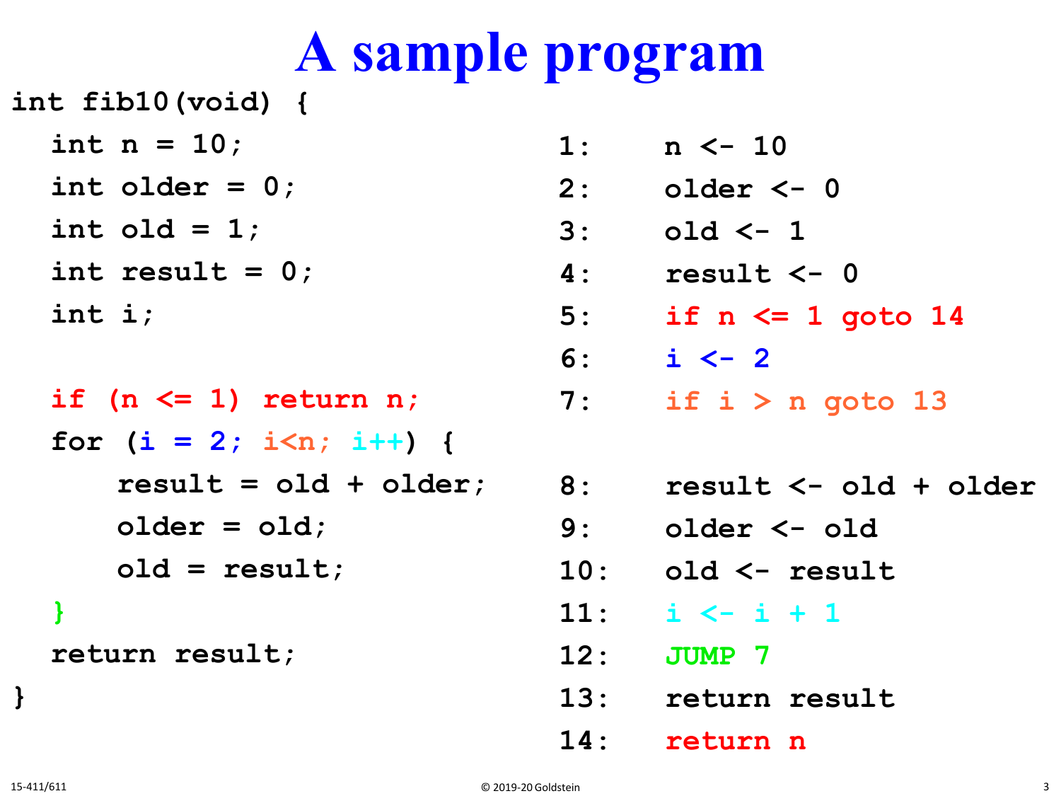# A sample program

```
int fib10(void) {
  int n = 10;
  int older = 0;
  int old = 1;
  int result = 0;
  int i;

  if (n <= 1) return n;
  for (i = 2; i<n; i++) {
      result = old + older;
      older = old;
      old = result;
  }
  return result;
}
```

```
1:     n <- 10
2:     older <- 0
3:     old <- 1
4:     result <- 0
5:     if n <= 1 goto 14
6:     i <- 2
7:     if i > n goto 13

8:     result <- old + older
9:     older <- old
10:    old <- result
11:    i <- i + 1
12:    JUMP 7
13:    return result
14:    return n
```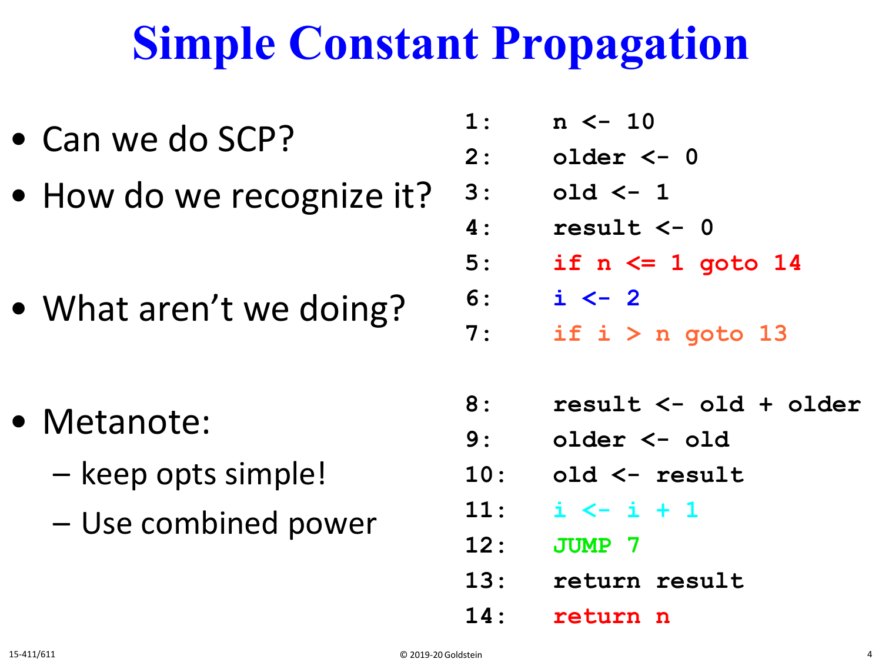# Simple Constant Propagation

- Can we do SCP?
- How do we recognize it?
- What aren't we doing?
- Metanote:
  - keep opts simple!
  - Use combined power

```
1:     n <- 10
2:     older <- 0
3:     old <- 1
4:     result <- 0
5:     if n <= 1 goto 14
6:     i <- 2
7:     if i > n goto 13

8:     result <- old + older
9:     older <- old
10:    old <- result
11:    i <- i + 1
12:    JUMP 7
13:    return result
14:    return n
```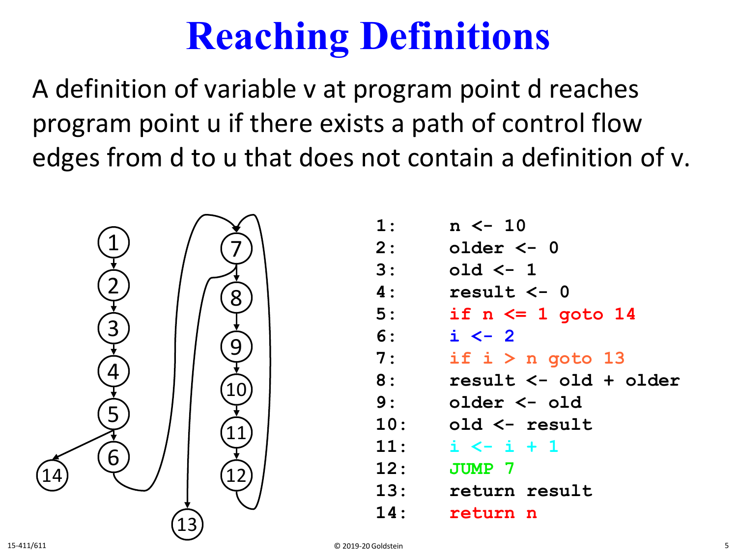# Reaching Definitions

A definition of variable v at program point d reaches program point u if there exists a path of control flow edges from d to u that does not contain a definition of v.

```
1:    n <- 10
2:    older <- 0
3:    old <- 1
4:    result <- 0
5:    if n <= 1 goto 14
6:    i <- 2
7:    if i > n goto 13
8:    result <- old + older
9:    older <- old
10:   old <- result
11:   i <- i + 1
12:   JUMP 7
13:   return result
14:   return n
```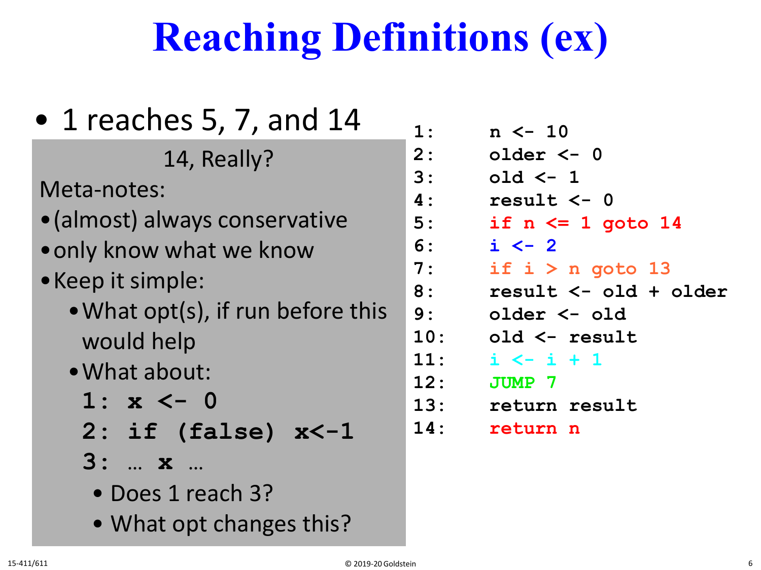# Reaching Definitions (ex)

- 1 reaches 5, 7, and 14

14, Really?

Meta-notes:

- (almost) always conservative
- only know what we know
- Keep it simple:
  - What opt(s), if run before this would help
  - What about:

```
1: x <- 0
2: if (false) x<-1
3: … x …
```

    - Does 1 reach 3?
    - What opt changes this?

```
1:     n <- 10
2:     older <- 0
3:     old <- 1
4:     result <- 0
5:     if n <= 1 goto 14
6:     i <- 2
7:     if i > n goto 13
8:     result <- old + older
9:     older <- old
10:    old <- result
11:    i <- i + 1
12:    JUMP 7
13:    return result
14:    return n
```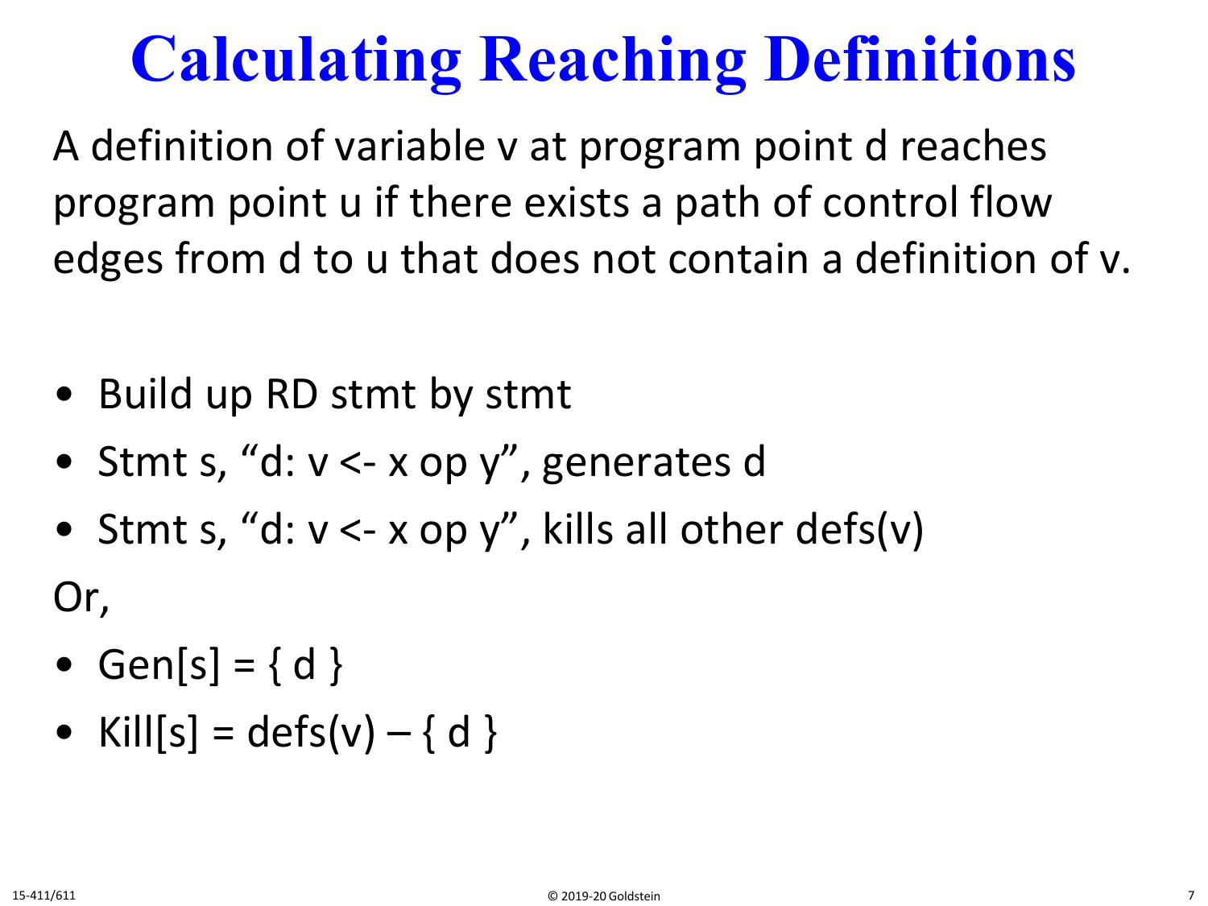# Calculating Reaching Definitions

A definition of variable v at program point d reaches program point u if there exists a path of control flow edges from d to u that does not contain a definition of v.

- Build up RD stmt by stmt
- Stmt s, “d: v <- x op y”, generates d
- Stmt s, “d: v <- x op y”, kills all other defs(v)

Or,

- Gen[s] = { d }
- Kill[s] = defs(v) – { d }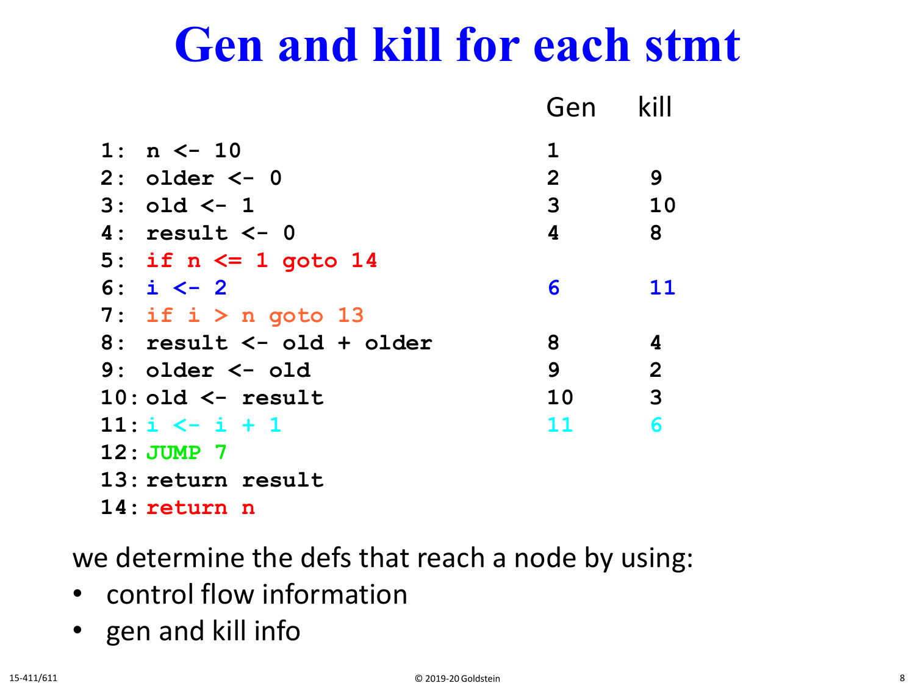# Gen and kill for each stmt

| | Stmt | Gen | kill |
|---|---|---|---|
| 1: | `n <- 10` | 1 | |
| 2: | `older <- 0` | 2 | 9 |
| 3: | `old <- 1` | 3 | 10 |
| 4: | `result <- 0` | 4 | 8 |
| 5: | `if n <= 1 goto 14` | | |
| 6: | `i <- 2` | 6 | 11 |
| 7: | `if i > n goto 13` | | |
| 8: | `result <- old + older` | 8 | 4 |
| 9: | `older <- old` | 9 | 2 |
| 10: | `old <- result` | 10 | 3 |
| 11: | `i <- i + 1` | 11 | 6 |
| 12: | `JUMP 7` | | |
| 13: | `return result` | | |
| 14: | `return n` | | |

we determine the defs that reach a node by using:

- control flow information
- gen and kill info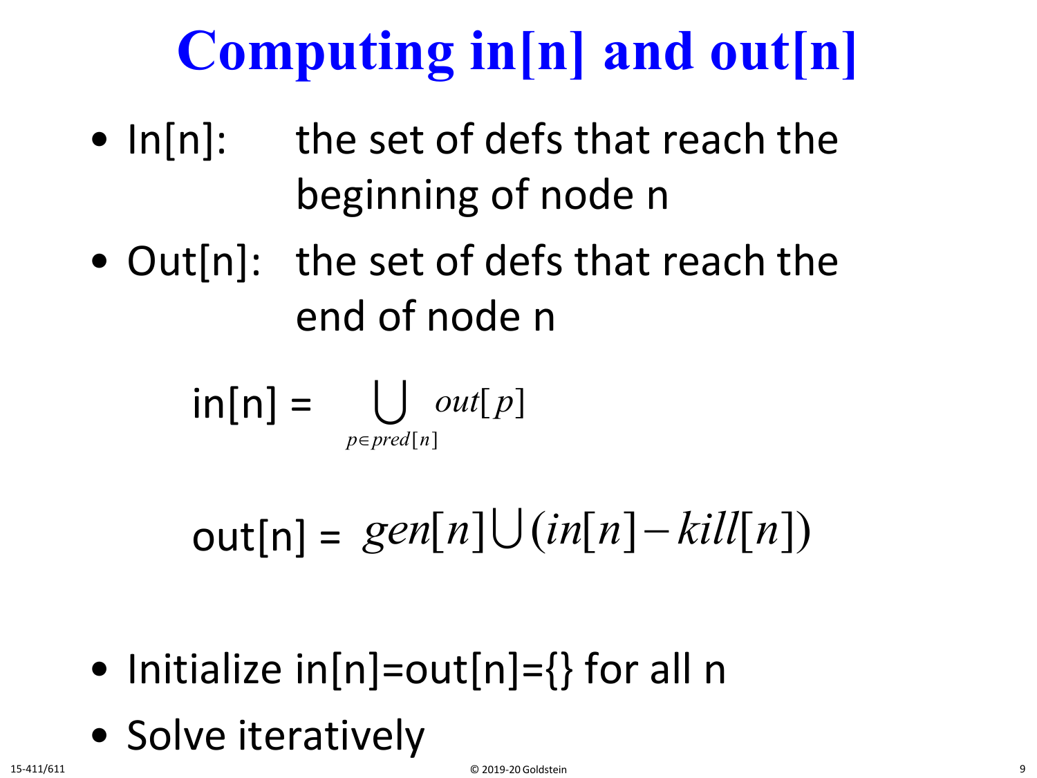# Computing in[n] and out[n]

- In[n]: the set of defs that reach the beginning of node n
- Out[n]: the set of defs that reach the end of node n

$$\text{in}[n] = \bigcup_{p \in pred[n]} out[p]$$

$$\text{out}[n] = gen[n] \cup (in[n] - kill[n])$$

- Initialize in[n]=out[n]={} for all n
- Solve iteratively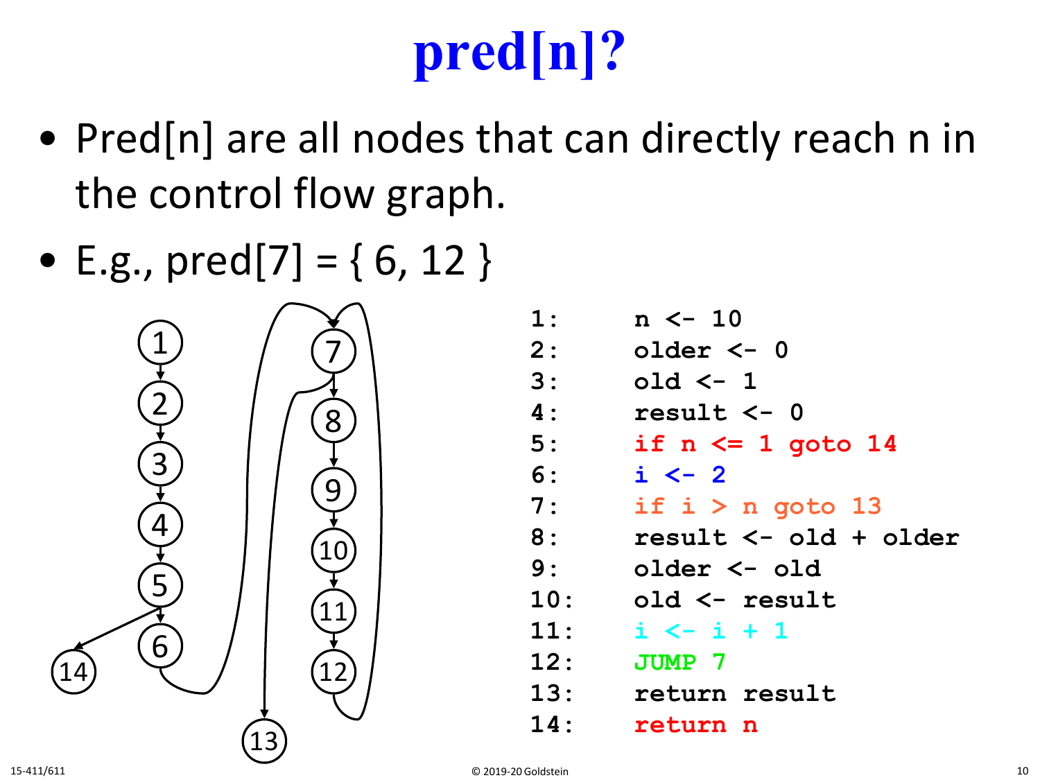# pred[n]?

- Pred[n] are all nodes that can directly reach n in the control flow graph.
- E.g., pred[7] = { 6, 12 }

```
1:      n <- 10
2:      older <- 0
3:      old <- 1
4:      result <- 0
5:      if n <= 1 goto 14
6:      i <- 2
7:      if i > n goto 13
8:      result <- old + older
9:      older <- old
10:     old <- result
11:     i <- i + 1
12:     JUMP 7
13:     return result
14:     return n
```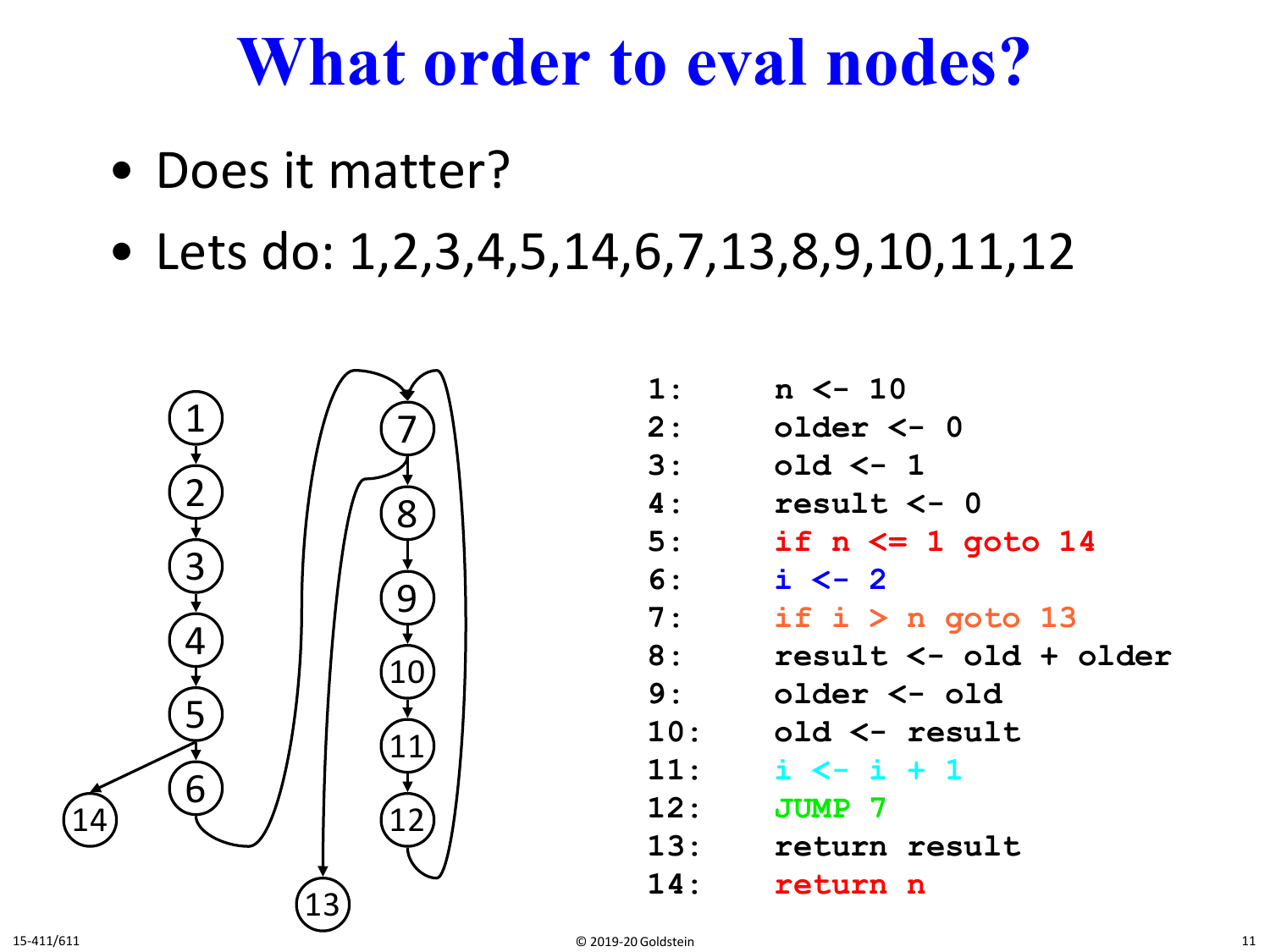# What order to eval nodes?

- Does it matter?
- Lets do: 1,2,3,4,5,14,6,7,13,8,9,10,11,12

```
1:      n <- 10
2:      older <- 0
3:      old <- 1
4:      result <- 0
5:      if n <= 1 goto 14
6:      i <- 2
7:      if i > n goto 13
8:      result <- old + older
9:      older <- old
10:     old <- result
11:     i <- i + 1
12:     JUMP 7
13:     return result
14:     return n
```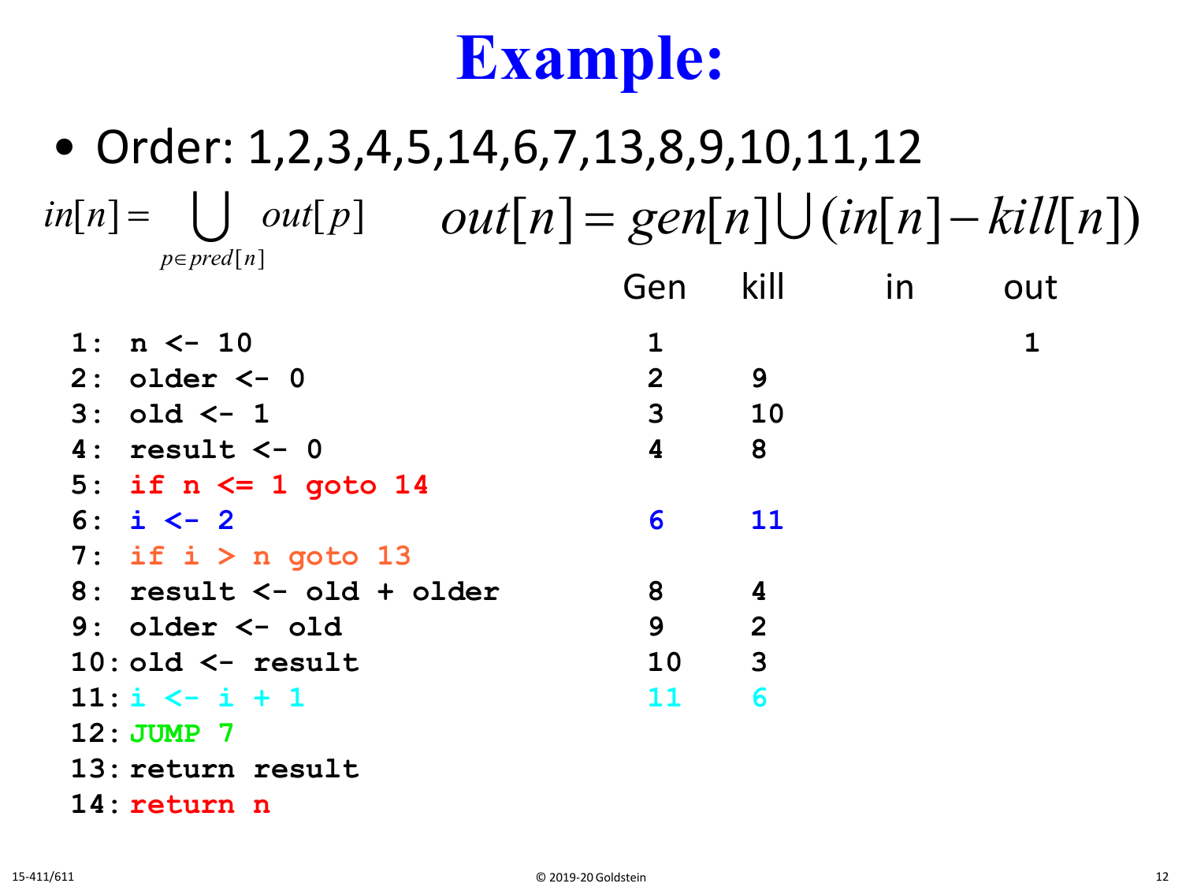# Example:

- Order: 1,2,3,4,5,14,6,7,13,8,9,10,11,12

$$in[n] = \bigcup_{p \in pred[n]} out[p] \qquad out[n] = gen[n] \bigcup (in[n] - kill[n])$$

| | Gen | kill | in | out |
|---|---|---|---|---|
| `1: n <- 10` | 1 | | | 1 |
| `2: older <- 0` | 2 | 9 | | |
| `3: old <- 1` | 3 | 10 | | |
| `4: result <- 0` | 4 | 8 | | |
| `5: if n <= 1 goto 14` | | | | |
| `6: i <- 2` | 6 | 11 | | |
| `7: if i > n goto 13` | | | | |
| `8: result <- old + older` | 8 | 4 | | |
| `9: older <- old` | 9 | 2 | | |
| `10: old <- result` | 10 | 3 | | |
| `11: i <- i + 1` | 11 | 6 | | |
| `12: JUMP 7` | | | | |
| `13: return result` | | | | |
| `14: return n` | | | | |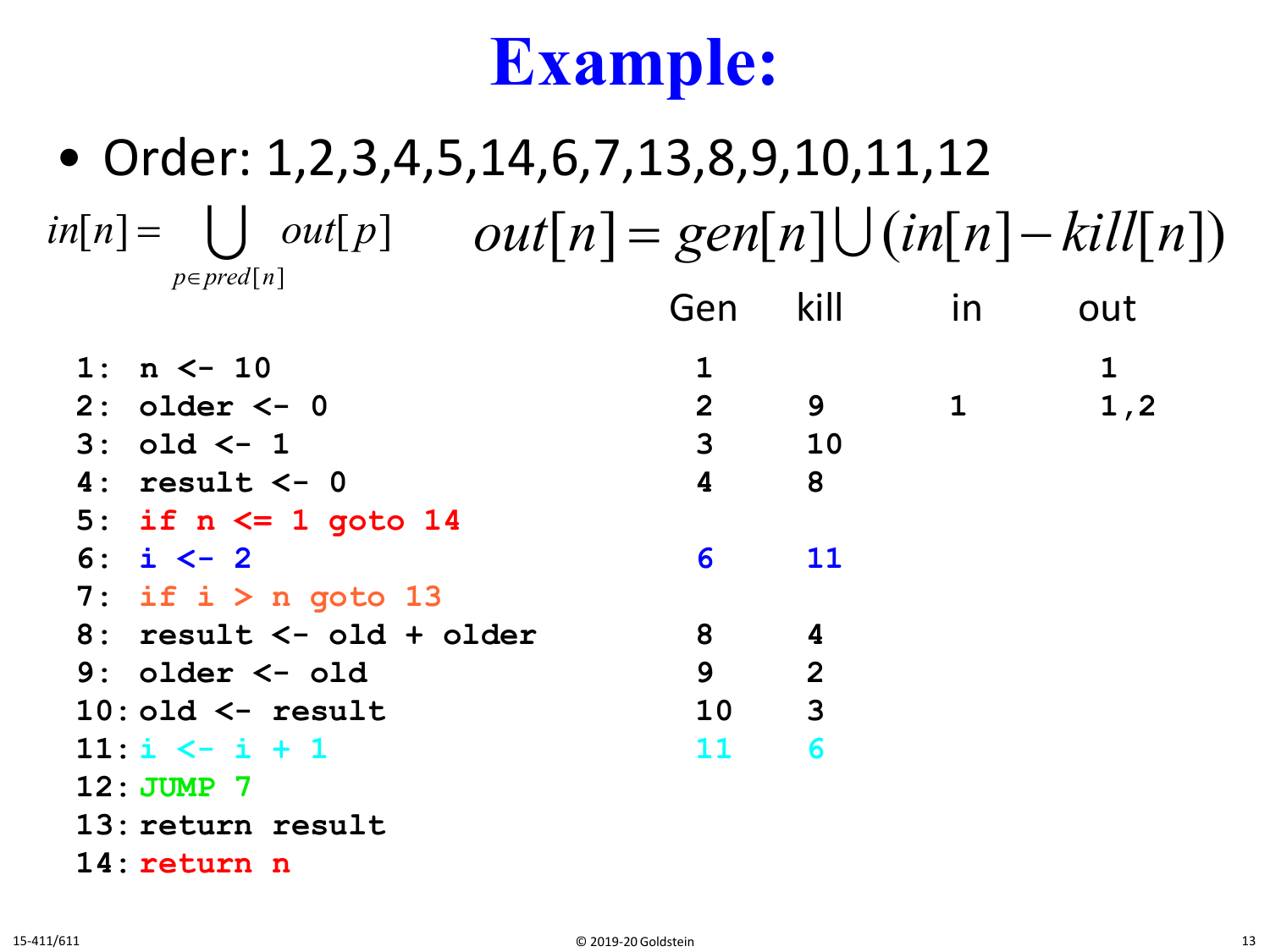# Example:

- Order: 1,2,3,4,5,14,6,7,13,8,9,10,11,12

$$in[n] = \bigcup_{p \in pred[n]} out[p] \qquad out[n] = gen[n] \bigcup (in[n] - kill[n])$$

| Code | Gen | kill | in | out |
|---|---|---|---|---|
| 1: n <- 10 | 1 | | | 1 |
| 2: older <- 0 | 2 | 9 | 1 | 1,2 |
| 3: old <- 1 | 3 | 10 | | |
| 4: result <- 0 | 4 | 8 | | |
| 5: if n <= 1 goto 14 | | | | |
| 6: i <- 2 | 6 | 11 | | |
| 7: if i > n goto 13 | | | | |
| 8: result <- old + older | 8 | 4 | | |
| 9: older <- old | 9 | 2 | | |
| 10: old <- result | 10 | 3 | | |
| 11: i <- i + 1 | 11 | 6 | | |
| 12: JUMP 7 | | | | |
| 13: return result | | | | |
| 14: return n | | | | |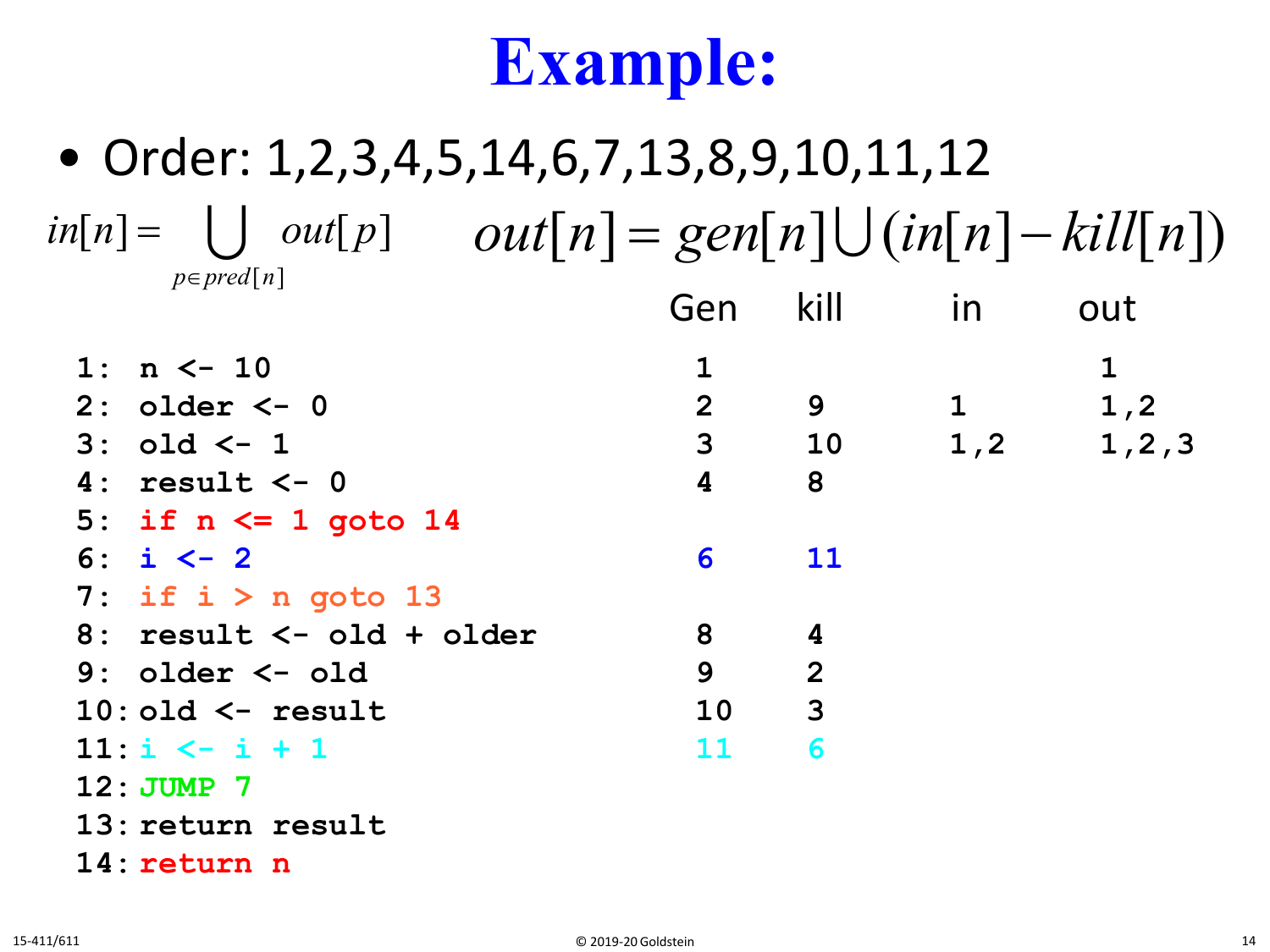# Example:

- Order: 1,2,3,4,5,14,6,7,13,8,9,10,11,12

$$in[n] = \bigcup_{p \in pred[n]} out[p] \qquad out[n] = gen[n] \cup (in[n] - kill[n])$$

| Code | Gen | kill | in | out |
|---|---|---|---|---|
| `1: n <- 10` | 1 | | | 1 |
| `2: older <- 0` | 2 | 9 | 1 | 1,2 |
| `3: old <- 1` | 3 | 10 | 1,2 | 1,2,3 |
| `4: result <- 0` | 4 | 8 | | |
| `5: if n <= 1 goto 14` | | | | |
| `6: i <- 2` | 6 | 11 | | |
| `7: if i > n goto 13` | | | | |
| `8: result <- old + older` | 8 | 4 | | |
| `9: older <- old` | 9 | 2 | | |
| `10: old <- result` | 10 | 3 | | |
| `11: i <- i + 1` | 11 | 6 | | |
| `12: JUMP 7` | | | | |
| `13: return result` | | | | |
| `14: return n` | | | | |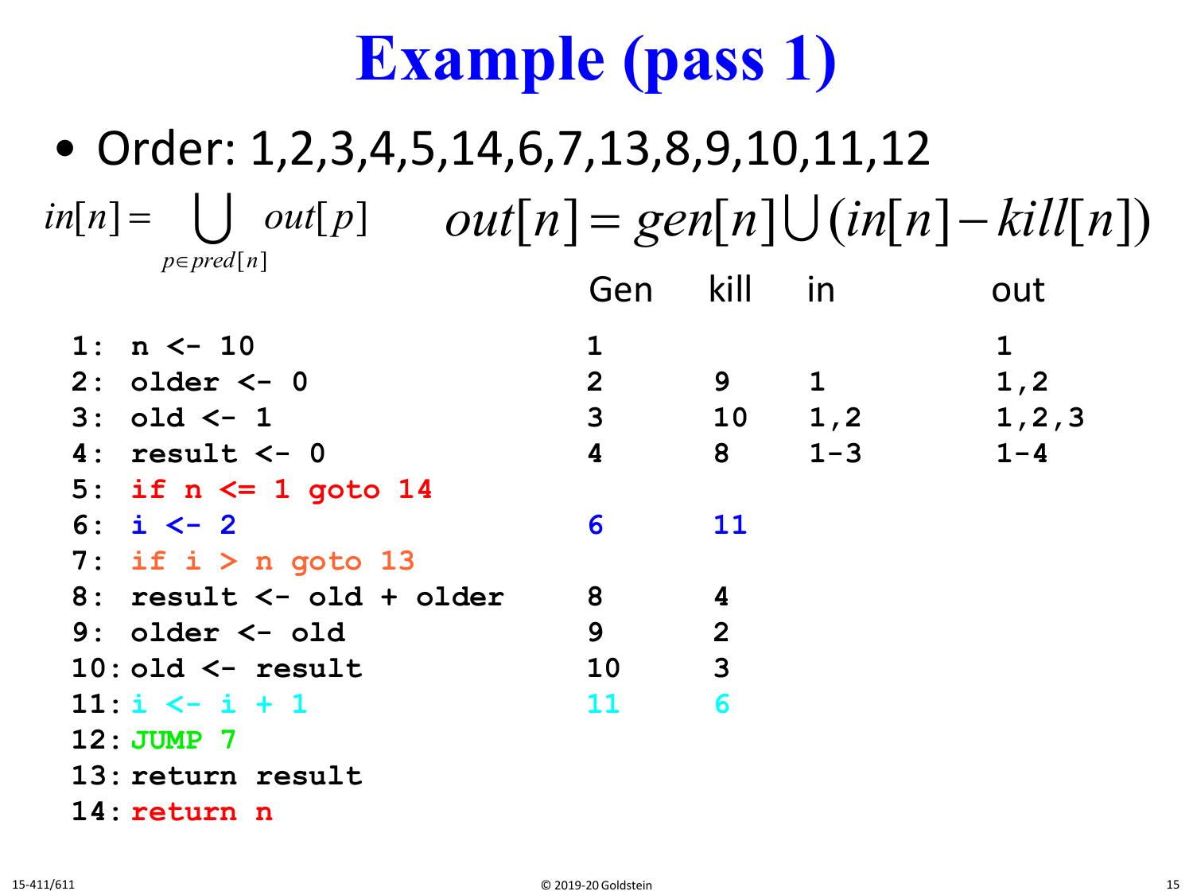# Example (pass 1)

- Order: 1,2,3,4,5,14,6,7,13,8,9,10,11,12

$$in[n] = \bigcup_{p \in pred[n]} out[p] \qquad out[n] = gen[n] \bigcup (in[n] - kill[n])$$

| | Gen | kill | in | out |
|---|---|---|---|---|
| `1: n <- 10` | 1 | | | 1 |
| `2: older <- 0` | 2 | 9 | 1 | 1,2 |
| `3: old <- 1` | 3 | 10 | 1,2 | 1,2,3 |
| `4: result <- 0` | 4 | 8 | 1-3 | 1-4 |
| `5: if n <= 1 goto 14` | | | | |
| `6: i <- 2` | 6 | 11 | | |
| `7: if i > n goto 13` | | | | |
| `8: result <- old + older` | 8 | 4 | | |
| `9: older <- old` | 9 | 2 | | |
| `10: old <- result` | 10 | 3 | | |
| `11: i <- i + 1` | 11 | 6 | | |
| `12: JUMP 7` | | | | |
| `13: return result` | | | | |
| `14: return n` | | | | |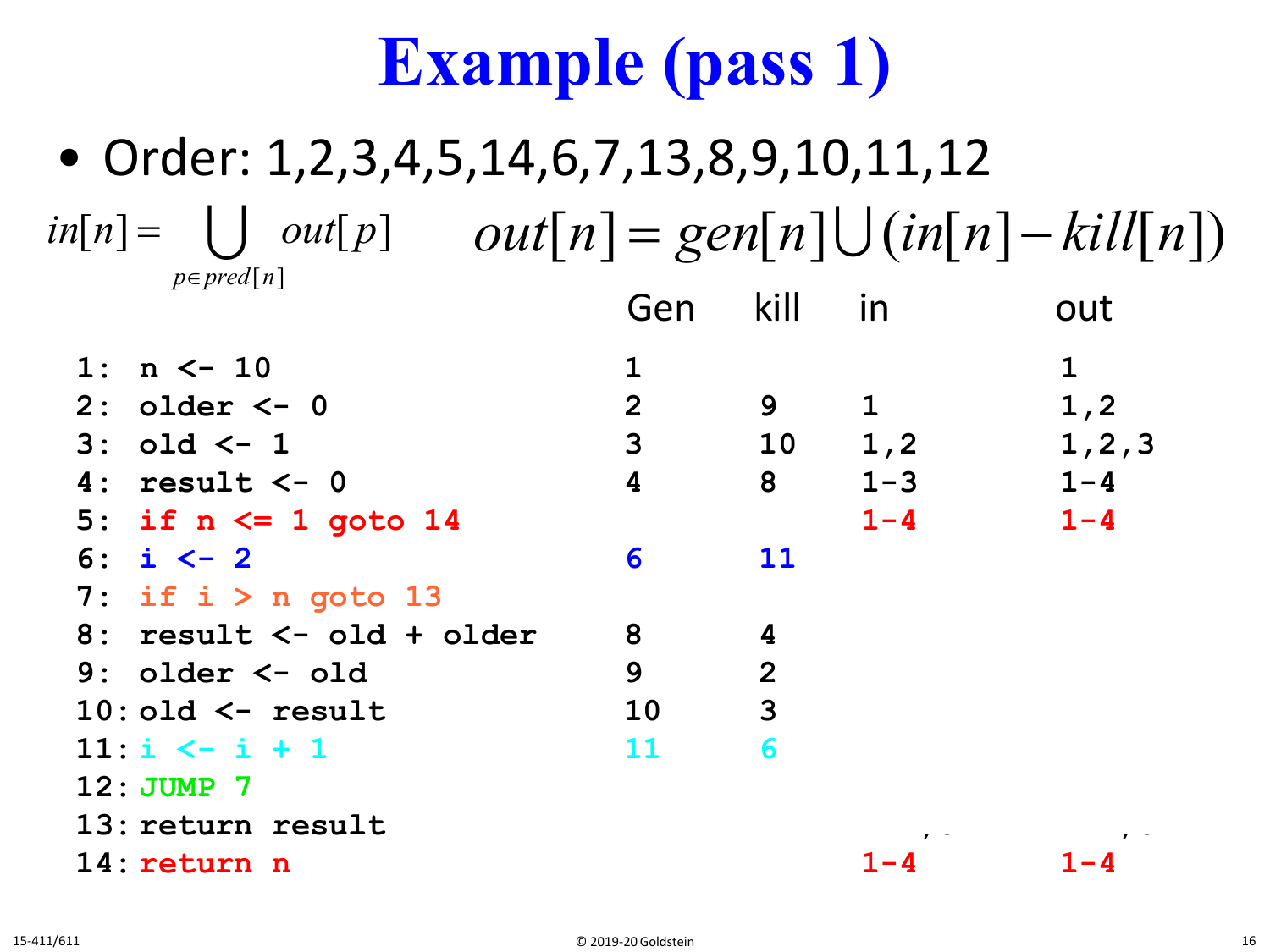# Example (pass 1)

- Order: 1,2,3,4,5,14,6,7,13,8,9,10,11,12

$$in[n] = \bigcup_{p \in pred[n]} out[p] \qquad out[n] = gen[n] \cup (in[n] - kill[n])$$

| | Gen | kill | in | out |
|---|---|---|---|---|
| `1: n <- 10` | 1 | | | 1 |
| `2: older <- 0` | 2 | 9 | 1 | 1,2 |
| `3: old <- 1` | 3 | 10 | 1,2 | 1,2,3 |
| `4: result <- 0` | 4 | 8 | 1-3 | 1-4 |
| `5: if n <= 1 goto 14` | | | 1-4 | 1-4 |
| `6: i <- 2` | 6 | 11 | | |
| `7: if i > n goto 13` | | | | |
| `8: result <- old + older` | 8 | 4 | | |
| `9: older <- old` | 9 | 2 | | |
| `10: old <- result` | 10 | 3 | | |
| `11: i <- i + 1` | 11 | 6 | | |
| `12: JUMP 7` | | | | |
| `13: return result` | | | | |
| `14: return n` | | | 1-4 | 1-4 |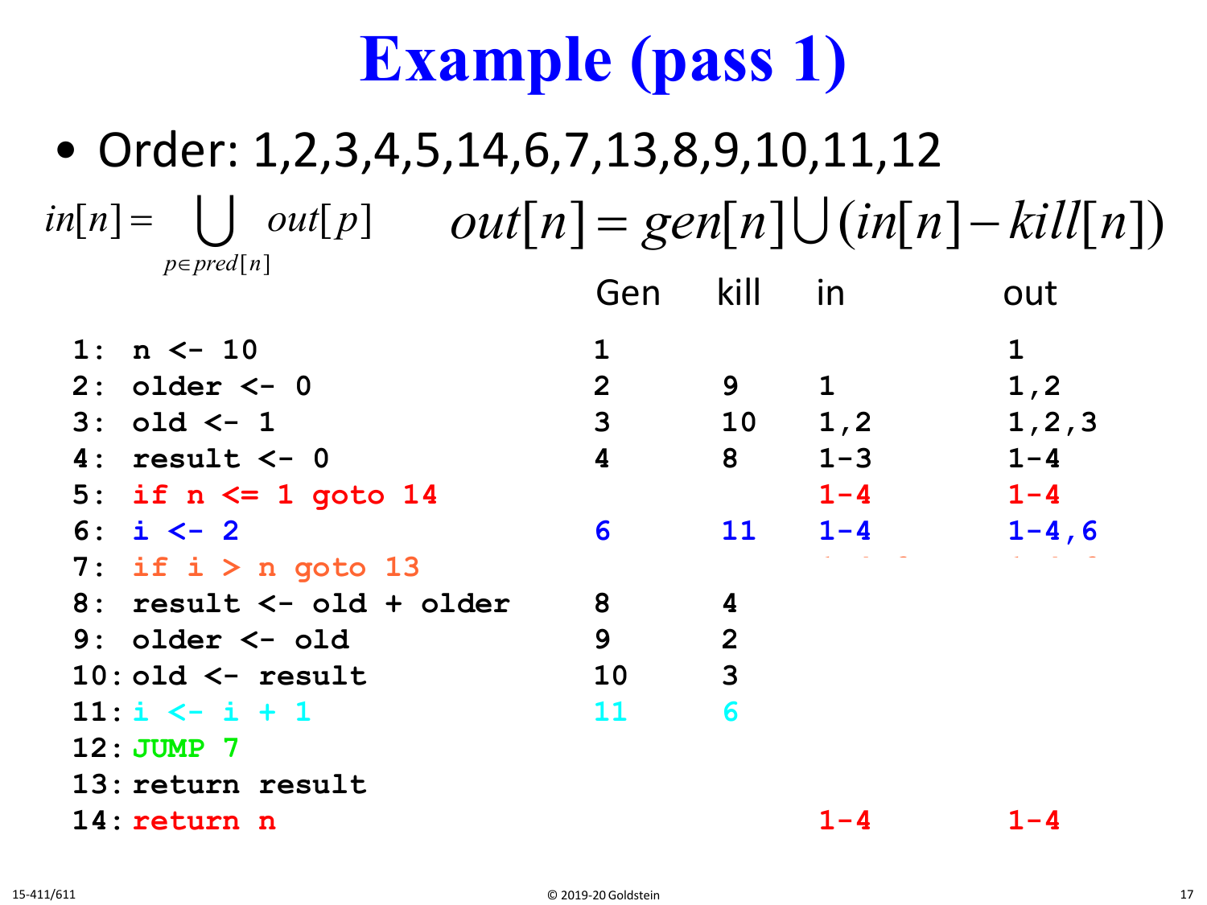# Example (pass 1)

- Order: 1,2,3,4,5,14,6,7,13,8,9,10,11,12

$$in[n] = \bigcup_{p \in pred[n]} out[p] \qquad out[n] = gen[n] \cup (in[n] - kill[n])$$

| | Gen | kill | in | out |
|---|---|---|---|---|
| `1: n <- 10` | 1 | | | 1 |
| `2: older <- 0` | 2 | 9 | 1 | 1,2 |
| `3: old <- 1` | 3 | 10 | 1,2 | 1,2,3 |
| `4: result <- 0` | 4 | 8 | 1-3 | 1-4 |
| `5: if n <= 1 goto 14` | | | 1-4 | 1-4 |
| `6: i <- 2` | 6 | 11 | 1-4 | 1-4,6 |
| `7: if i > n goto 13` | | | | |
| `8: result <- old + older` | 8 | 4 | | |
| `9: older <- old` | 9 | 2 | | |
| `10: old <- result` | 10 | 3 | | |
| `11: i <- i + 1` | 11 | 6 | | |
| `12: JUMP 7` | | | | |
| `13: return result` | | | | |
| `14: return n` | | | 1-4 | 1-4 |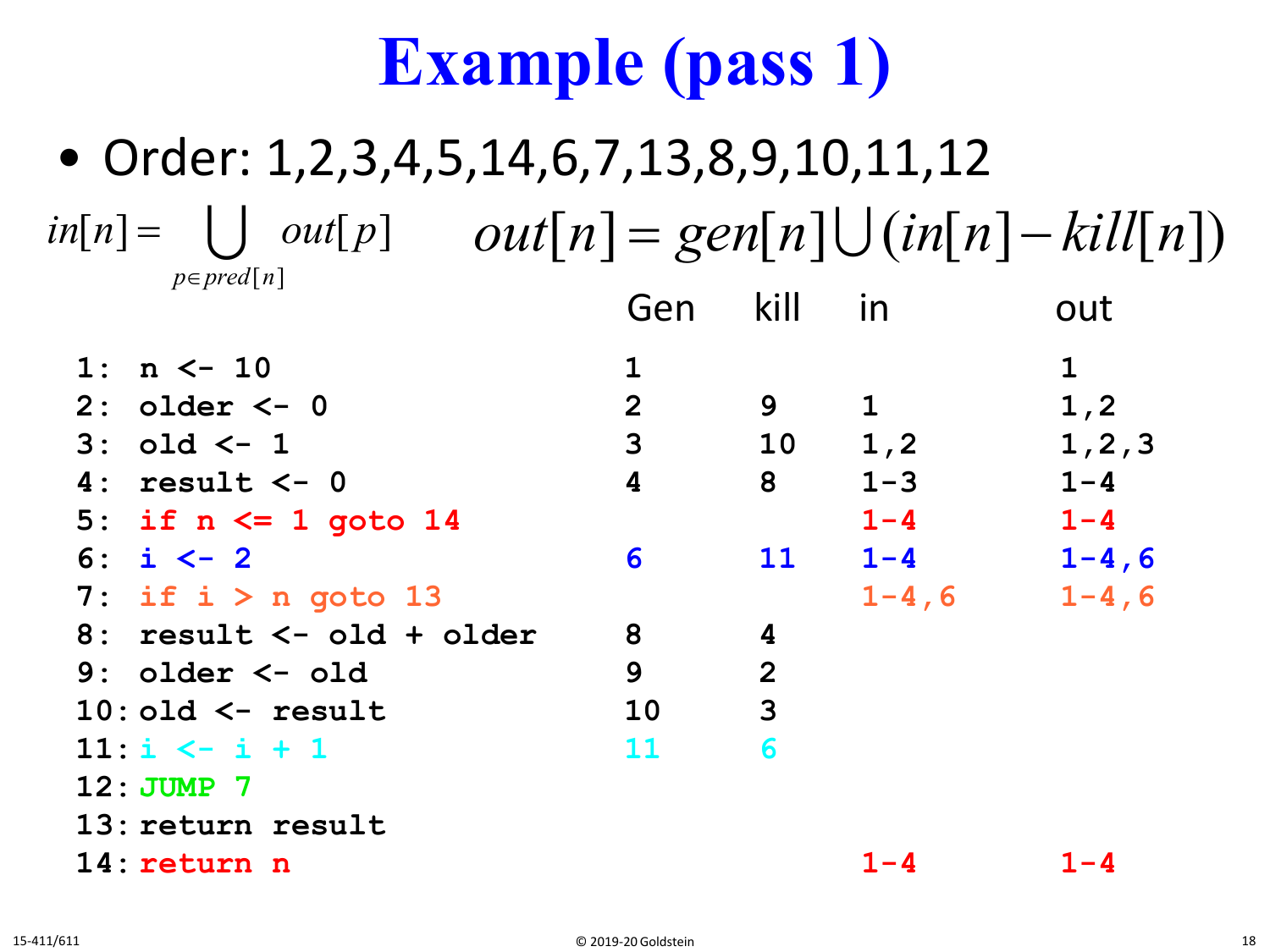# Example (pass 1)

- Order: 1,2,3,4,5,14,6,7,13,8,9,10,11,12

$$in[n] = \bigcup_{p \in pred[n]} out[p] \qquad out[n] = gen[n] \cup (in[n] - kill[n])$$

| | Gen | kill | in | out |
|---|---|---|---|---|
| `1: n <- 10` | 1 | | | 1 |
| `2: older <- 0` | 2 | 9 | 1 | 1,2 |
| `3: old <- 1` | 3 | 10 | 1,2 | 1,2,3 |
| `4: result <- 0` | 4 | 8 | 1-3 | 1-4 |
| `5: if n <= 1 goto 14` | | | 1-4 | 1-4 |
| `6: i <- 2` | 6 | 11 | 1-4 | 1-4,6 |
| `7: if i > n goto 13` | | | 1-4,6 | 1-4,6 |
| `8: result <- old + older` | 8 | 4 | | |
| `9: older <- old` | 9 | 2 | | |
| `10: old <- result` | 10 | 3 | | |
| `11: i <- i + 1` | 11 | 6 | | |
| `12: JUMP 7` | | | | |
| `13: return result` | | | | |
| `14: return n` | | | 1-4 | 1-4 |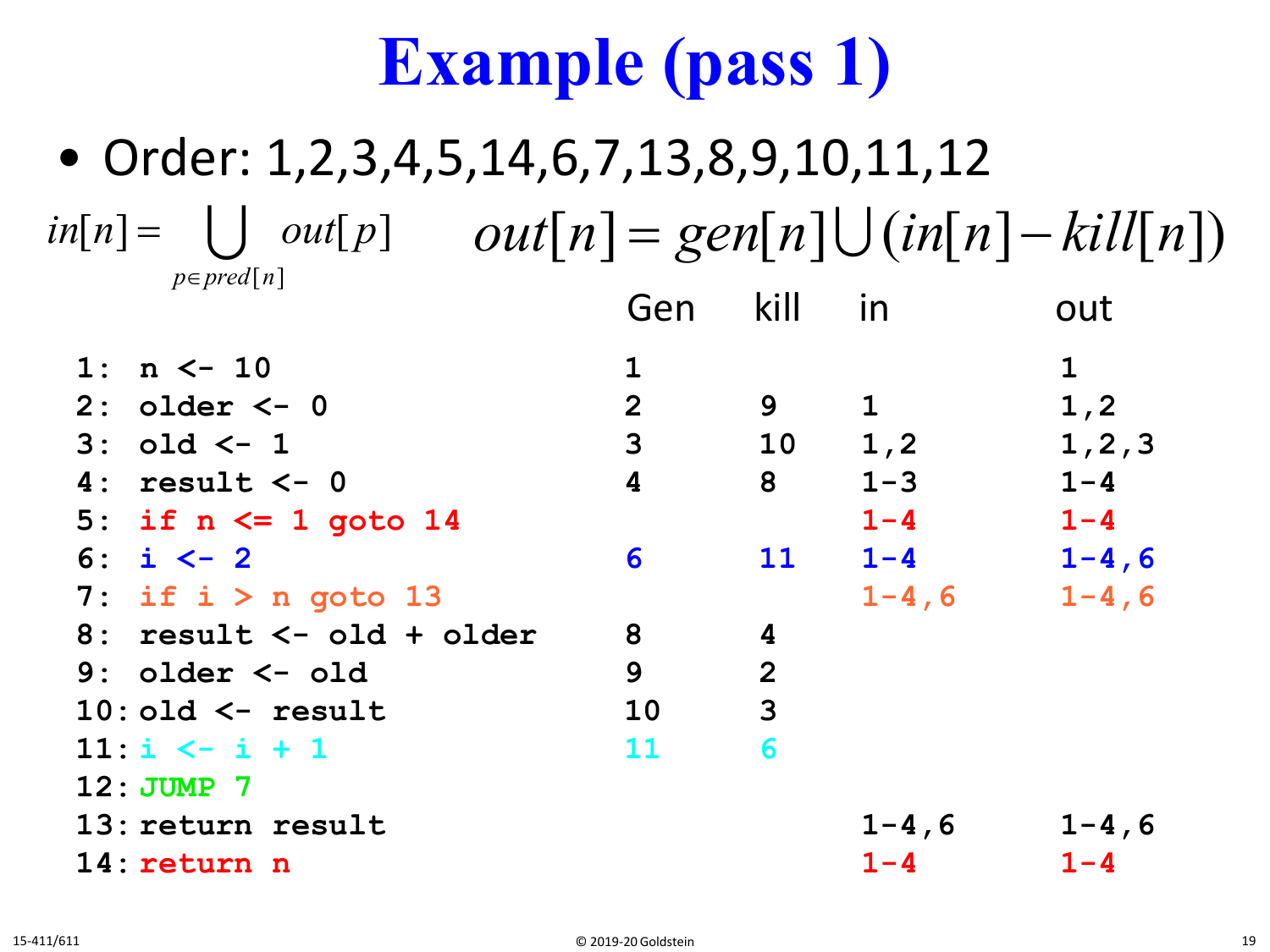# Example (pass 1)

- Order: 1,2,3,4,5,14,6,7,13,8,9,10,11,12

$$in[n] = \bigcup_{p \in pred[n]} out[p] \qquad out[n] = gen[n] \cup (in[n] - kill[n])$$

| Instruction | Gen | kill | in | out |
|---|---|---|---|---|
| `1: n <- 10` | 1 | | | 1 |
| `2: older <- 0` | 2 | 9 | 1 | 1,2 |
| `3: old <- 1` | 3 | 10 | 1,2 | 1,2,3 |
| `4: result <- 0` | 4 | 8 | 1-3 | 1-4 |
| `5: if n <= 1 goto 14` | | | 1-4 | 1-4 |
| `6: i <- 2` | 6 | 11 | 1-4 | 1-4,6 |
| `7: if i > n goto 13` | | | 1-4,6 | 1-4,6 |
| `8: result <- old + older` | 8 | 4 | | |
| `9: older <- old` | 9 | 2 | | |
| `10: old <- result` | 10 | 3 | | |
| `11: i <- i + 1` | 11 | 6 | | |
| `12: JUMP 7` | | | | |
| `13: return result` | | | 1-4,6 | 1-4,6 |
| `14: return n` | | | 1-4 | 1-4 |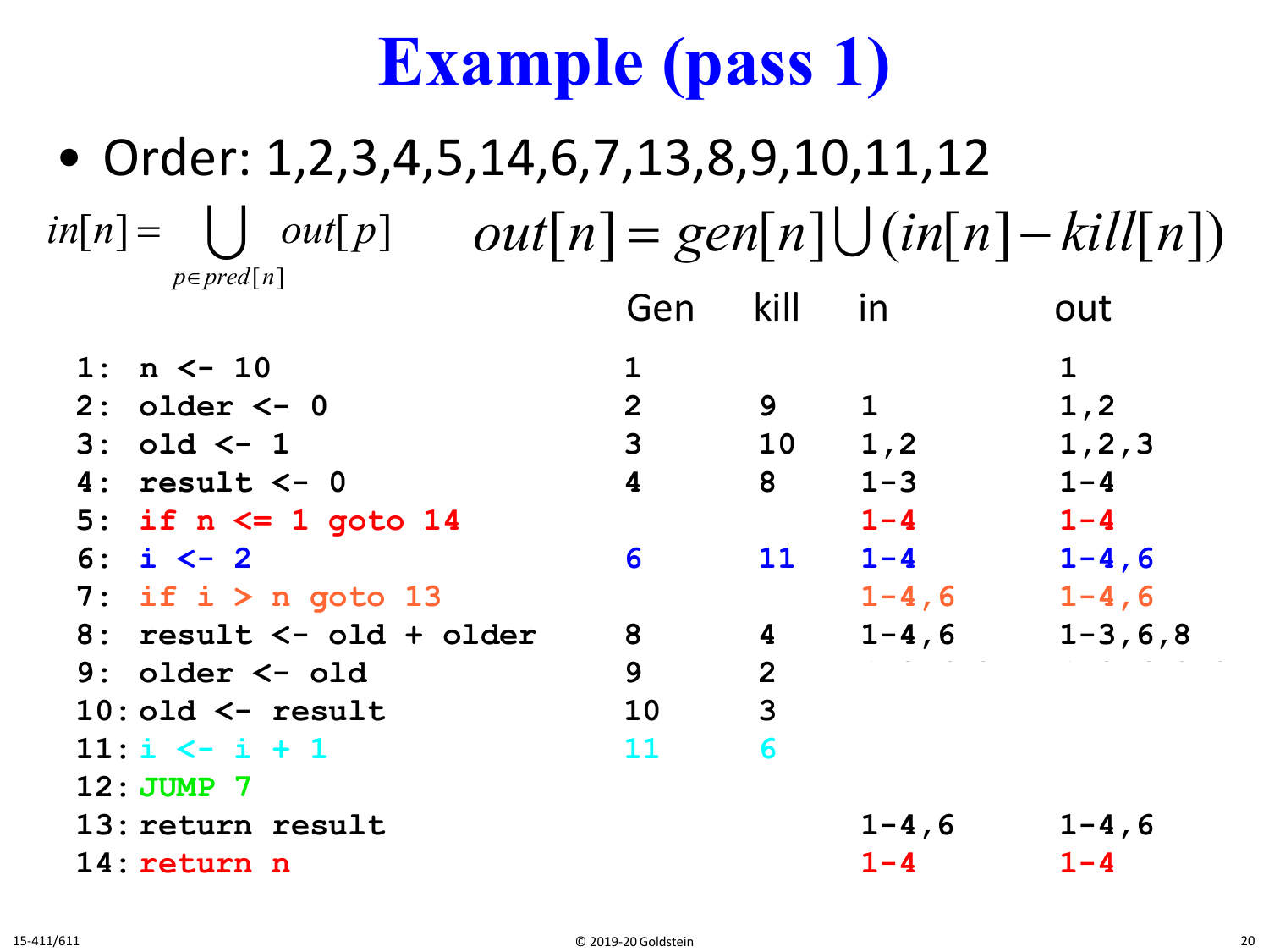# Example (pass 1)

- Order: 1,2,3,4,5,14,6,7,13,8,9,10,11,12

$$in[n] = \bigcup_{p \in pred[n]} out[p] \qquad out[n] = gen[n] \cup (in[n] - kill[n])$$

| | Gen | kill | in | out |
|---|---|---|---|---|
| `1: n <- 10` | 1 | | | 1 |
| `2: older <- 0` | 2 | 9 | 1 | 1,2 |
| `3: old <- 1` | 3 | 10 | 1,2 | 1,2,3 |
| `4: result <- 0` | 4 | 8 | 1-3 | 1-4 |
| `5: if n <= 1 goto 14` | | | 1-4 | 1-4 |
| `6: i <- 2` | 6 | 11 | 1-4 | 1-4,6 |
| `7: if i > n goto 13` | | | 1-4,6 | 1-4,6 |
| `8: result <- old + older` | 8 | 4 | 1-4,6 | 1-3,6,8 |
| `9: older <- old` | 9 | 2 | | |
| `10: old <- result` | 10 | 3 | | |
| `11: i <- i + 1` | 11 | 6 | | |
| `12: JUMP 7` | | | | |
| `13: return result` | | | 1-4,6 | 1-4,6 |
| `14: return n` | | | 1-4 | 1-4 |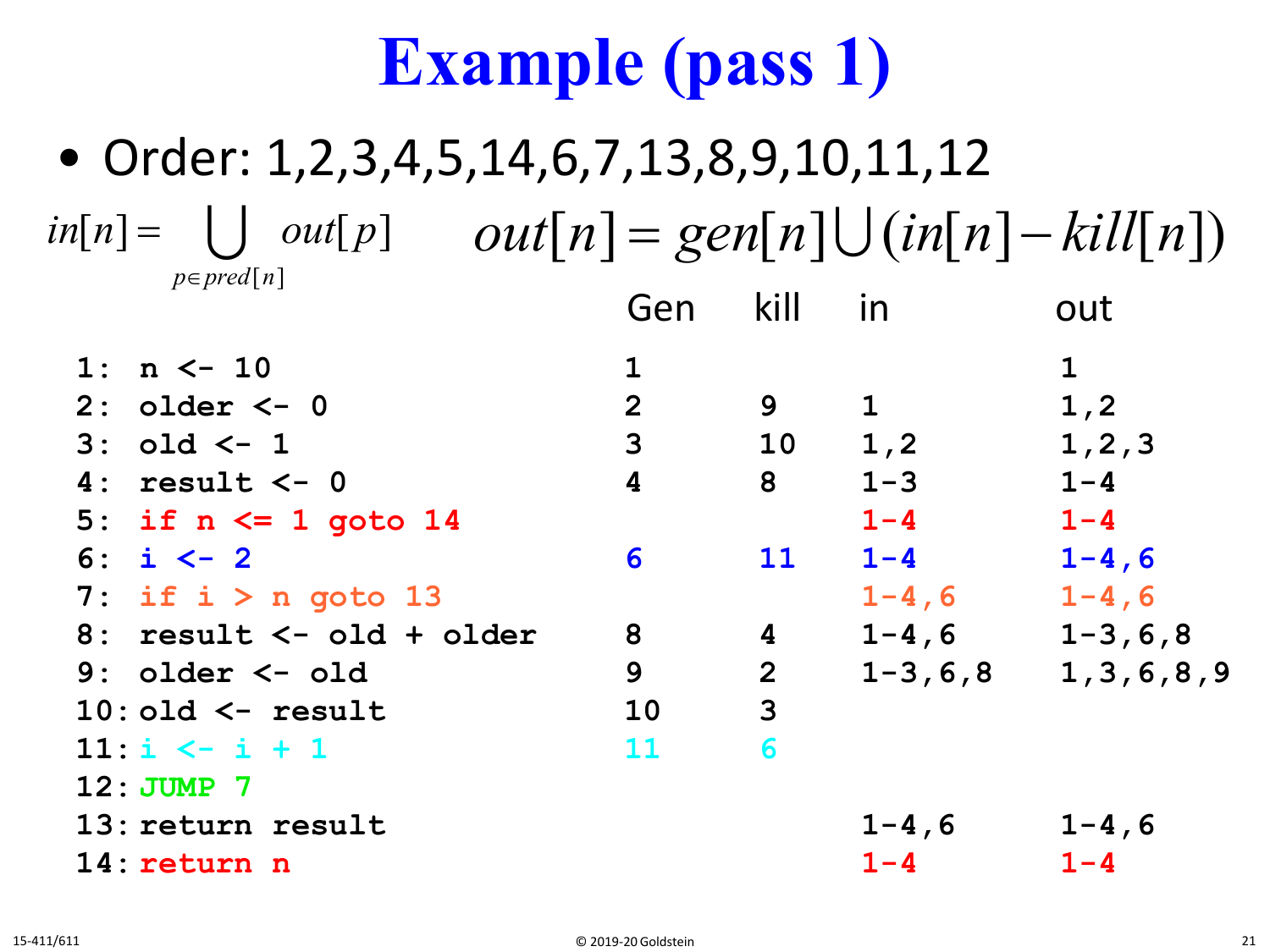# Example (pass 1)

- Order: 1,2,3,4,5,14,6,7,13,8,9,10,11,12

$$in[n] = \bigcup_{p \in pred[n]} out[p] \qquad out[n] = gen[n] \bigcup (in[n] - kill[n])$$

| | Gen | kill | in | out |
|---|---|---|---|---|
| 1: n <- 10 | 1 | | | 1 |
| 2: older <- 0 | 2 | 9 | 1 | 1,2 |
| 3: old <- 1 | 3 | 10 | 1,2 | 1,2,3 |
| 4: result <- 0 | 4 | 8 | 1-3 | 1-4 |
| 5: if n <= 1 goto 14 | | | 1-4 | 1-4 |
| 6: i <- 2 | 6 | 11 | 1-4 | 1-4,6 |
| 7: if i > n goto 13 | | | 1-4,6 | 1-4,6 |
| 8: result <- old + older | 8 | 4 | 1-4,6 | 1-3,6,8 |
| 9: older <- old | 9 | 2 | 1-3,6,8 | 1,3,6,8,9 |
| 10: old <- result | 10 | 3 | | |
| 11: i <- i + 1 | 11 | 6 | | |
| 12: JUMP 7 | | | | |
| 13: return result | | | 1-4,6 | 1-4,6 |
| 14: return n | | | 1-4 | 1-4 |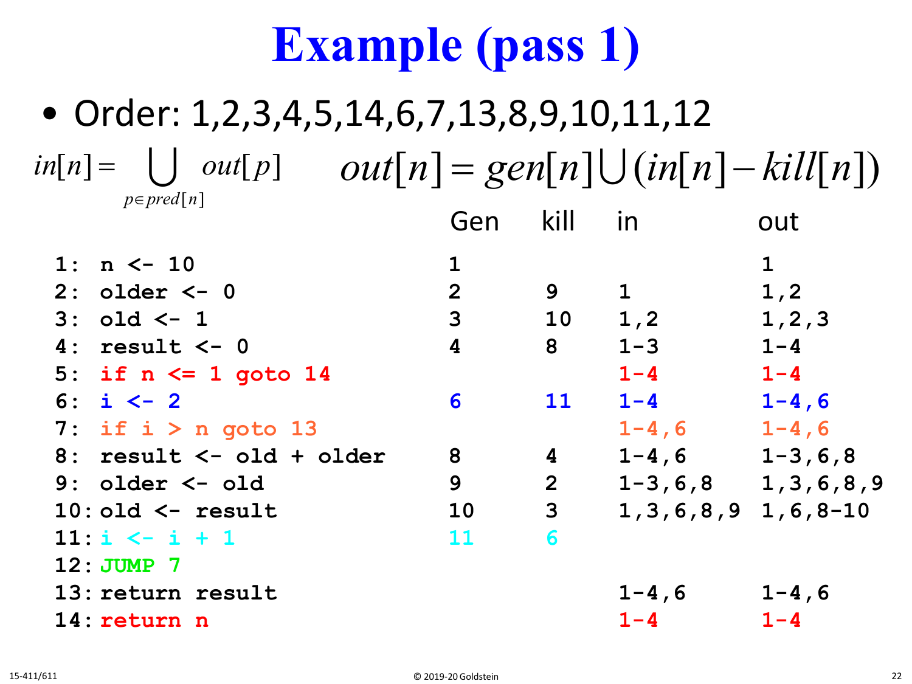# Example (pass 1)

- Order: 1,2,3,4,5,14,6,7,13,8,9,10,11,12

$$in[n] = \bigcup_{p \in pred[n]} out[p] \qquad out[n] = gen[n] \bigcup (in[n] - kill[n])$$

| | Gen | kill | in | out |
|---|---|---|---|---|
| `1: n <- 10` | 1 | | | 1 |
| `2: older <- 0` | 2 | 9 | 1 | 1,2 |
| `3: old <- 1` | 3 | 10 | 1,2 | 1,2,3 |
| `4: result <- 0` | 4 | 8 | 1-3 | 1-4 |
| `5: if n <= 1 goto 14` | | | 1-4 | 1-4 |
| `6: i <- 2` | 6 | 11 | 1-4 | 1-4,6 |
| `7: if i > n goto 13` | | | 1-4,6 | 1-4,6 |
| `8: result <- old + older` | 8 | 4 | 1-4,6 | 1-3,6,8 |
| `9: older <- old` | 9 | 2 | 1-3,6,8 | 1,3,6,8,9 |
| `10: old <- result` | 10 | 3 | 1,3,6,8,9 | 1,6,8-10 |
| `11: i <- i + 1` | 11 | 6 | | |
| `12: JUMP 7` | | | | |
| `13: return result` | | | 1-4,6 | 1-4,6 |
| `14: return n` | | | 1-4 | 1-4 |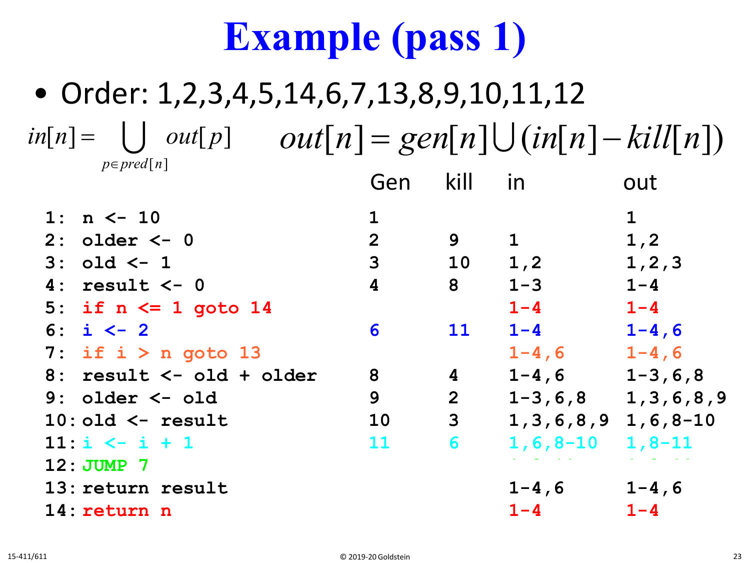# Example (pass 1)

- Order: 1,2,3,4,5,14,6,7,13,8,9,10,11,12

$$in[n] = \bigcup_{p \in pred[n]} out[p] \qquad out[n] = gen[n] \cup (in[n] - kill[n])$$

| | Gen | kill | in | out |
|---|---|---|---|---|
| `1: n <- 10` | 1 | | | 1 |
| `2: older <- 0` | 2 | 9 | 1 | 1,2 |
| `3: old <- 1` | 3 | 10 | 1,2 | 1,2,3 |
| `4: result <- 0` | 4 | 8 | 1-3 | 1-4 |
| `5: if n <= 1 goto 14` | | | 1-4 | 1-4 |
| `6: i <- 2` | 6 | 11 | 1-4 | 1-4,6 |
| `7: if i > n goto 13` | | | 1-4,6 | 1-4,6 |
| `8: result <- old + older` | 8 | 4 | 1-4,6 | 1-3,6,8 |
| `9: older <- old` | 9 | 2 | 1-3,6,8 | 1,3,6,8,9 |
| `10: old <- result` | 10 | 3 | 1,3,6,8,9 | 1,6,8-10 |
| `11: i <- i + 1` | 11 | 6 | 1,6,8-10 | 1,8-11 |
| `12: JUMP 7` | | | | |
| `13: return result` | | | 1-4,6 | 1-4,6 |
| `14: return n` | | | 1-4 | 1-4 |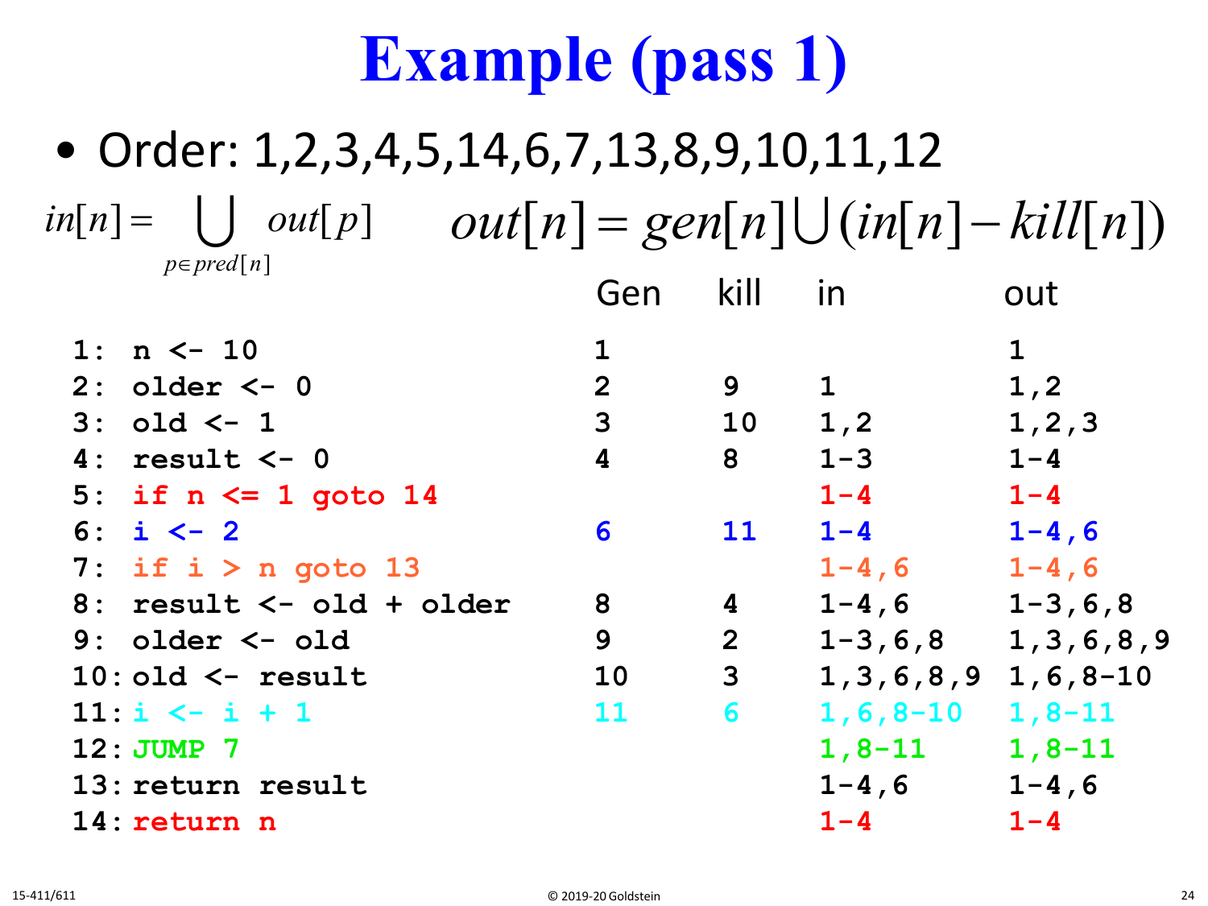# Example (pass 1)

- Order: 1,2,3,4,5,14,6,7,13,8,9,10,11,12

$$in[n] = \bigcup_{p \in pred[n]} out[p] \qquad out[n] = gen[n] \bigcup (in[n] - kill[n])$$

| | Gen | kill | in | out |
|---|---|---|---|---|
| `1: n <- 10` | 1 | | | 1 |
| `2: older <- 0` | 2 | 9 | 1 | 1,2 |
| `3: old <- 1` | 3 | 10 | 1,2 | 1,2,3 |
| `4: result <- 0` | 4 | 8 | 1-3 | 1-4 |
| `5: if n <= 1 goto 14` | | | 1-4 | 1-4 |
| `6: i <- 2` | 6 | 11 | 1-4 | 1-4,6 |
| `7: if i > n goto 13` | | | 1-4,6 | 1-4,6 |
| `8: result <- old + older` | 8 | 4 | 1-4,6 | 1-3,6,8 |
| `9: older <- old` | 9 | 2 | 1-3,6,8 | 1,3,6,8,9 |
| `10: old <- result` | 10 | 3 | 1,3,6,8,9 | 1,6,8-10 |
| `11: i <- i + 1` | 11 | 6 | 1,6,8-10 | 1,8-11 |
| `12: JUMP 7` | | | 1,8-11 | 1,8-11 |
| `13: return result` | | | 1-4,6 | 1-4,6 |
| `14: return n` | | | 1-4 | 1-4 |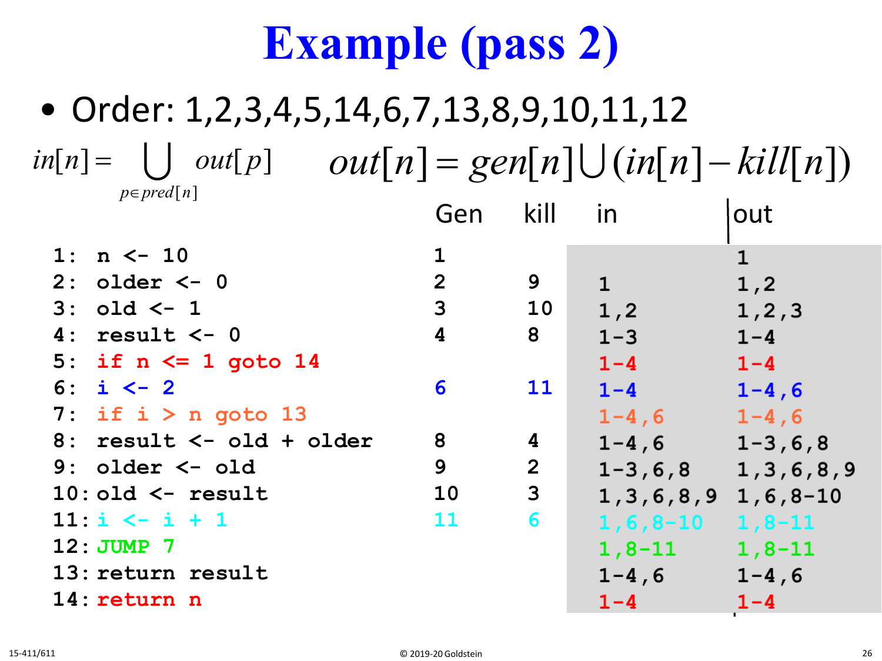# Example (pass 2)

- Order: 1,2,3,4,5,14,6,7,13,8,9,10,11,12

$$in[n] = \bigcup_{p \in pred[n]} out[p] \qquad out[n] = gen[n] \bigcup (in[n] - kill[n])$$

| Code | Gen | kill | in | out |
|---|---|---|---|---|
| `1: n <- 10` | 1 | | | 1 |
| `2: older <- 0` | 2 | 9 | 1 | 1,2 |
| `3: old <- 1` | 3 | 10 | 1,2 | 1,2,3 |
| `4: result <- 0` | 4 | 8 | 1-3 | 1-4 |
| `5: if n <= 1 goto 14` | | | 1-4 | 1-4 |
| `6: i <- 2` | 6 | 11 | 1-4 | 1-4,6 |
| `7: if i > n goto 13` | | | 1-4,6 | 1-4,6 |
| `8: result <- old + older` | 8 | 4 | 1-4,6 | 1-3,6,8 |
| `9: older <- old` | 9 | 2 | 1-3,6,8 | 1,3,6,8,9 |
| `10: old <- result` | 10 | 3 | 1,3,6,8,9 | 1,6,8-10 |
| `11: i <- i + 1` | 11 | 6 | 1,6,8-10 | 1,8-11 |
| `12: JUMP 7` | | | 1,8-11 | 1,8-11 |
| `13: return result` | | | 1-4,6 | 1-4,6 |
| `14: return n` | | | 1-4 | 1-4 |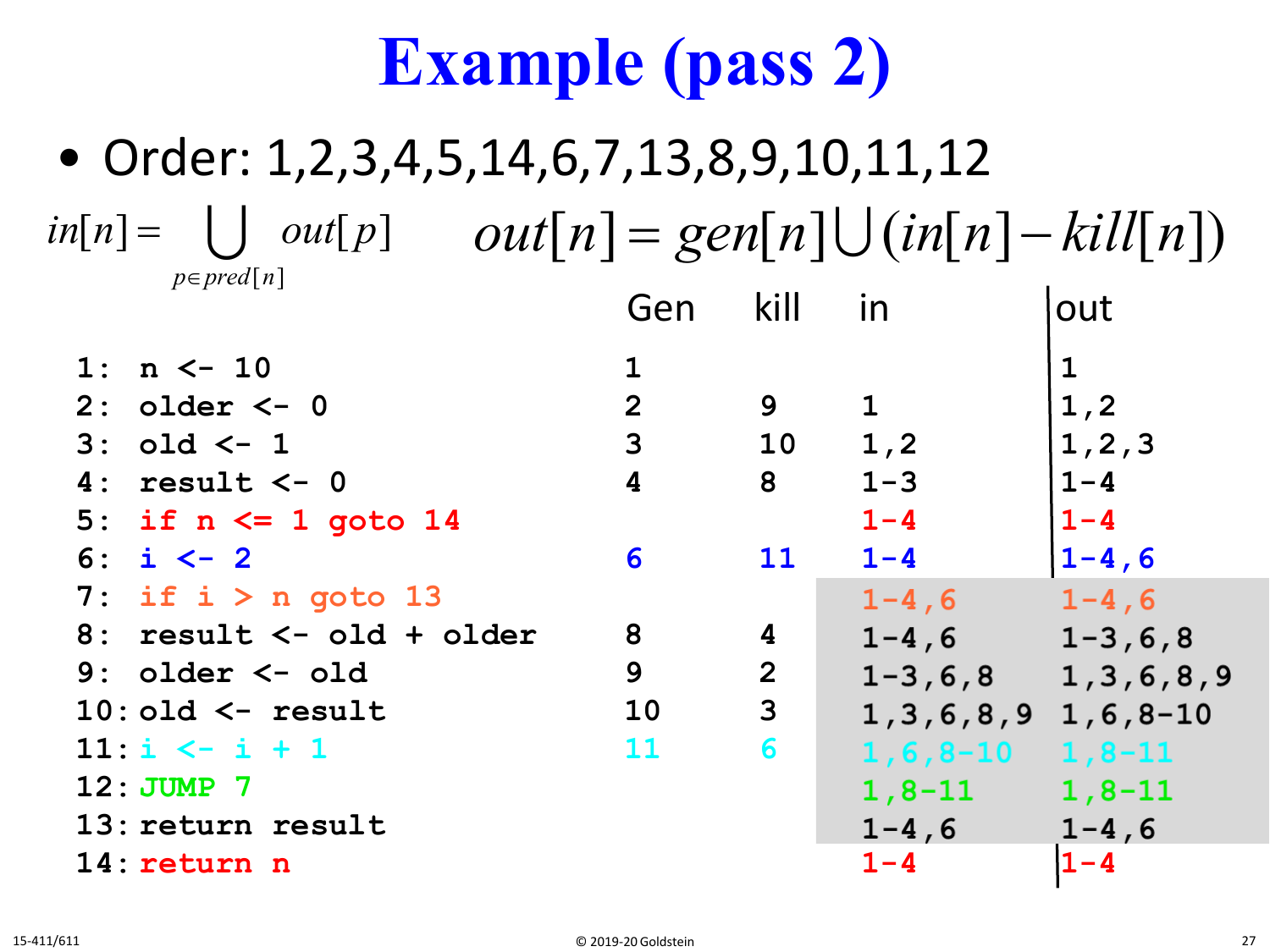# Example (pass 2)

- Order: 1,2,3,4,5,14,6,7,13,8,9,10,11,12

$$in[n] = \bigcup_{p \in pred[n]} out[p] \qquad out[n] = gen[n] \cup (in[n] - kill[n])$$

| | Gen | kill | in | out |
|---|---|---|---|---|
| `1: n <- 10` | 1 | | | 1 |
| `2: older <- 0` | 2 | 9 | 1 | 1,2 |
| `3: old <- 1` | 3 | 10 | 1,2 | 1,2,3 |
| `4: result <- 0` | 4 | 8 | 1-3 | 1-4 |
| `5: if n <= 1 goto 14` | | | 1-4 | 1-4 |
| `6: i <- 2` | 6 | 11 | 1-4 | 1-4,6 |
| `7: if i > n goto 13` | | | 1-4,6 | 1-4,6 |
| `8: result <- old + older` | 8 | 4 | 1-4,6 | 1-3,6,8 |
| `9: older <- old` | 9 | 2 | 1-3,6,8 | 1,3,6,8,9 |
| `10: old <- result` | 10 | 3 | 1,3,6,8,9 | 1,6,8-10 |
| `11: i <- i + 1` | 11 | 6 | 1,6,8-10 | 1,8-11 |
| `12: JUMP 7` | | | 1,8-11 | 1,8-11 |
| `13: return result` | | | 1-4,6 | 1-4,6 |
| `14: return n` | | | 1-4 | 1-4 |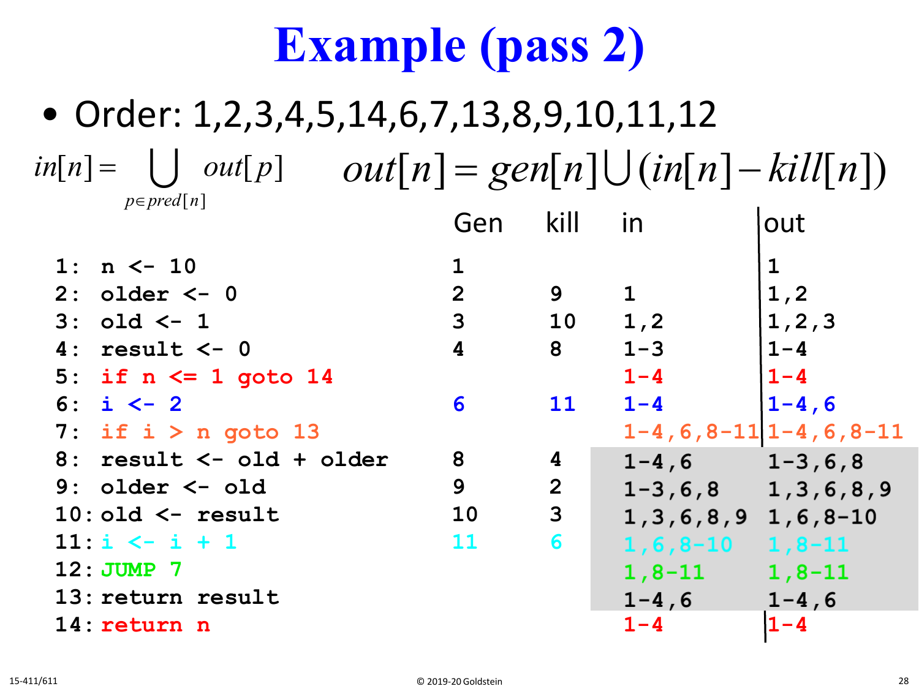# Example (pass 2)

- Order: 1,2,3,4,5,14,6,7,13,8,9,10,11,12

$$in[n] = \bigcup_{p \in pred[n]} out[p] \qquad out[n] = gen[n] \bigcup (in[n] - kill[n])$$

| | Gen | kill | in | out |
|---|---|---|---|---|
| `1: n <- 10` | 1 | | | 1 |
| `2: older <- 0` | 2 | 9 | 1 | 1,2 |
| `3: old <- 1` | 3 | 10 | 1,2 | 1,2,3 |
| `4: result <- 0` | 4 | 8 | 1-3 | 1-4 |
| `5: if n <= 1 goto 14` | | | 1-4 | 1-4 |
| `6: i <- 2` | 6 | 11 | 1-4 | 1-4,6 |
| `7: if i > n goto 13` | | | 1-4,6,8-11 | 1-4,6,8-11 |
| `8: result <- old + older` | 8 | 4 | 1-4,6 | 1-3,6,8 |
| `9: older <- old` | 9 | 2 | 1-3,6,8 | 1,3,6,8,9 |
| `10: old <- result` | 10 | 3 | 1,3,6,8,9 | 1,6,8-10 |
| `11: i <- i + 1` | 11 | 6 | 1,6,8-10 | 1,8-11 |
| `12: JUMP 7` | | | 1,8-11 | 1,8-11 |
| `13: return result` | | | 1-4,6 | 1-4,6 |
| `14: return n` | | | 1-4 | 1-4 |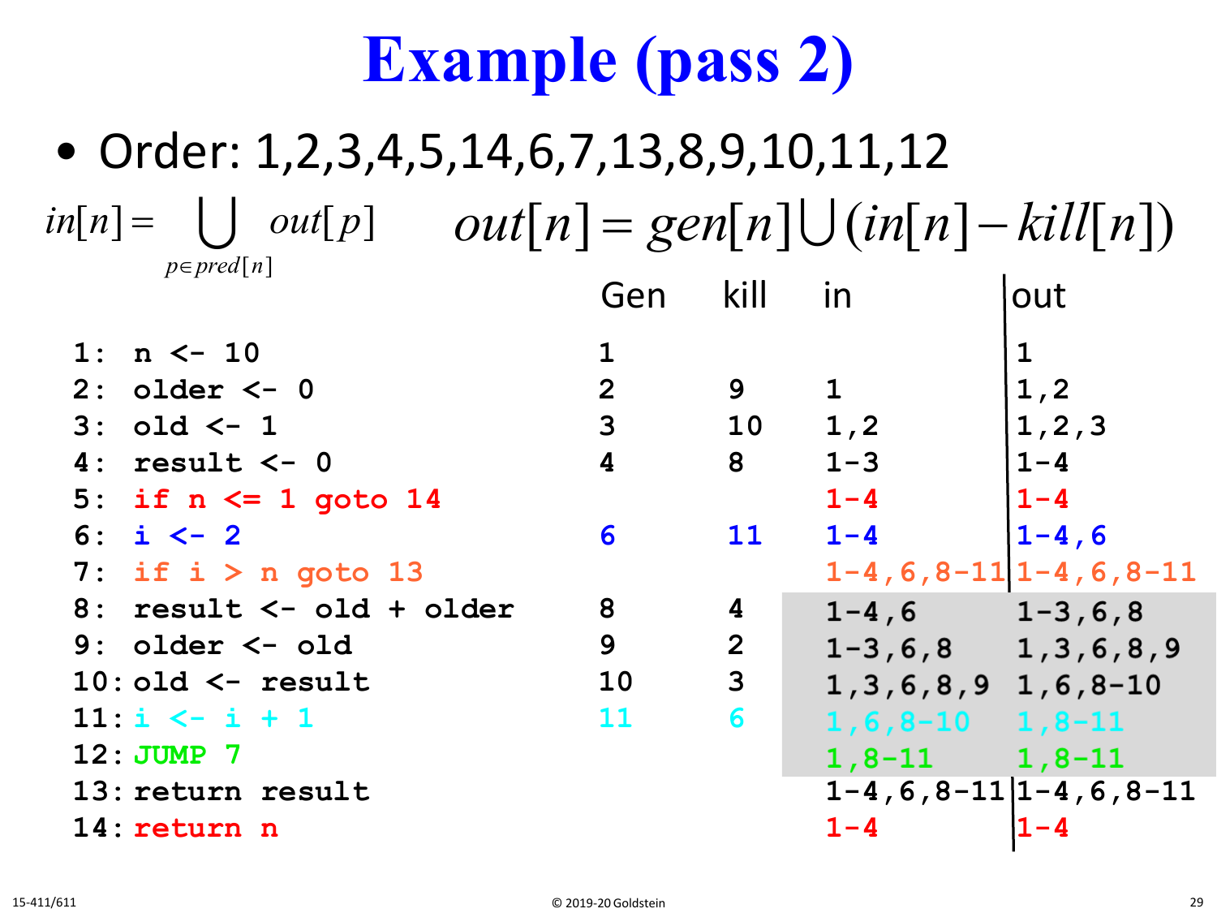# Example (pass 2)

- Order: 1,2,3,4,5,14,6,7,13,8,9,10,11,12

$$in[n] = \bigcup_{p \in pred[n]} out[p] \qquad out[n] = gen[n] \bigcup (in[n] - kill[n])$$

| | Gen | kill | in | out |
|---|---|---|---|---|
| `1: n <- 10` | 1 | | | 1 |
| `2: older <- 0` | 2 | 9 | 1 | 1,2 |
| `3: old <- 1` | 3 | 10 | 1,2 | 1,2,3 |
| `4: result <- 0` | 4 | 8 | 1-3 | 1-4 |
| `5: if n <= 1 goto 14` | | | 1-4 | 1-4 |
| `6: i <- 2` | 6 | 11 | 1-4 | 1-4,6 |
| `7: if i > n goto 13` | | | 1-4,6,8-11 | 1-4,6,8-11 |
| `8: result <- old + older` | 8 | 4 | 1-4,6 | 1-3,6,8 |
| `9: older <- old` | 9 | 2 | 1-3,6,8 | 1,3,6,8,9 |
| `10: old <- result` | 10 | 3 | 1,3,6,8,9 | 1,6,8-10 |
| `11: i <- i + 1` | 11 | 6 | 1,6,8-10 | 1,8-11 |
| `12: JUMP 7` | | | 1,8-11 | 1,8-11 |
| `13: return result` | | | 1-4,6,8-11 | 1-4,6,8-11 |
| `14: return n` | | | 1-4 | 1-4 |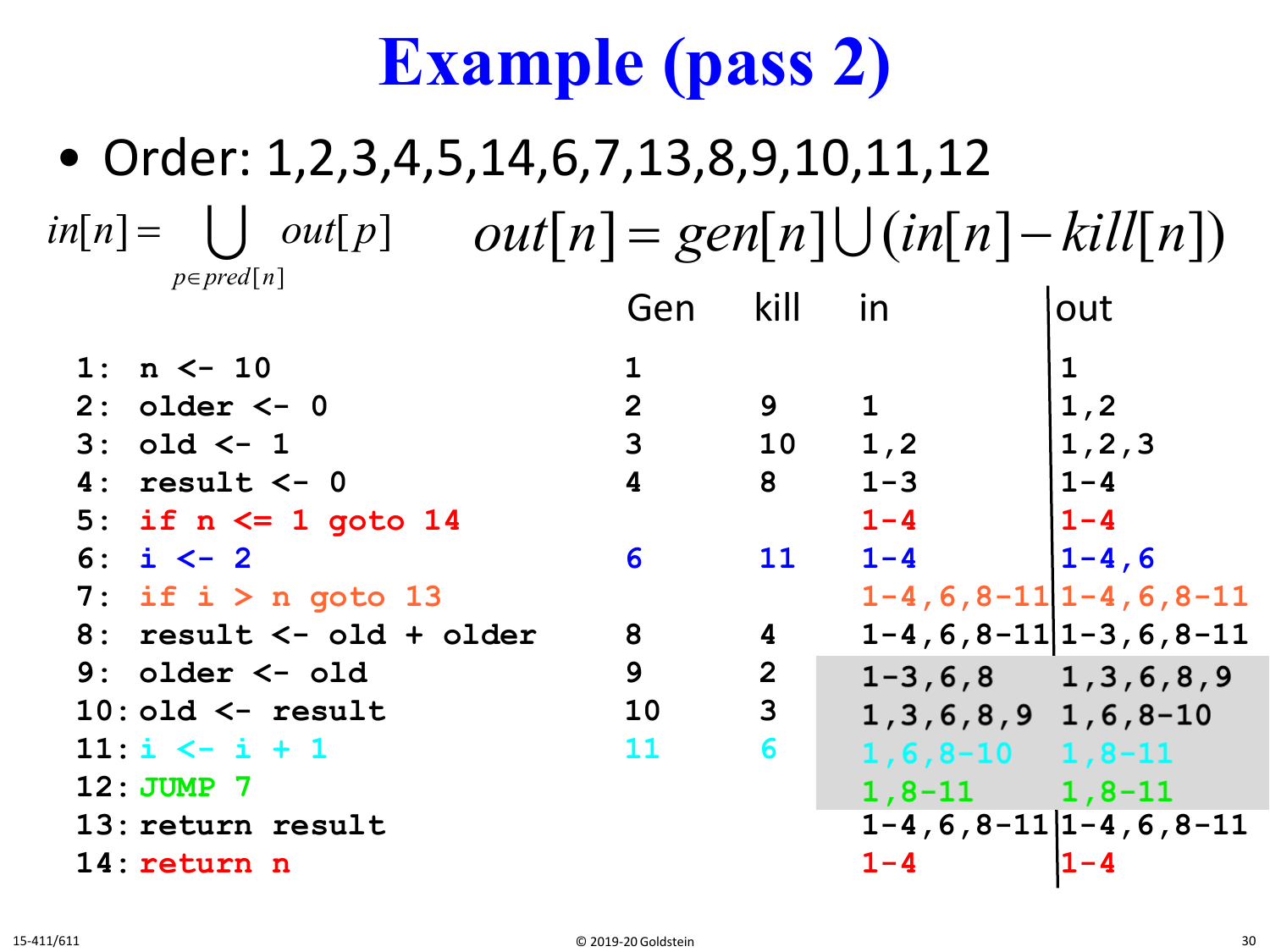# Example (pass 2)

- Order: 1,2,3,4,5,14,6,7,13,8,9,10,11,12

$$in[n] = \bigcup_{p \in pred[n]} out[p] \qquad out[n] = gen[n] \bigcup (in[n] - kill[n])$$

| Code | Gen | kill | in | out |
|---|---|---|---|---|
| `1: n <- 10` | 1 | | | 1 |
| `2: older <- 0` | 2 | 9 | 1 | 1,2 |
| `3: old <- 1` | 3 | 10 | 1,2 | 1,2,3 |
| `4: result <- 0` | 4 | 8 | 1-3 | 1-4 |
| `5: if n <= 1 goto 14` | | | 1-4 | 1-4 |
| `6: i <- 2` | 6 | 11 | 1-4 | 1-4,6 |
| `7: if i > n goto 13` | | | 1-4,6,8-11 | 1-4,6,8-11 |
| `8: result <- old + older` | 8 | 4 | 1-4,6,8-11 | 1-3,6,8-11 |
| `9: older <- old` | 9 | 2 | 1-3,6,8 | 1,3,6,8,9 |
| `10: old <- result` | 10 | 3 | 1,3,6,8,9 | 1,6,8-10 |
| `11: i <- i + 1` | 11 | 6 | 1,6,8-10 | 1,8-11 |
| `12: JUMP 7` | | | 1,8-11 | 1,8-11 |
| `13: return result` | | | 1-4,6,8-11 | 1-4,6,8-11 |
| `14: return n` | | | 1-4 | 1-4 |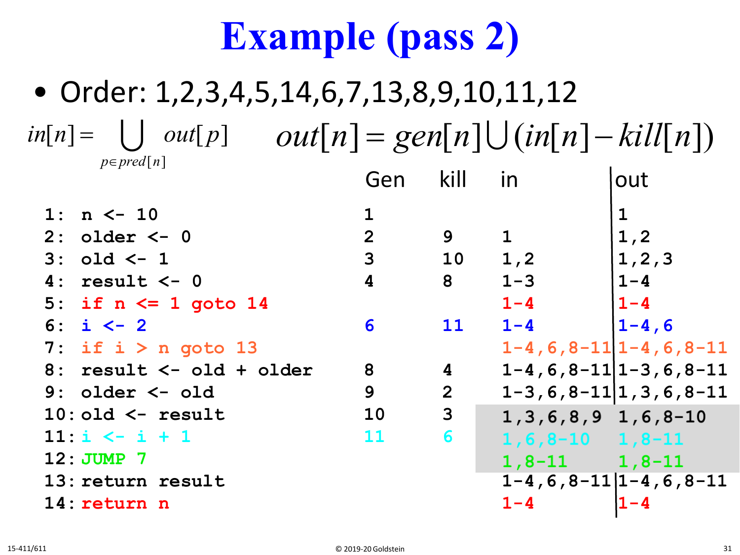# Example (pass 2)

- Order: 1,2,3,4,5,14,6,7,13,8,9,10,11,12

$$in[n] = \bigcup_{p \in pred[n]} out[p] \qquad out[n] = gen[n] \bigcup (in[n] - kill[n])$$

| Code | Gen | kill | in | out |
|---|---|---|---|---|
| `1: n <- 10` | 1 | | | 1 |
| `2: older <- 0` | 2 | 9 | 1 | 1,2 |
| `3: old <- 1` | 3 | 10 | 1,2 | 1,2,3 |
| `4: result <- 0` | 4 | 8 | 1-3 | 1-4 |
| `5: if n <= 1 goto 14` | | | 1-4 | 1-4 |
| `6: i <- 2` | 6 | 11 | 1-4 | 1-4,6 |
| `7: if i > n goto 13` | | | 1-4,6,8-11 | 1-4,6,8-11 |
| `8: result <- old + older` | 8 | 4 | 1-4,6,8-11 | 1-3,6,8-11 |
| `9: older <- old` | 9 | 2 | 1-3,6,8-11 | 1,3,6,8-11 |
| `10: old <- result` | 10 | 3 | 1,3,6,8,9 | 1,6,8-10 |
| `11: i <- i + 1` | 11 | 6 | 1,6,8-10 | 1,8-11 |
| `12: JUMP 7` | | | 1,8-11 | 1,8-11 |
| `13: return result` | | | 1-4,6,8-11 | 1-4,6,8-11 |
| `14: return n` | | | 1-4 | 1-4 |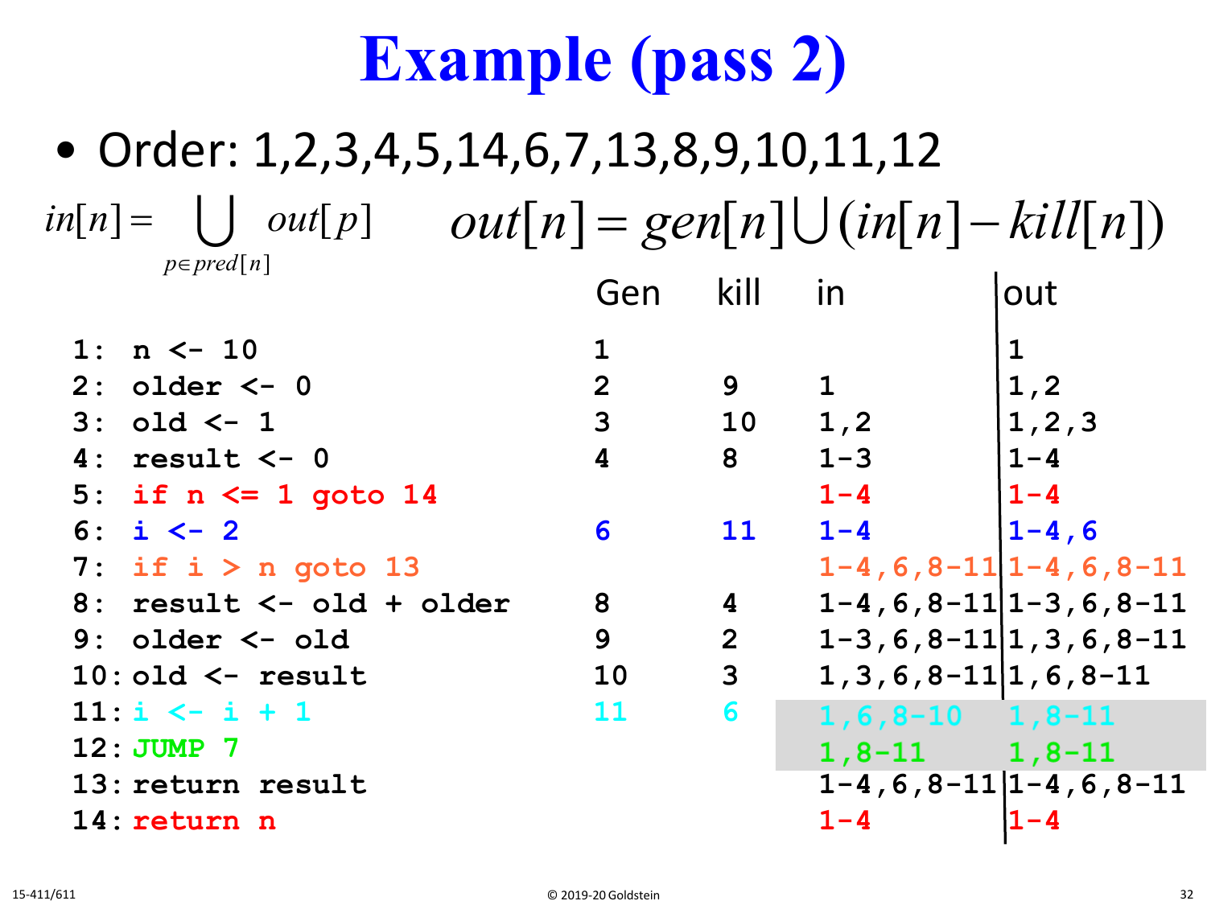# Example (pass 2)

- Order: 1,2,3,4,5,14,6,7,13,8,9,10,11,12

$$in[n] = \bigcup_{p \in pred[n]} out[p] \qquad out[n] = gen[n] \cup (in[n] - kill[n])$$

| Instruction | Gen | kill | in | out |
|---|---|---|---|---|
| `1: n <- 10` | 1 | | | 1 |
| `2: older <- 0` | 2 | 9 | 1 | 1,2 |
| `3: old <- 1` | 3 | 10 | 1,2 | 1,2,3 |
| `4: result <- 0` | 4 | 8 | 1-3 | 1-4 |
| `5: if n <= 1 goto 14` | | | 1-4 | 1-4 |
| `6: i <- 2` | 6 | 11 | 1-4 | 1-4,6 |
| `7: if i > n goto 13` | | | 1-4,6,8-11 | 1-4,6,8-11 |
| `8: result <- old + older` | 8 | 4 | 1-4,6,8-11 | 1-3,6,8-11 |
| `9: older <- old` | 9 | 2 | 1-3,6,8-11 | 1,3,6,8-11 |
| `10: old <- result` | 10 | 3 | 1,3,6,8-11 | 1,6,8-11 |
| `11: i <- i + 1` | 11 | 6 | 1,6,8-10 | 1,8-11 |
| `12: JUMP 7` | | | 1,8-11 | 1,8-11 |
| `13: return result` | | | 1-4,6,8-11 | 1-4,6,8-11 |
| `14: return n` | | | 1-4 | 1-4 |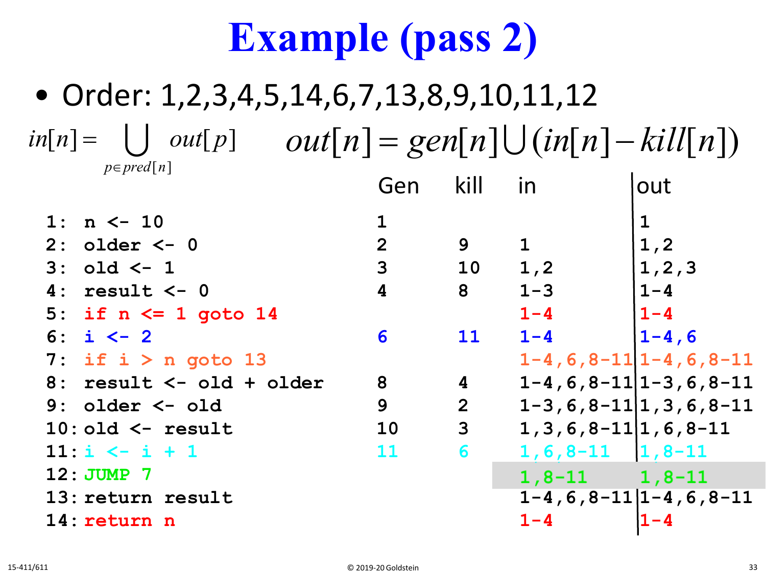# Example (pass 2)

- Order: 1,2,3,4,5,14,6,7,13,8,9,10,11,12

$$in[n] = \bigcup_{p \in pred[n]} out[p] \qquad out[n] = gen[n] \cup (in[n] - kill[n])$$

| | Gen | kill | in | out |
|---|---|---|---|---|
| `1: n <- 10` | 1 | | | 1 |
| `2: older <- 0` | 2 | 9 | 1 | 1,2 |
| `3: old <- 1` | 3 | 10 | 1,2 | 1,2,3 |
| `4: result <- 0` | 4 | 8 | 1-3 | 1-4 |
| `5: if n <= 1 goto 14` | | | 1-4 | 1-4 |
| `6: i <- 2` | 6 | 11 | 1-4 | 1-4,6 |
| `7: if i > n goto 13` | | | 1-4,6,8-11 | 1-4,6,8-11 |
| `8: result <- old + older` | 8 | 4 | 1-4,6,8-11 | 1-3,6,8-11 |
| `9: older <- old` | 9 | 2 | 1-3,6,8-11 | 1,3,6,8-11 |
| `10: old <- result` | 10 | 3 | 1,3,6,8-11 | 1,6,8-11 |
| `11: i <- i + 1` | 11 | 6 | 1,6,8-11 | 1,8-11 |
| `12: JUMP 7` | | | 1,8-11 | 1,8-11 |
| `13: return result` | | | 1-4,6,8-11 | 1-4,6,8-11 |
| `14: return n` | | | 1-4 | 1-4 |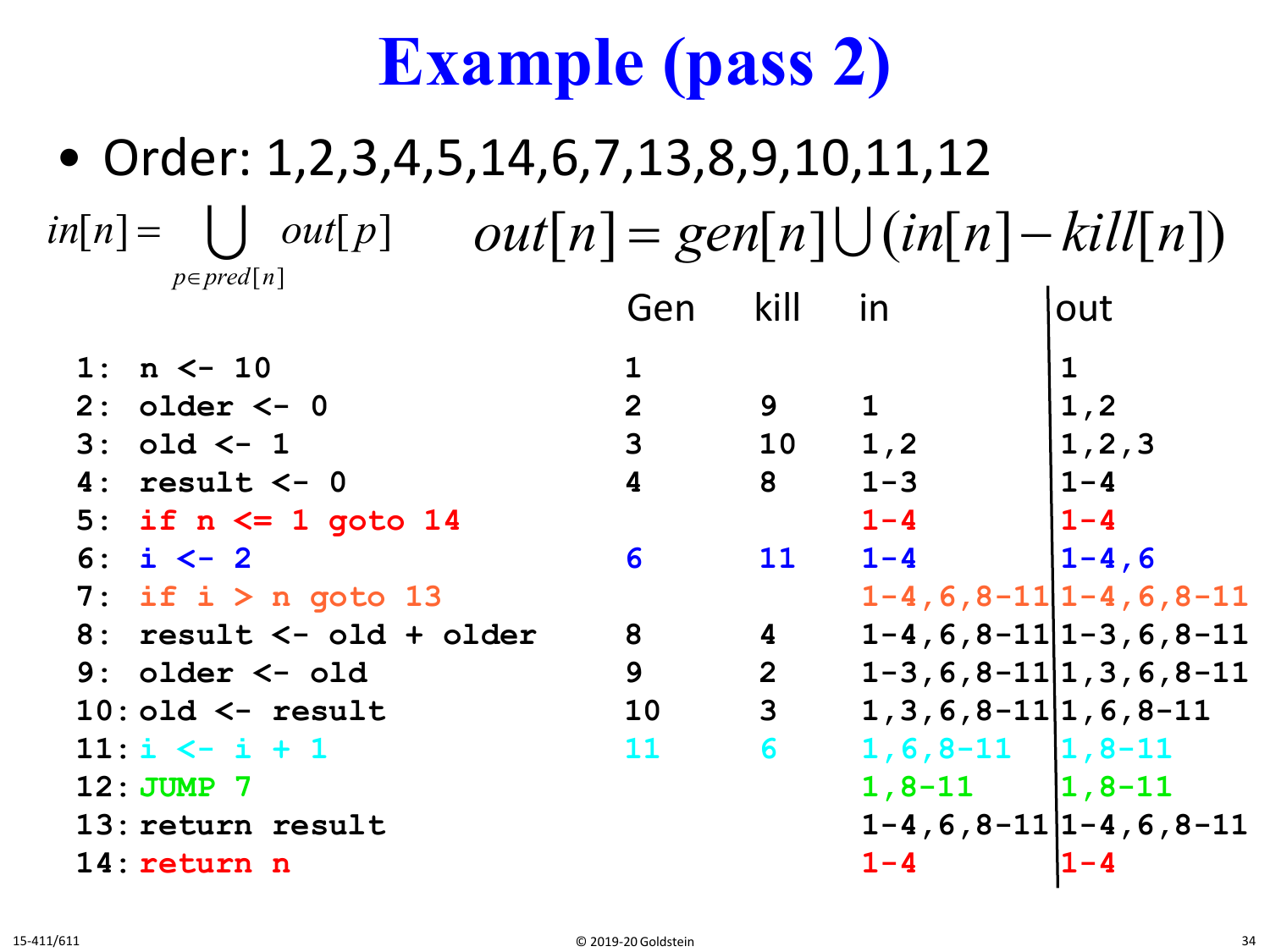# Example (pass 2)

- Order: 1,2,3,4,5,14,6,7,13,8,9,10,11,12

$$in[n] = \bigcup_{p \in pred[n]} out[p] \qquad out[n] = gen[n] \bigcup (in[n] - kill[n])$$

| Code | Gen | kill | in | out |
|---|---|---|---|---|
| `1: n <- 10` | 1 | | | 1 |
| `2: older <- 0` | 2 | 9 | 1 | 1,2 |
| `3: old <- 1` | 3 | 10 | 1,2 | 1,2,3 |
| `4: result <- 0` | 4 | 8 | 1-3 | 1-4 |
| `5: if n <= 1 goto 14` | | | 1-4 | 1-4 |
| `6: i <- 2` | 6 | 11 | 1-4 | 1-4,6 |
| `7: if i > n goto 13` | | | 1-4,6,8-11 | 1-4,6,8-11 |
| `8: result <- old + older` | 8 | 4 | 1-4,6,8-11 | 1-3,6,8-11 |
| `9: older <- old` | 9 | 2 | 1-3,6,8-11 | 1,3,6,8-11 |
| `10: old <- result` | 10 | 3 | 1,3,6,8-11 | 1,6,8-11 |
| `11: i <- i + 1` | 11 | 6 | 1,6,8-11 | 1,8-11 |
| `12: JUMP 7` | | | 1,8-11 | 1,8-11 |
| `13: return result` | | | 1-4,6,8-11 | 1-4,6,8-11 |
| `14: return n` | | | 1-4 | 1-4 |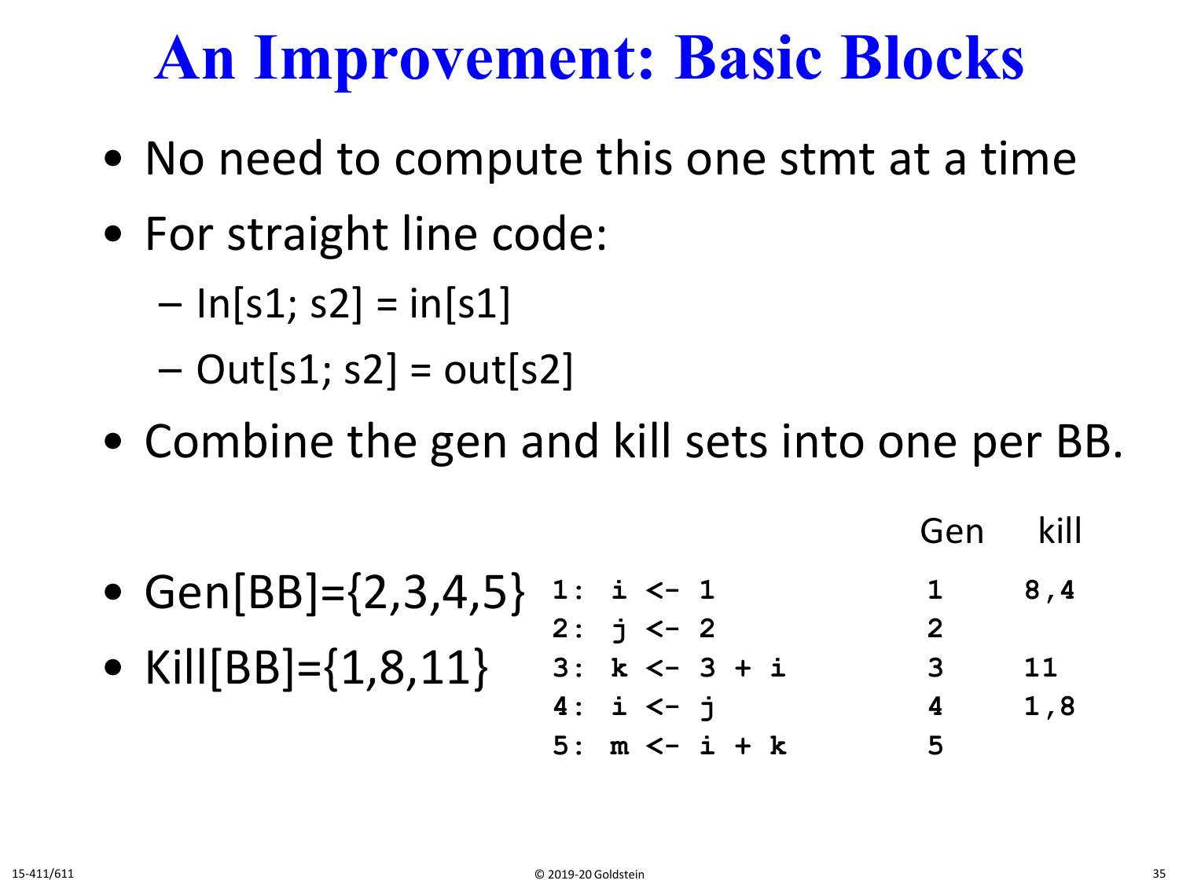# An Improvement: Basic Blocks

- No need to compute this one stmt at a time
- For straight line code:
  - In[s1; s2] = in[s1]
  - Out[s1; s2] = out[s2]
- Combine the gen and kill sets into one per BB.

- Gen[BB]={2,3,4,5}
- Kill[BB]={1,8,11}

| Stmt | Gen | kill |
|---|---|---|
| `1: i <- 1` | 1 | 8,4 |
| `2: j <- 2` | 2 | |
| `3: k <- 3 + i` | 3 | 11 |
| `4: i <- j` | 4 | 1,8 |
| `5: m <- i + k` | 5 | |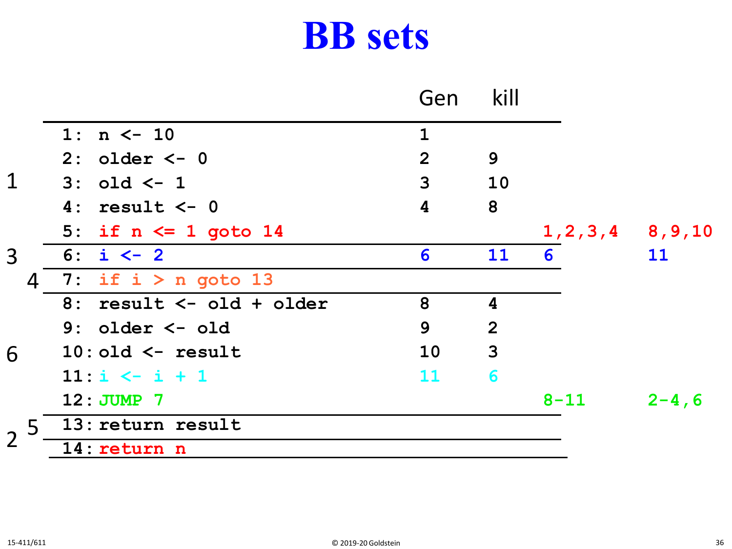# BB sets

| BB | | Instruction | Gen | kill | BB Gen | BB kill |
|---|---|---|---|---|---|---|
| 1 | 1: | n <- 10 | 1 | | | |
| | 2: | older <- 0 | 2 | 9 | | |
| | 3: | old <- 1 | 3 | 10 | | |
| | 4: | result <- 0 | 4 | 8 | | |
| | 5: | if n <= 1 goto 14 | | | 1,2,3,4 | 8,9,10 |
| 3 | 6: | i <- 2 | 6 | 11 | 6 | 11 |
| 4 | 7: | if i > n goto 13 | | | | |
| 6 | 8: | result <- old + older | 8 | 4 | | |
| | 9: | older <- old | 9 | 2 | | |
| | 10: | old <- result | 10 | 3 | | |
| | 11: | i <- i + 1 | 11 | 6 | | |
| | 12: | JUMP 7 | | | 8-11 | 2-4,6 |
| 5 | 13: | return result | | | | |
| 2 | 14: | return n | | | | |

15-411/611 © 2019-20 Goldstein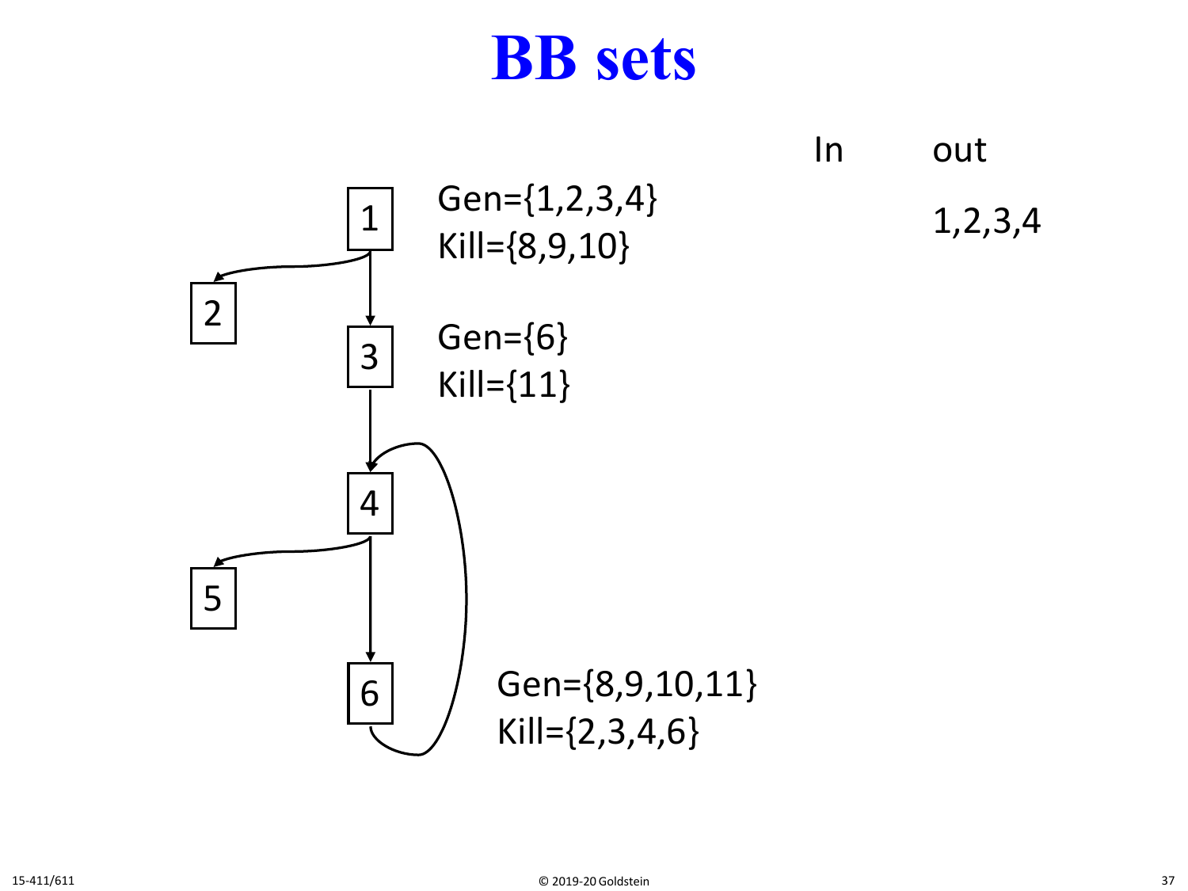# BB sets

| | Gen | Kill | In | out |
|---|---|---|---|---|
| 1 | {1,2,3,4} | {8,9,10} | | 1,2,3,4 |
| 3 | {6} | {11} | | |
| 6 | {8,9,10,11} | {2,3,4,6} | | |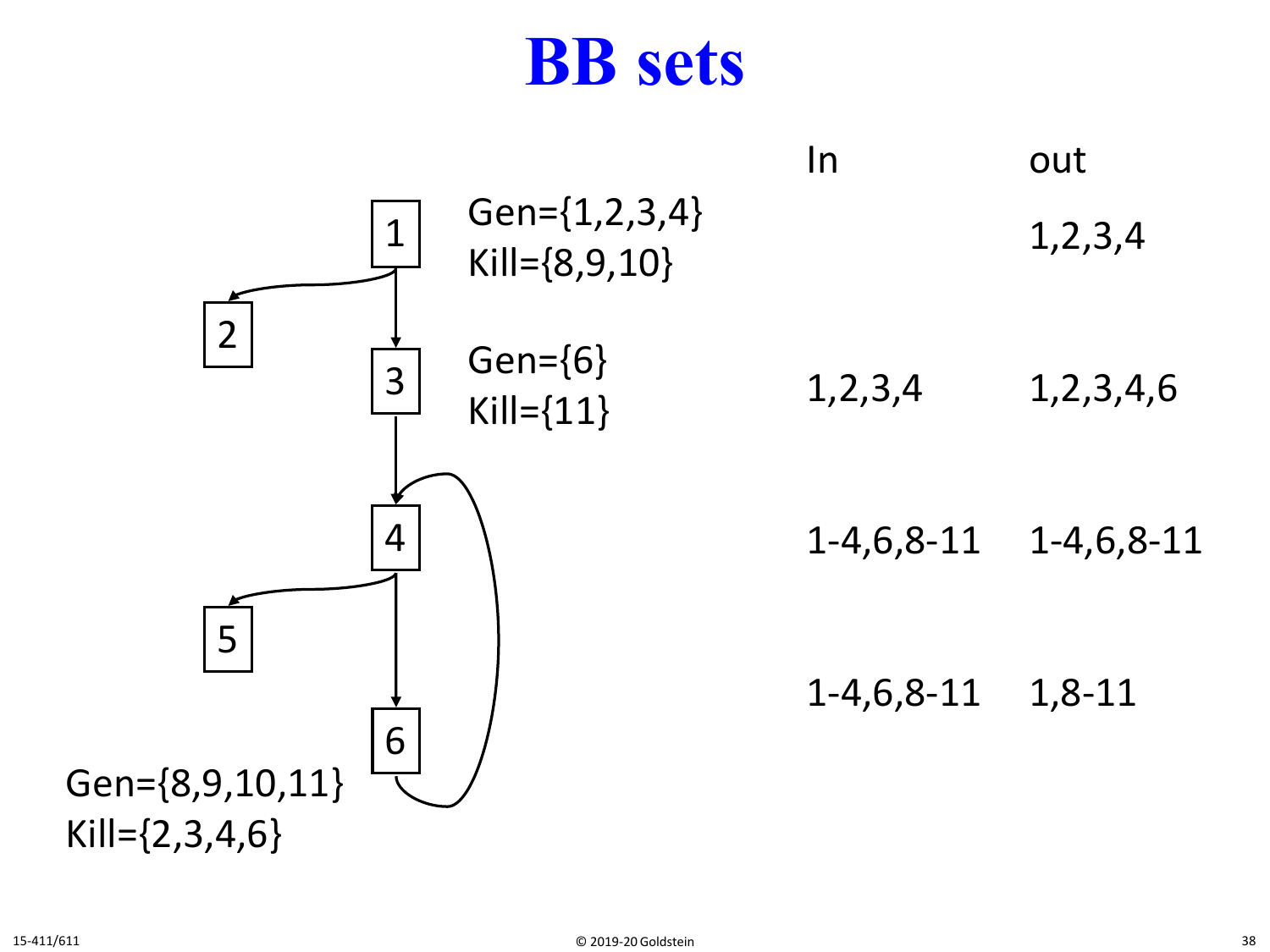# BB sets

| Block | Gen | Kill | In | out |
|---|---|---|---|---|
| 1 | {1,2,3,4} | {8,9,10} | | 1,2,3,4 |
| 3 | {6} | {11} | 1,2,3,4 | 1,2,3,4,6 |
| 4 | | | 1-4,6,8-11 | 1-4,6,8-11 |
| 6 | {8,9,10,11} | {2,3,4,6} | 1-4,6,8-11 | 1,8-11 |

Edges: 1 → 2, 1 → 3, 3 → 4, 4 → 5, 4 → 6, 6 → 4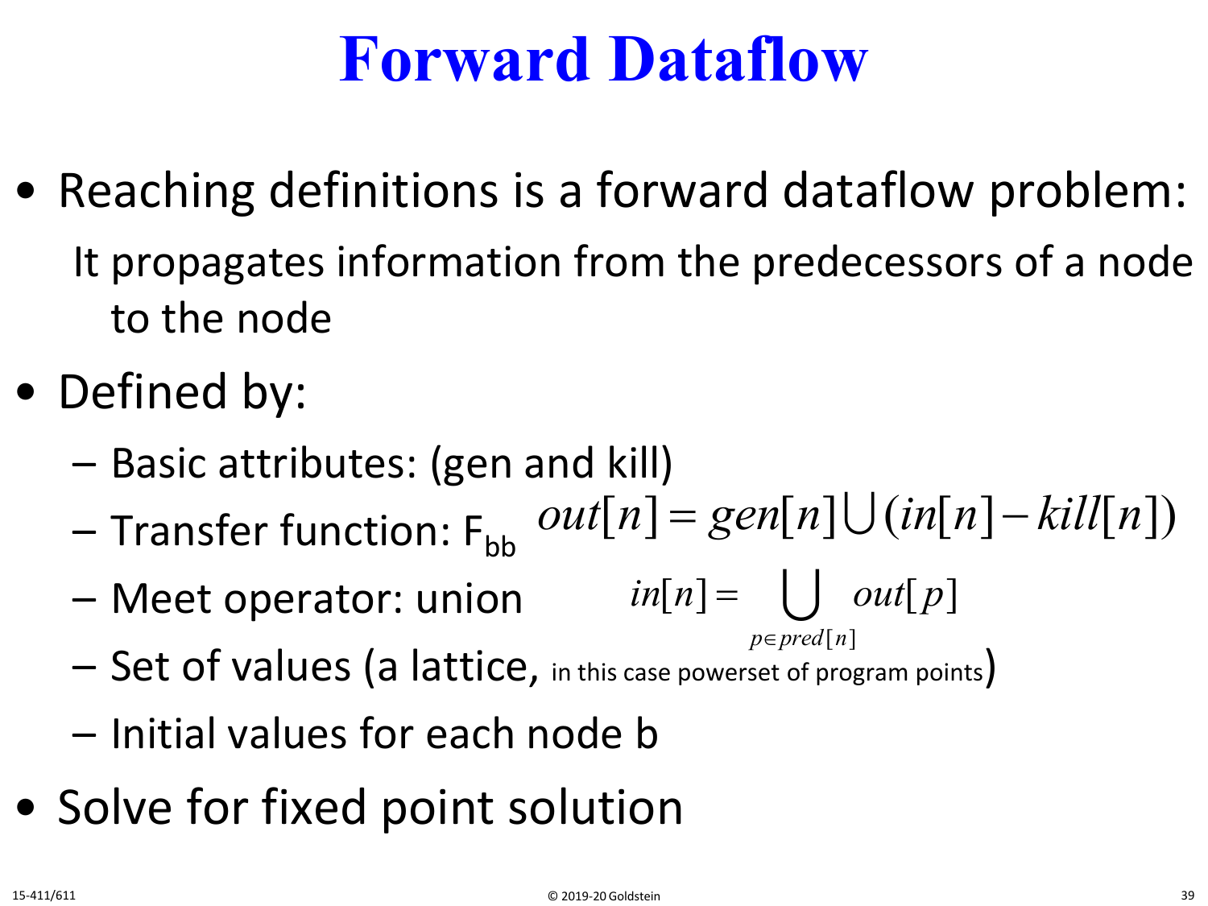# Forward Dataflow

- Reaching definitions is a forward dataflow problem:
  It propagates information from the predecessors of a node to the node
- Defined by:
  - Basic attributes: (gen and kill)
  - Transfer function: $F_{bb}$ $\quad out[n] = gen[n] \cup (in[n] - kill[n])$
  - Meet operator: union $\quad in[n] = \bigcup_{p \in pred[n]} out[p]$
  - Set of values (a lattice, in this case powerset of program points)
  - Initial values for each node b
- Solve for fixed point solution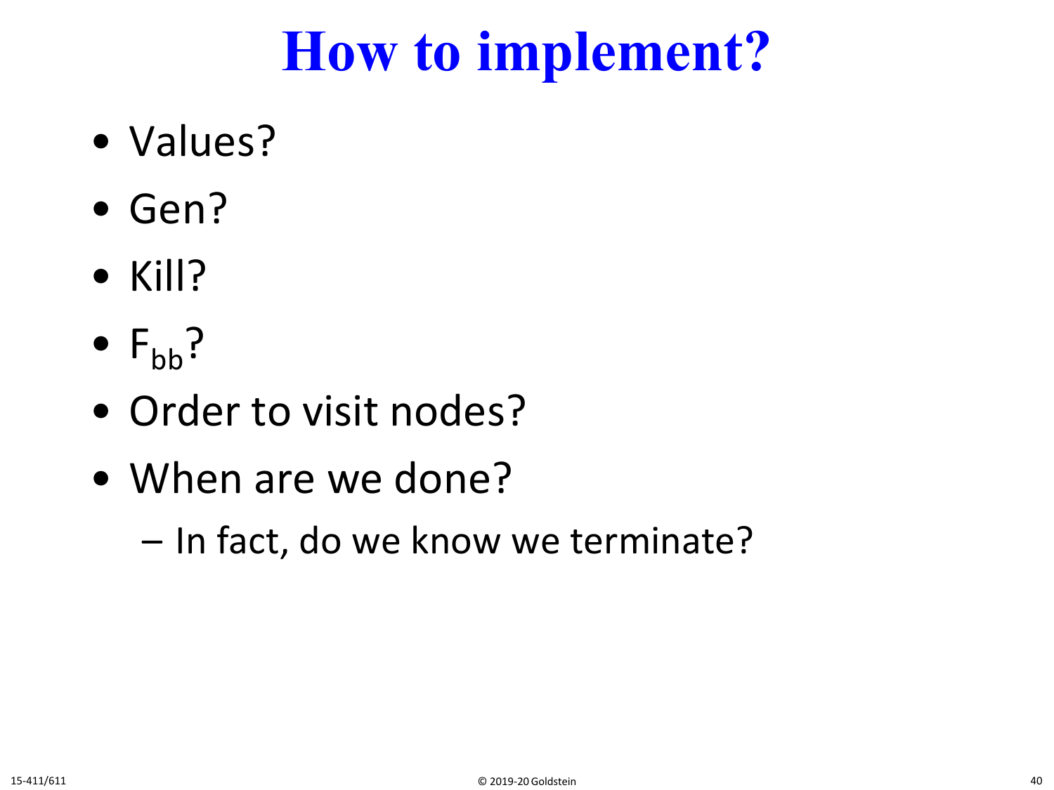# How to implement?

- Values?
- Gen?
- Kill?
- $F_{bb}$?
- Order to visit nodes?
- When are we done?
  - In fact, do we know we terminate?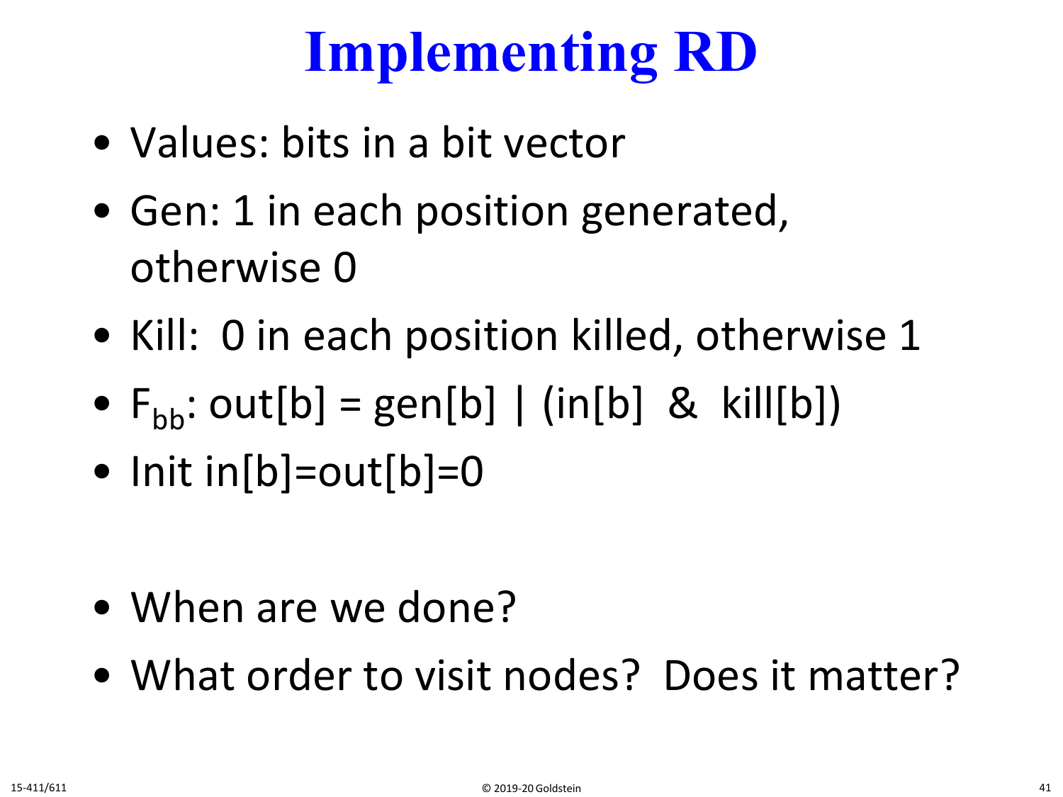# Implementing RD

- Values: bits in a bit vector
- Gen: 1 in each position generated, otherwise 0
- Kill: 0 in each position killed, otherwise 1
- $F_{bb}$: out[b] = gen[b] | (in[b] & kill[b])
- Init in[b]=out[b]=0

- When are we done?
- What order to visit nodes? Does it matter?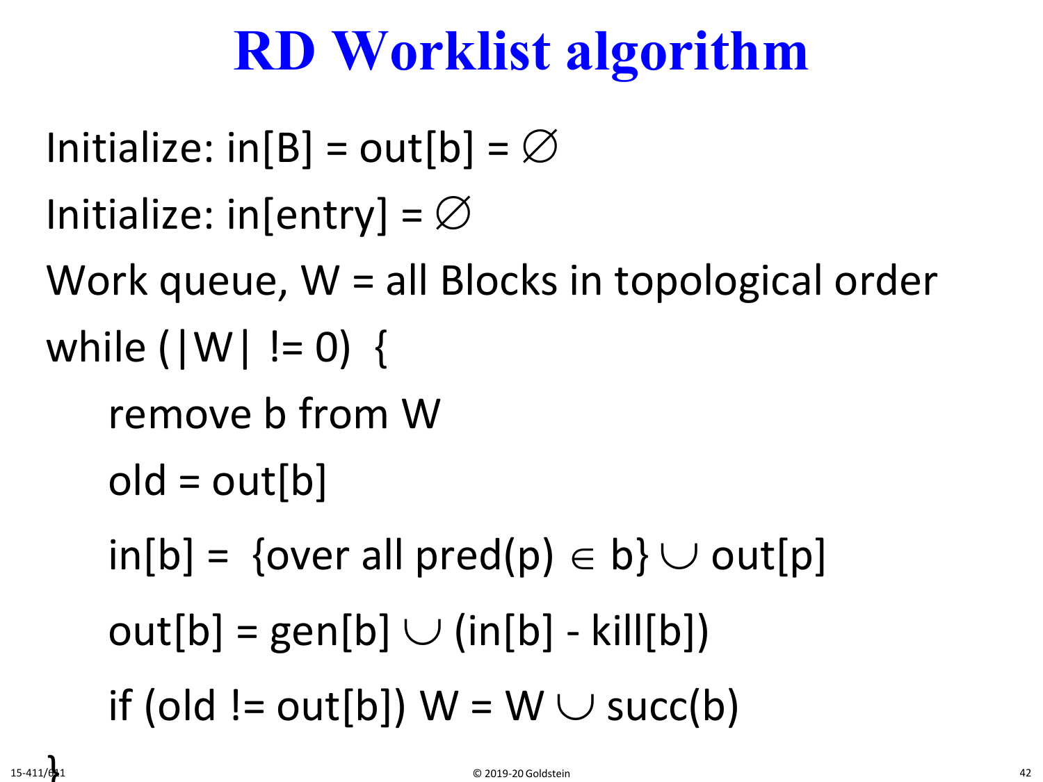# RD Worklist algorithm

Initialize: in[B] = out[b] = $\emptyset$

Initialize: in[entry] = $\emptyset$

Work queue, W = all Blocks in topological order

```
while (|W| != 0)  {
    remove b from W
    old = out[b]
    in[b] = {over all pred(p) ∈ b} ∪ out[p]
    out[b] = gen[b] ∪ (in[b] - kill[b])
    if (old != out[b]) W = W ∪ succ(b)
}
```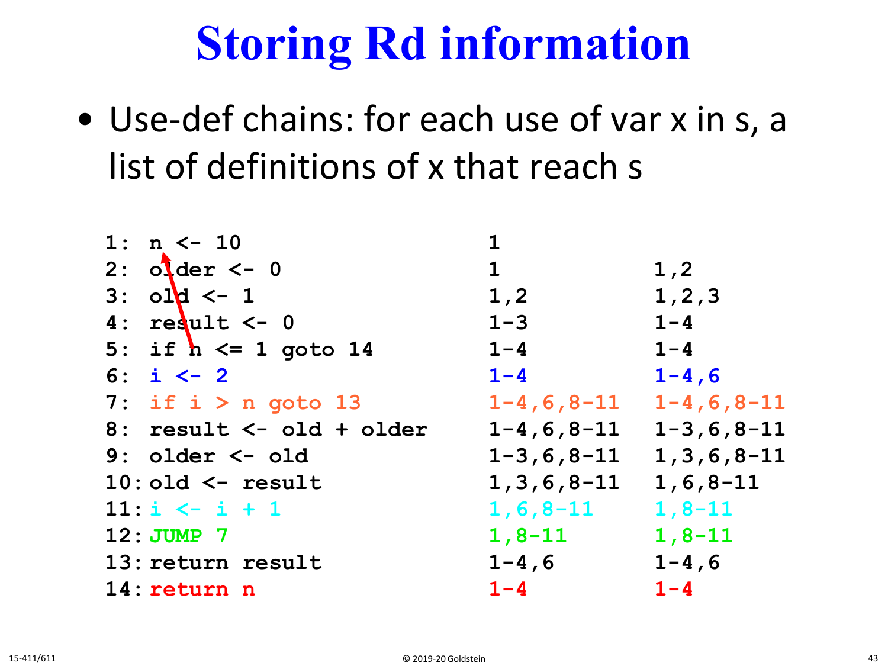# Storing Rd information

- Use-def chains: for each use of var x in s, a list of definitions of x that reach s

```
1:  n <- 10                     1
2:  older <- 0                  1              1,2
3:  old <- 1                    1,2            1,2,3
4:  result <- 0                 1-3            1-4
5:  if n <= 1 goto 14           1-4            1-4
6:  i <- 2                      1-4            1-4,6
7:  if i > n goto 13            1-4,6,8-11     1-4,6,8-11
8:  result <- old + older       1-4,6,8-11     1-3,6,8-11
9:  older <- old                1-3,6,8-11     1,3,6,8-11
10: old <- result               1,3,6,8-11     1,6,8-11
11: i <- i + 1                  1,6,8-11       1,8-11
12: JUMP 7                      1,8-11         1,8-11
13: return result               1-4,6          1-4,6
14: return n                    1-4            1-4
```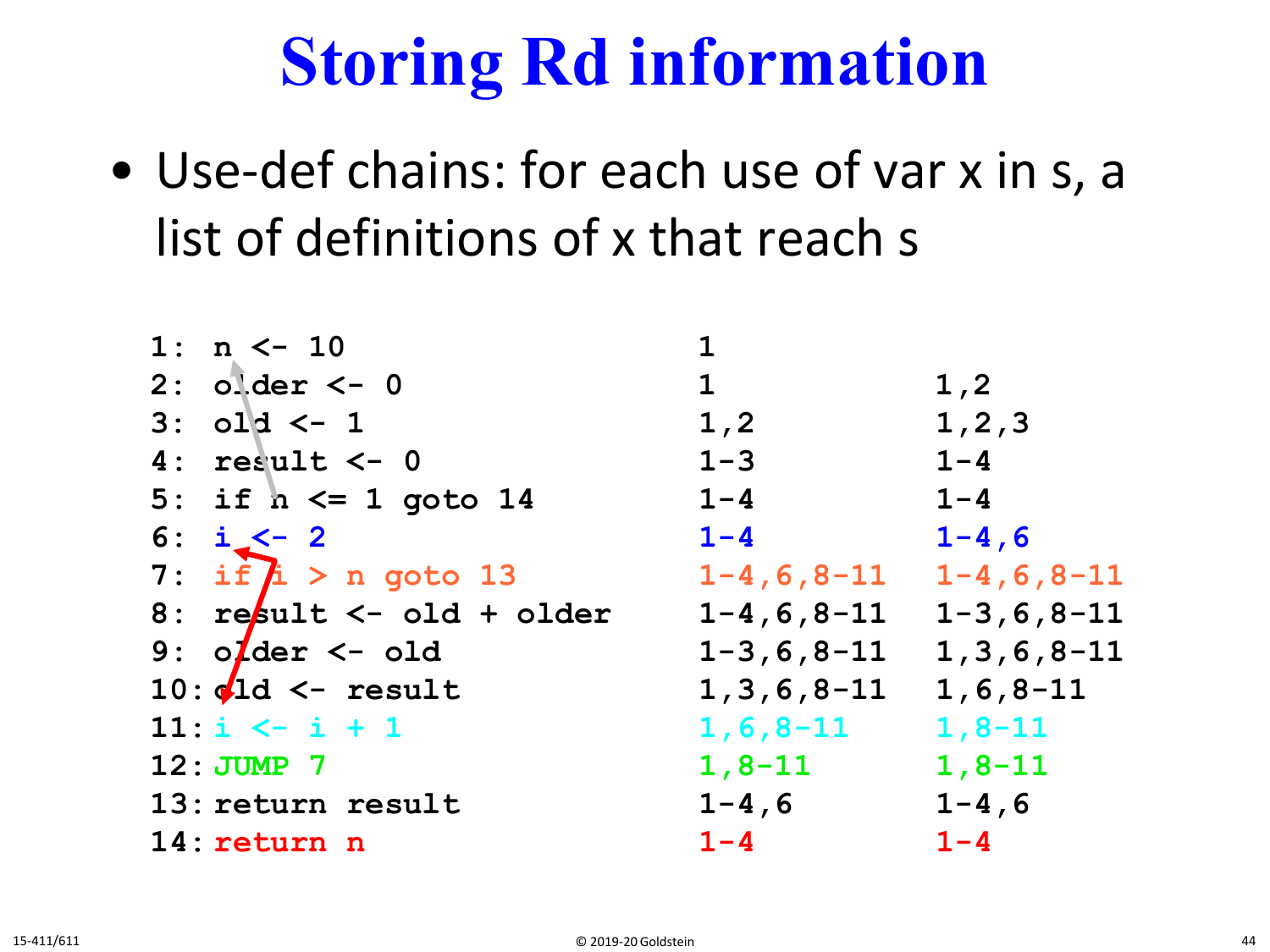# Storing Rd information

- Use-def chains: for each use of var x in s, a list of definitions of x that reach s

| Code | | |
|---|---|---|
| 1: n <- 10 | 1 | |
| 2: older <- 0 | 1 | 1,2 |
| 3: old <- 1 | 1,2 | 1,2,3 |
| 4: result <- 0 | 1-3 | 1-4 |
| 5: if n <= 1 goto 14 | 1-4 | 1-4 |
| 6: i <- 2 | 1-4 | 1-4,6 |
| 7: if i > n goto 13 | 1-4,6,8-11 | 1-4,6,8-11 |
| 8: result <- old + older | 1-4,6,8-11 | 1-3,6,8-11 |
| 9: older <- old | 1-3,6,8-11 | 1,3,6,8-11 |
| 10: old <- result | 1,3,6,8-11 | 1,6,8-11 |
| 11: i <- i + 1 | 1,6,8-11 | 1,8-11 |
| 12: JUMP 7 | 1,8-11 | 1,8-11 |
| 13: return result | 1-4,6 | 1-4,6 |
| 14: return n | 1-4 | 1-4 |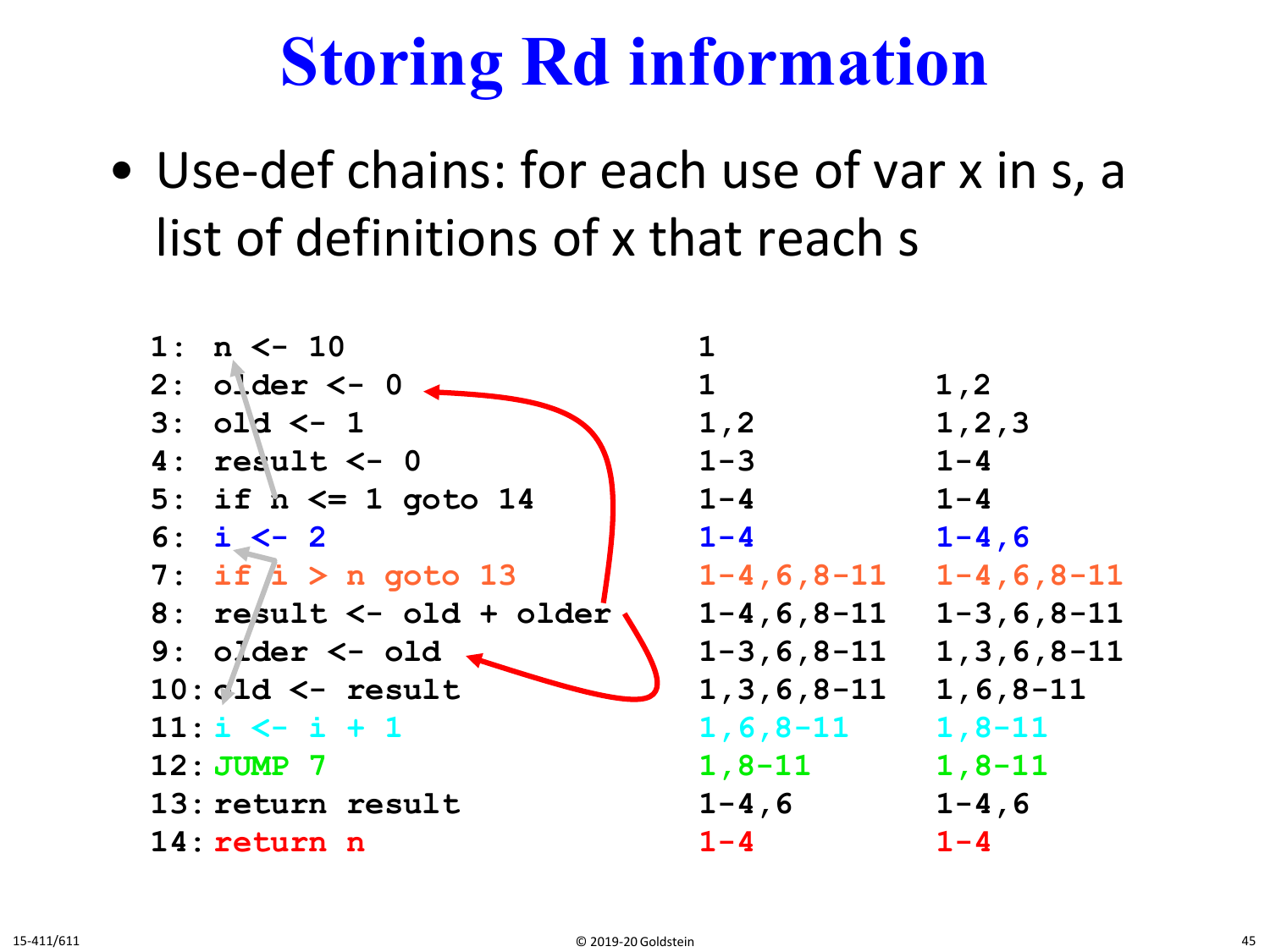# Storing Rd information

- Use-def chains: for each use of var x in s, a list of definitions of x that reach s

| | | | |
|---|---|---|---|
| 1: | n <- 10 | 1 | |
| 2: | older <- 0 | 1 | 1,2 |
| 3: | old <- 1 | 1,2 | 1,2,3 |
| 4: | result <- 0 | 1-3 | 1-4 |
| 5: | if n <= 1 goto 14 | 1-4 | 1-4 |
| 6: | i <- 2 | 1-4 | 1-4,6 |
| 7: | if i > n goto 13 | 1-4,6,8-11 | 1-4,6,8-11 |
| 8: | result <- old + older | 1-4,6,8-11 | 1-3,6,8-11 |
| 9: | older <- old | 1-3,6,8-11 | 1,3,6,8-11 |
| 10: | old <- result | 1,3,6,8-11 | 1,6,8-11 |
| 11: | i <- i + 1 | 1,6,8-11 | 1,8-11 |
| 12: | JUMP 7 | 1,8-11 | 1,8-11 |
| 13: | return result | 1-4,6 | 1-4,6 |
| 14: | return n | 1-4 | 1-4 |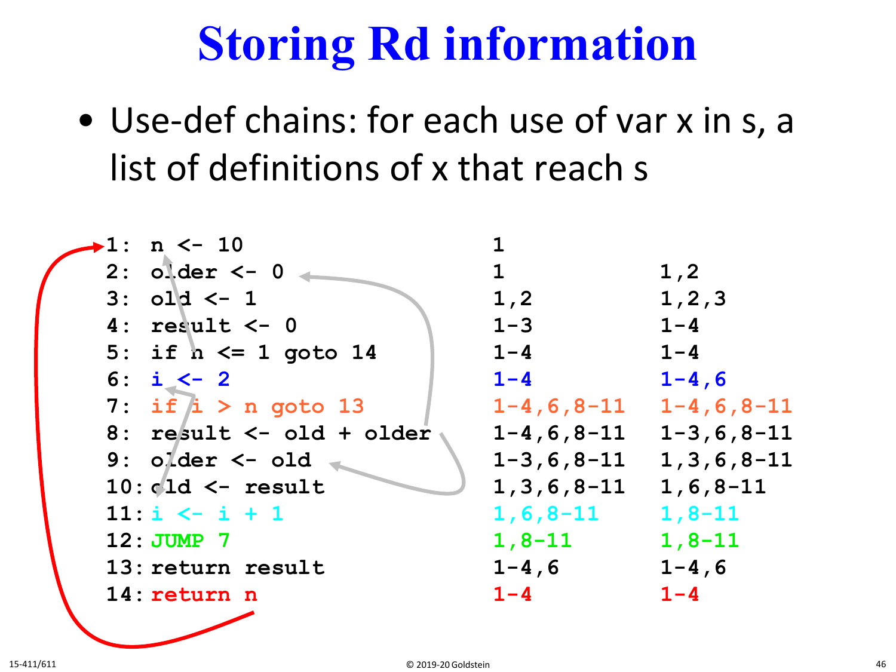# Storing Rd information

- Use-def chains: for each use of var x in s, a list of definitions of x that reach s

| Code | | |
|---|---|---|
| 1: n <- 10 | 1 | |
| 2: older <- 0 | 1 | 1,2 |
| 3: old <- 1 | 1,2 | 1,2,3 |
| 4: result <- 0 | 1-3 | 1-4 |
| 5: if n <= 1 goto 14 | 1-4 | 1-4 |
| 6: i <- 2 | 1-4 | 1-4,6 |
| 7: if i > n goto 13 | 1-4,6,8-11 | 1-4,6,8-11 |
| 8: result <- old + older | 1-4,6,8-11 | 1-3,6,8-11 |
| 9: older <- old | 1-3,6,8-11 | 1,3,6,8-11 |
| 10: old <- result | 1,3,6,8-11 | 1,6,8-11 |
| 11: i <- i + 1 | 1,6,8-11 | 1,8-11 |
| 12: JUMP 7 | 1,8-11 | 1,8-11 |
| 13: return result | 1-4,6 | 1-4,6 |
| 14: return n | 1-4 | 1-4 |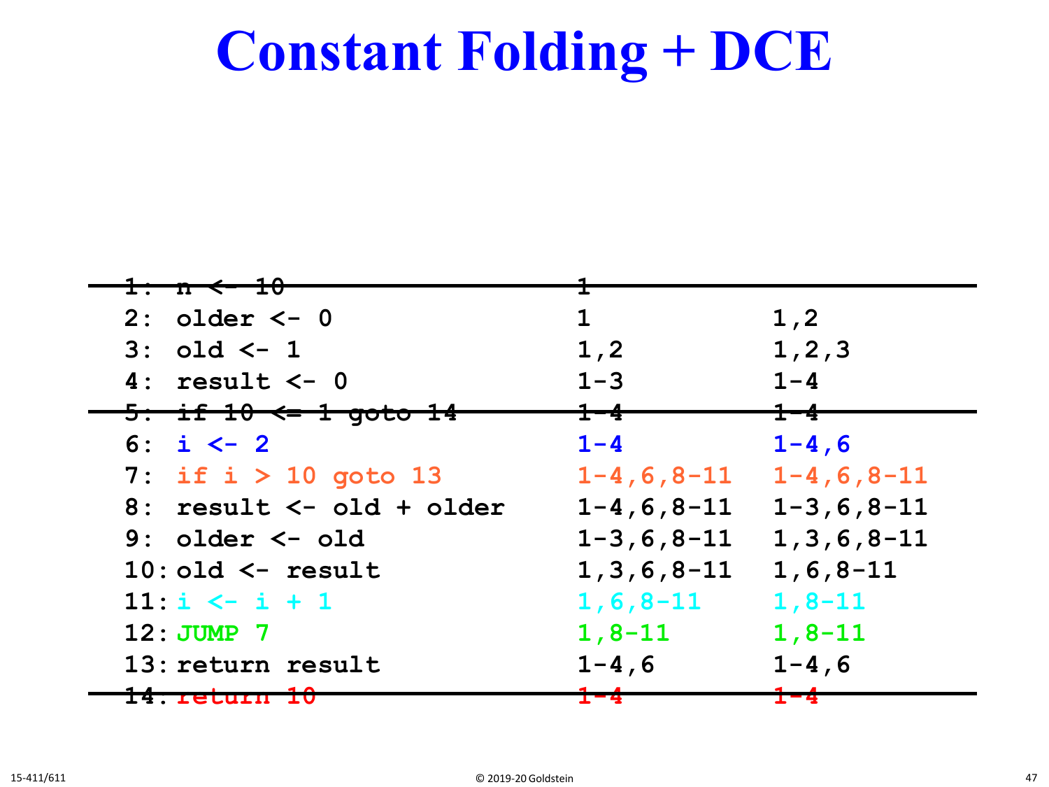# Constant Folding + DCE

| Instruction | | |
|---|---|---|
| ~~1: n <- 10~~ | ~~1~~ | |
| 2: older <- 0 | 1 | 1,2 |
| 3: old <- 1 | 1,2 | 1,2,3 |
| 4: result <- 0 | 1-3 | 1-4 |
| ~~5: if 10 <= 1 goto 14~~ | ~~1-4~~ | ~~1-4~~ |
| 6: i <- 2 | 1-4 | 1-4,6 |
| 7: if i > 10 goto 13 | 1-4,6,8-11 | 1-4,6,8-11 |
| 8: result <- old + older | 1-4,6,8-11 | 1-3,6,8-11 |
| 9: older <- old | 1-3,6,8-11 | 1,3,6,8-11 |
| 10: old <- result | 1,3,6,8-11 | 1,6,8-11 |
| 11: i <- i + 1 | 1,6,8-11 | 1,8-11 |
| 12: JUMP 7 | 1,8-11 | 1,8-11 |
| 13: return result | 1-4,6 | 1-4,6 |
| ~~14: return 10~~ | ~~1-4~~ | ~~1-4~~ |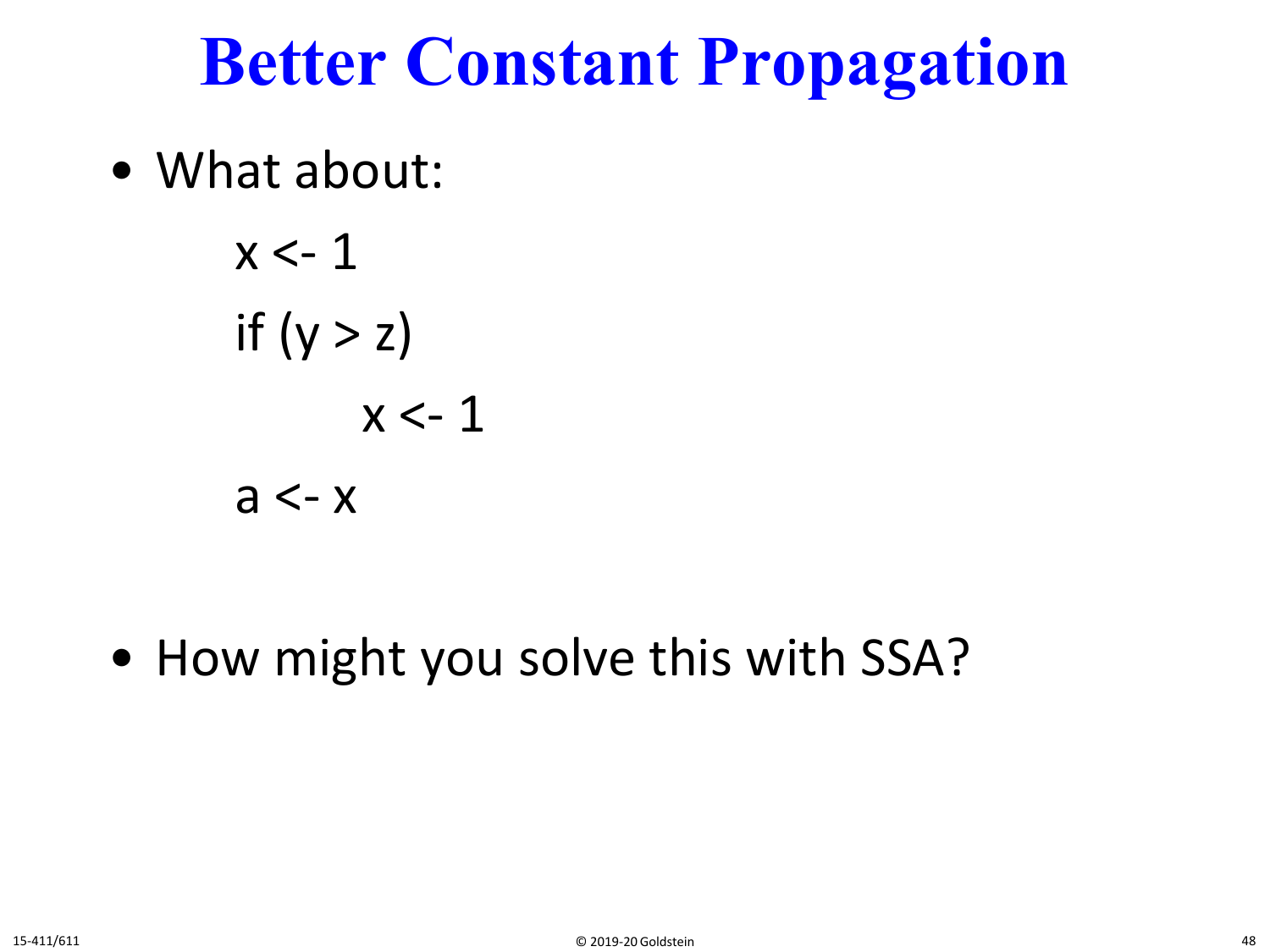# Better Constant Propagation

- What about:

```
x <- 1
if (y > z)
    x <- 1
a <- x
```

- How might you solve this with SSA?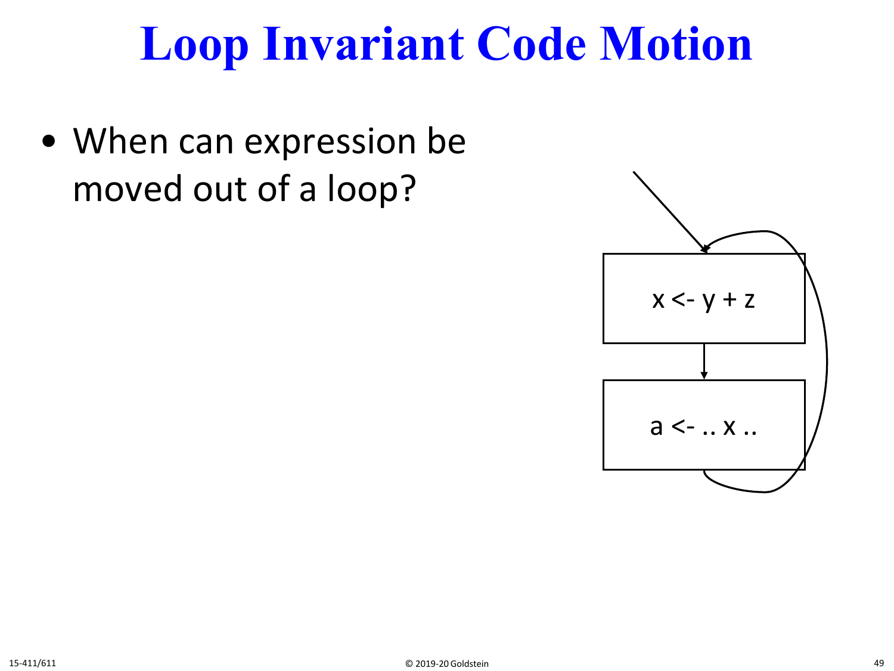# Loop Invariant Code Motion

- When can expression be moved out of a loop?

```
x <- y + z
```

```
a <- .. x ..
```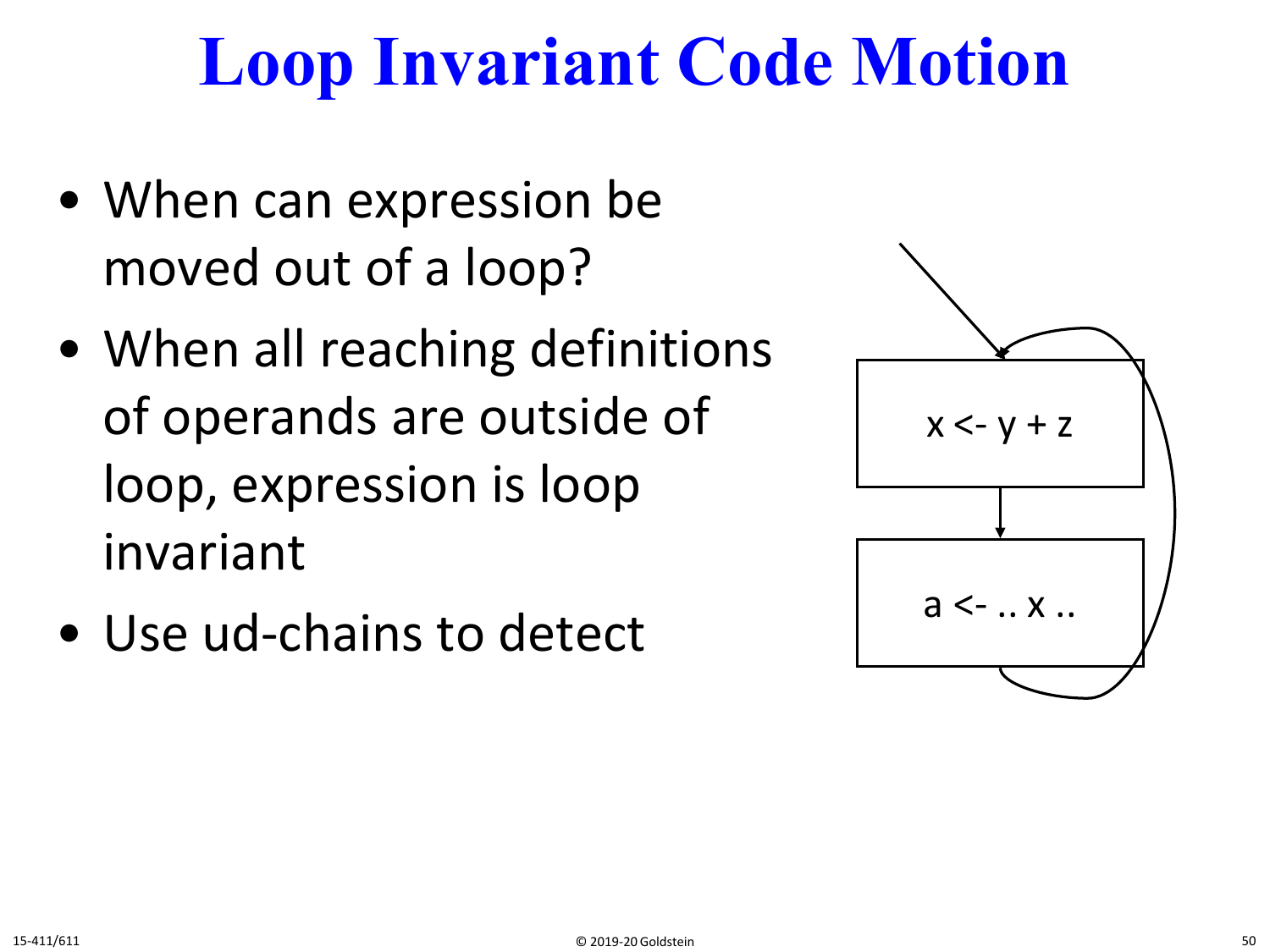# Loop Invariant Code Motion

- When can expression be moved out of a loop?
- When all reaching definitions of operands are outside of loop, expression is loop invariant
- Use ud-chains to detect

```
x <- y + z
```

```
a <- .. x ..
```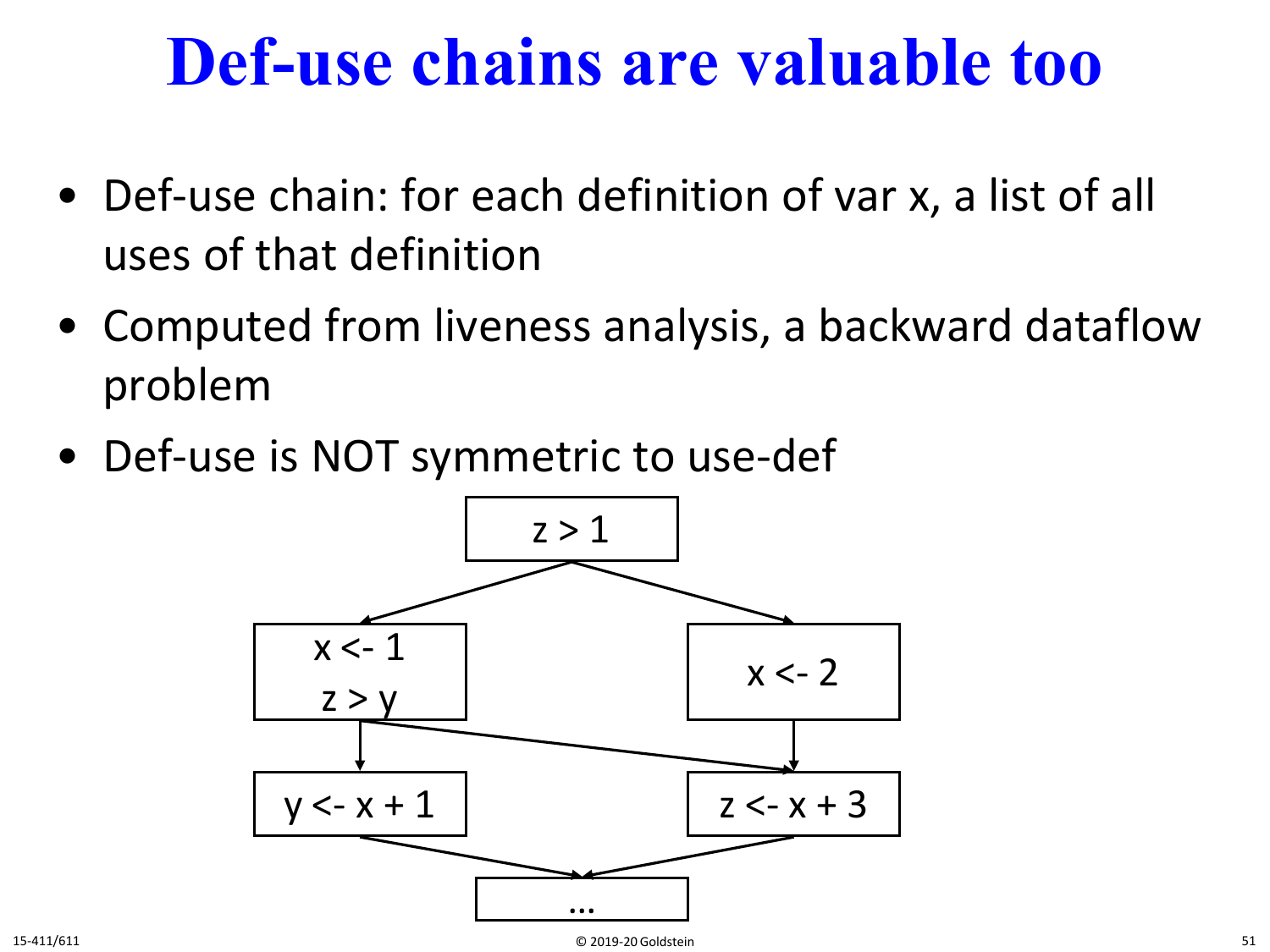# Def-use chains are valuable too

- Def-use chain: for each definition of var x, a list of all uses of that definition
- Computed from liveness analysis, a backward dataflow problem
- Def-use is NOT symmetric to use-def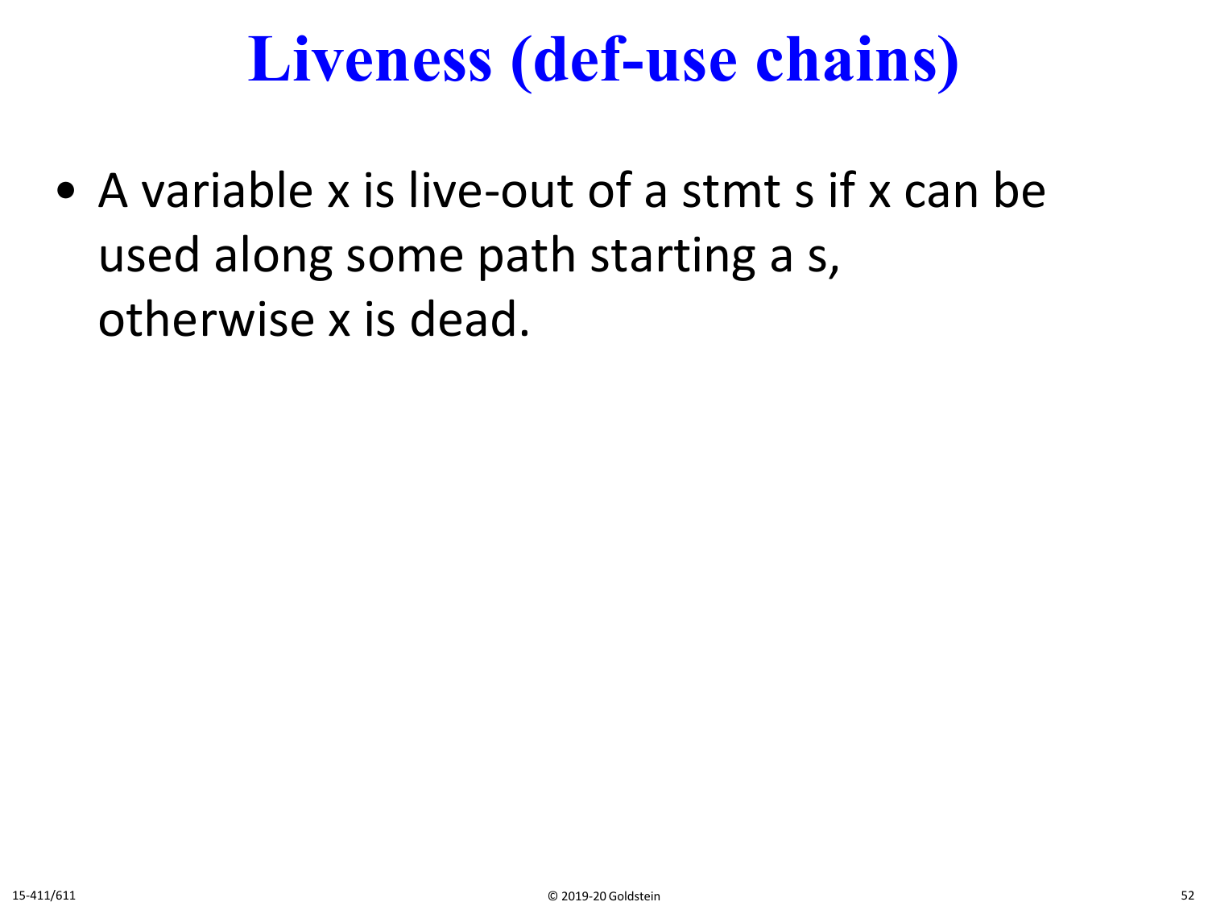# Liveness (def-use chains)

- A variable x is live-out of a stmt s if x can be used along some path starting a s, otherwise x is dead.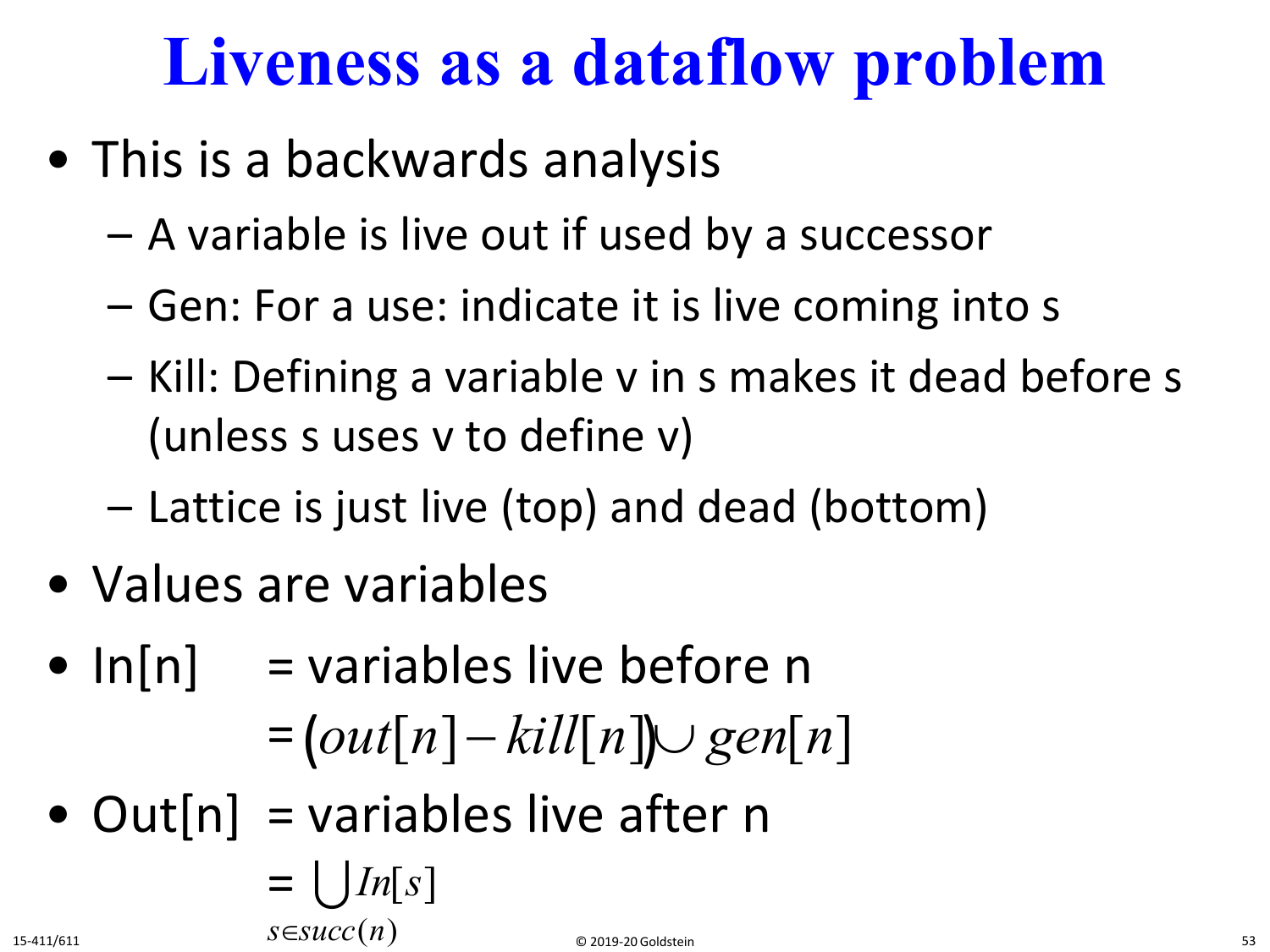# Liveness as a dataflow problem

- This is a backwards analysis
  - A variable is live out if used by a successor
  - Gen: For a use: indicate it is live coming into s
  - Kill: Defining a variable v in s makes it dead before s (unless s uses v to define v)
  - Lattice is just live (top) and dead (bottom)
- Values are variables
- In[n] = variables live before n

  $$= (out[n] - kill[n]) \cup gen[n]$$

- Out[n] = variables live after n

  $$= \bigcup_{s \in succ(n)} In[s]$$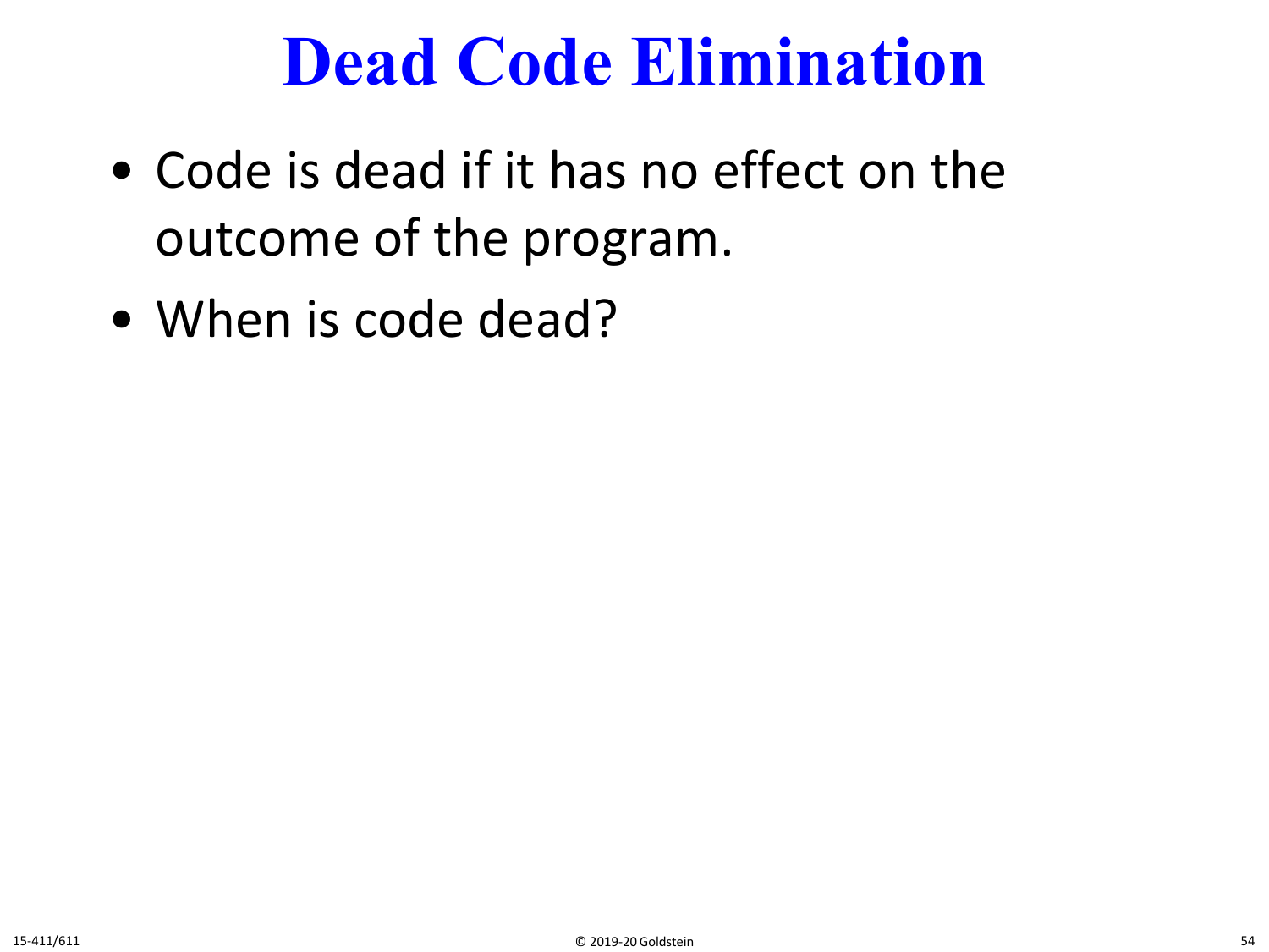# Dead Code Elimination

- Code is dead if it has no effect on the outcome of the program.
- When is code dead?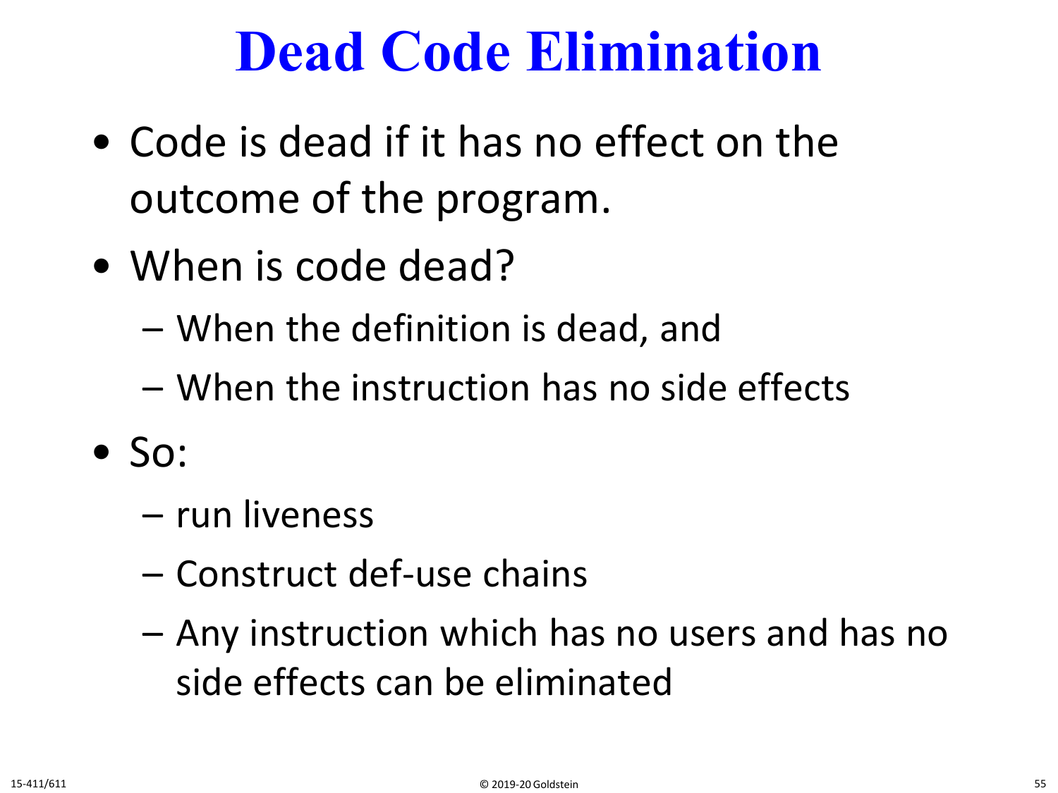# Dead Code Elimination

- Code is dead if it has no effect on the outcome of the program.
- When is code dead?
  - When the definition is dead, and
  - When the instruction has no side effects
- So:
  - run liveness
  - Construct def-use chains
  - Any instruction which has no users and has no side effects can be eliminated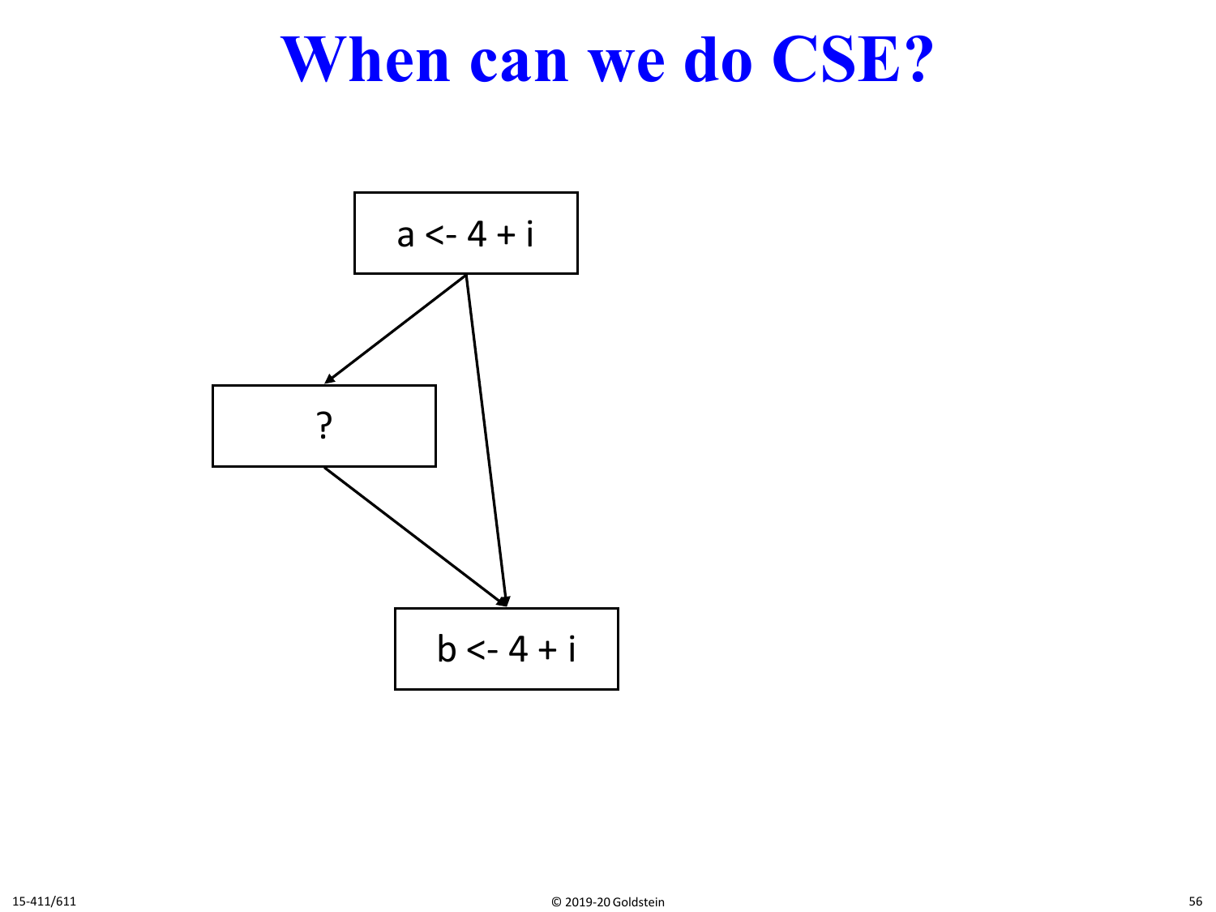# When can we do CSE?

a <- 4 + i

?

b <- 4 + i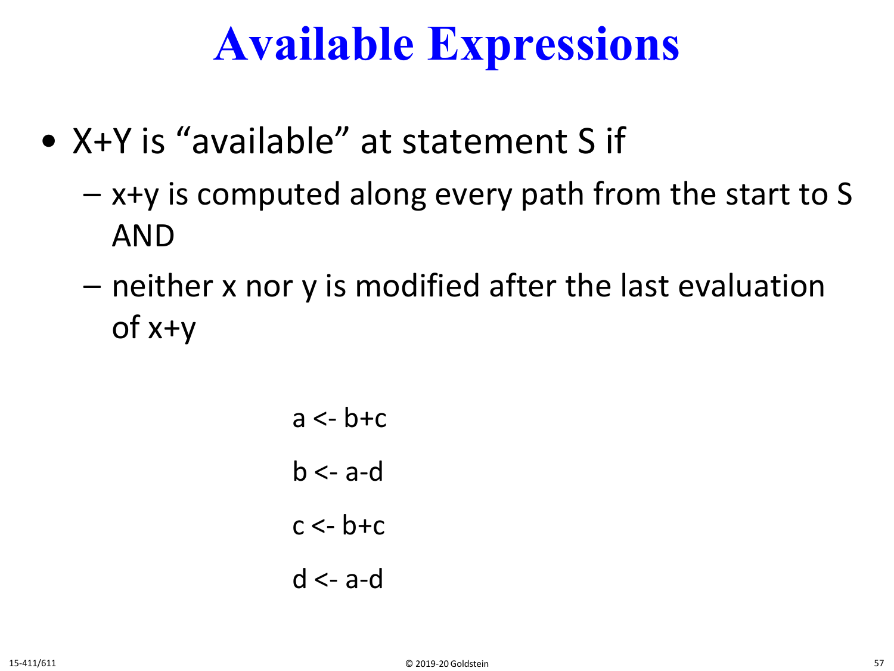# Available Expressions

- X+Y is "available" at statement S if
  - x+y is computed along every path from the start to S AND
  - neither x nor y is modified after the last evaluation of x+y

```
a <- b+c
b <- a-d
c <- b+c
d <- a-d
```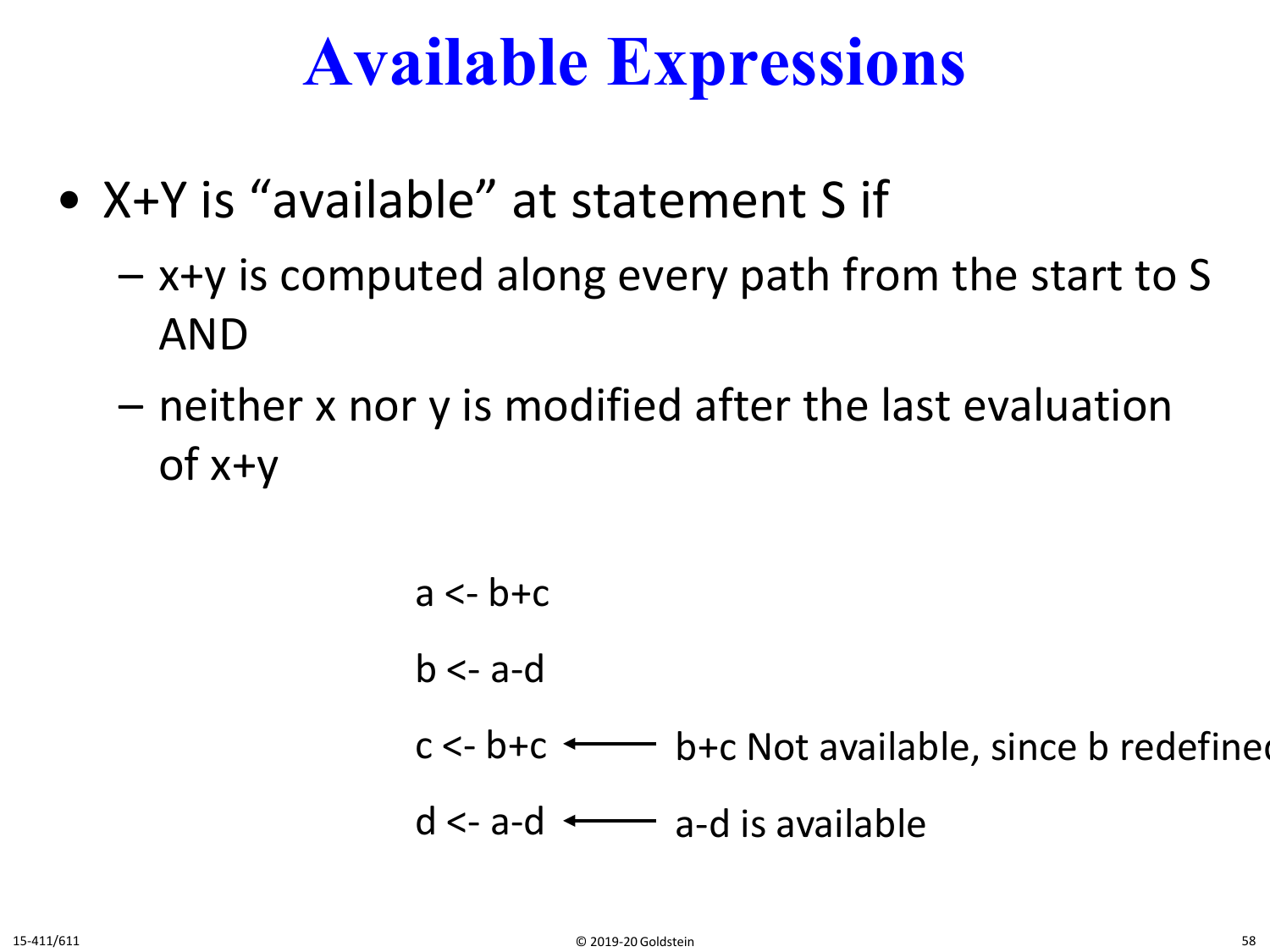# Available Expressions

- X+Y is "available" at statement S if
  - x+y is computed along every path from the start to S AND
  - neither x nor y is modified after the last evaluation of x+y

```
a <- b+c
b <- a-d
c <- b+c   <----  b+c Not available, since b redefined
d <- a-d   <----  a-d is available
```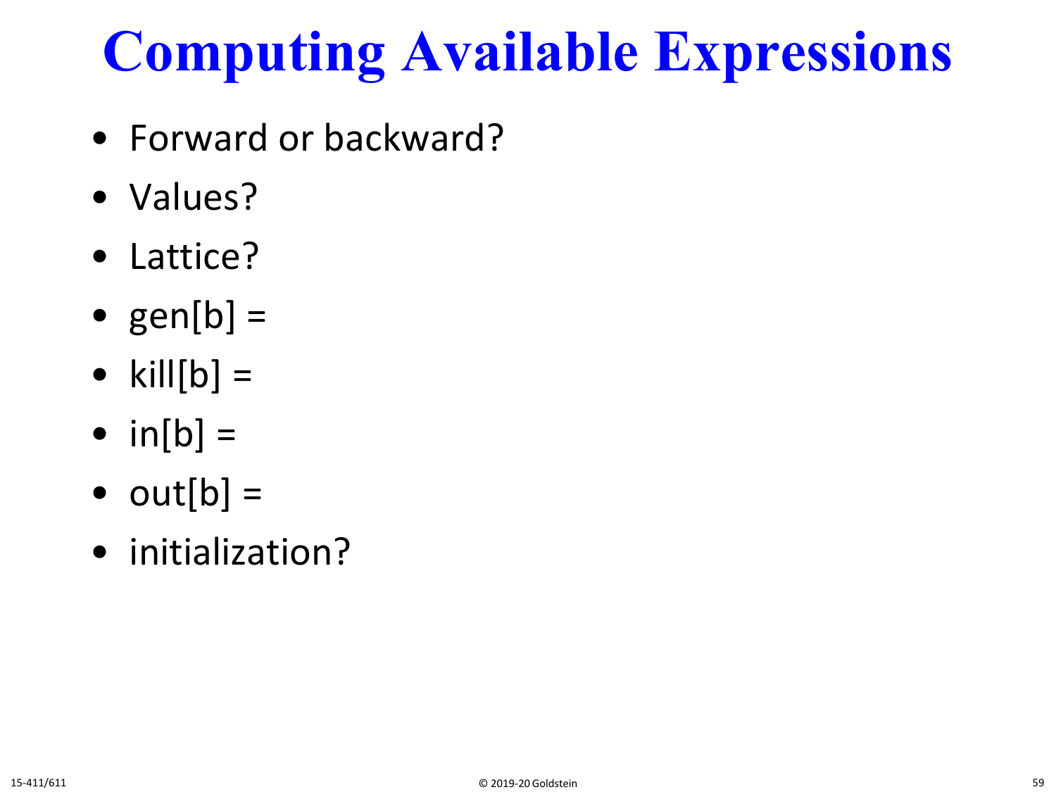# Computing Available Expressions

- Forward or backward?
- Values?
- Lattice?
- gen[b] =
- kill[b] =
- in[b] =
- out[b] =
- initialization?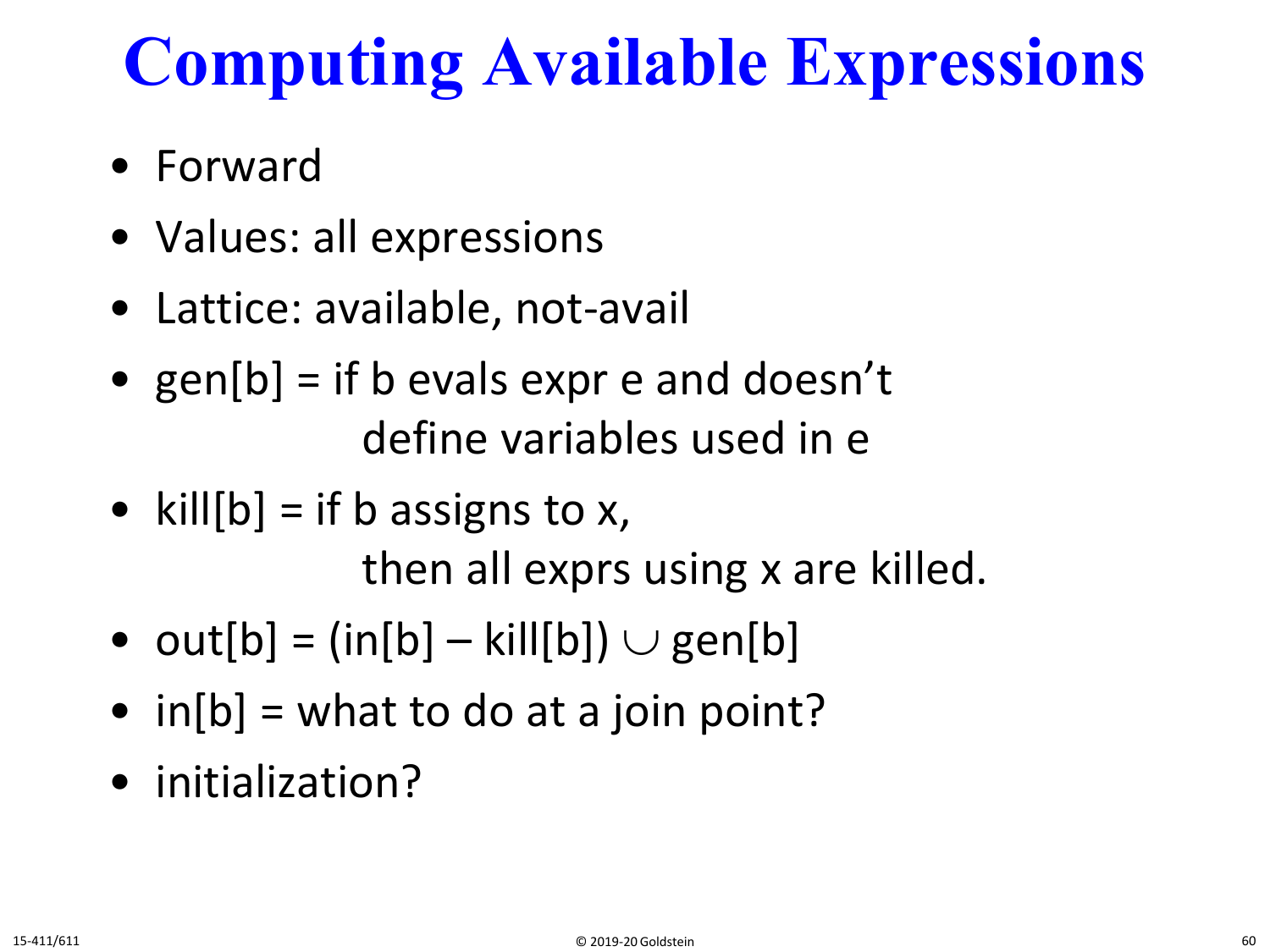# Computing Available Expressions

- Forward
- Values: all expressions
- Lattice: available, not-avail
- gen[b] = if b evals expr e and doesn't define variables used in e
- kill[b] = if b assigns to x, then all exprs using x are killed.
- out[b] = (in[b] – kill[b]) $\cup$ gen[b]
- in[b] = what to do at a join point?
- initialization?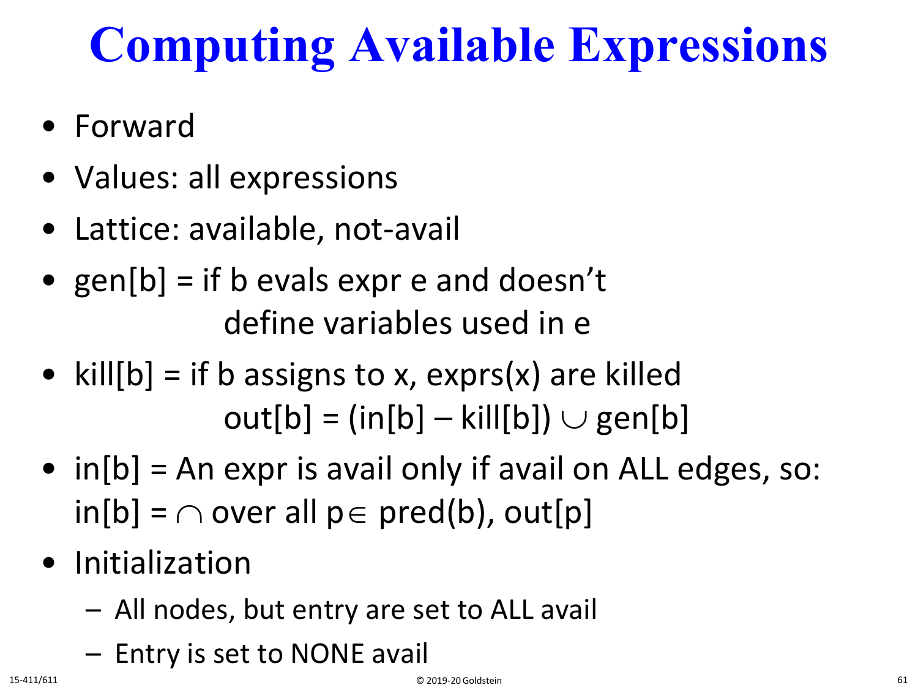# Computing Available Expressions

- Forward
- Values: all expressions
- Lattice: available, not-avail
- gen[b] = if b evals expr e and doesn't define variables used in e
- kill[b] = if b assigns to x, exprs(x) are killed

  $out[b] = (in[b] - kill[b]) \cup gen[b]$
- in[b] = An expr is avail only if avail on ALL edges, so:

  $in[b] = \cap$ over all $p \in pred(b)$, $out[p]$
- Initialization
  - All nodes, but entry are set to ALL avail
  - Entry is set to NONE avail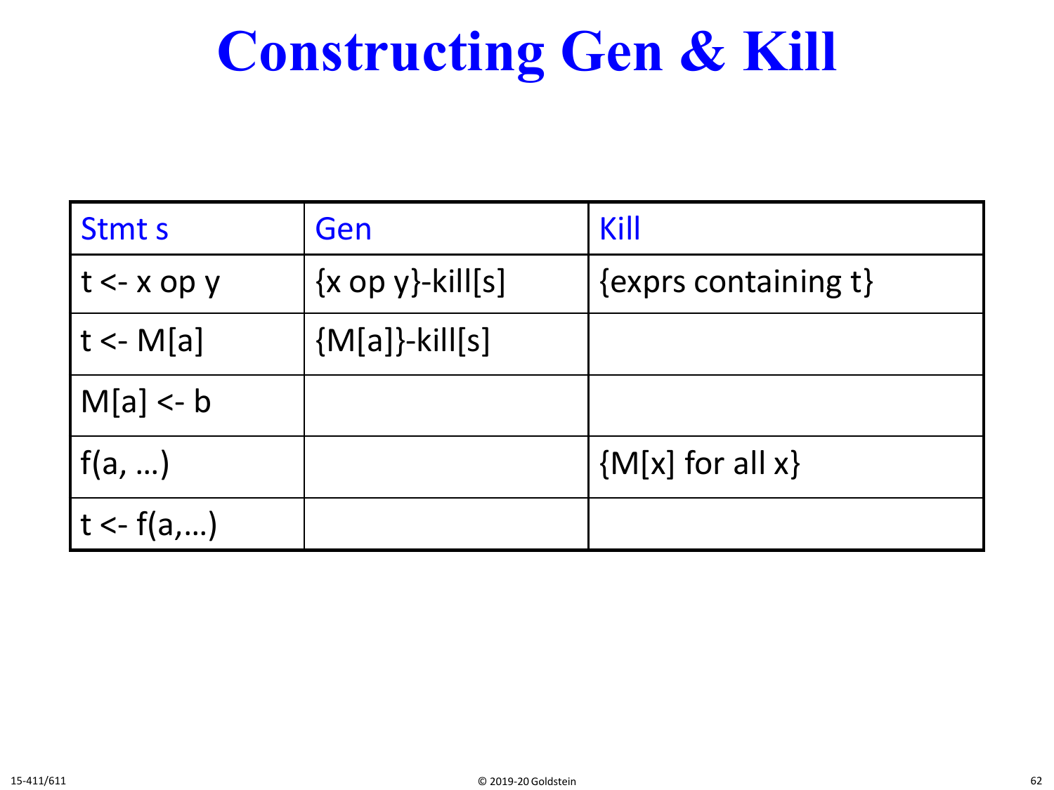# Constructing Gen & Kill

| Stmt s | Gen | Kill |
| --- | --- | --- |
| t <- x op y | {x op y}-kill[s] | {exprs containing t} |
| t <- M[a] | {M[a]}-kill[s] | |
| M[a] <- b | | |
| f(a, …) | | {M[x] for all x} |
| t <- f(a,…) | | |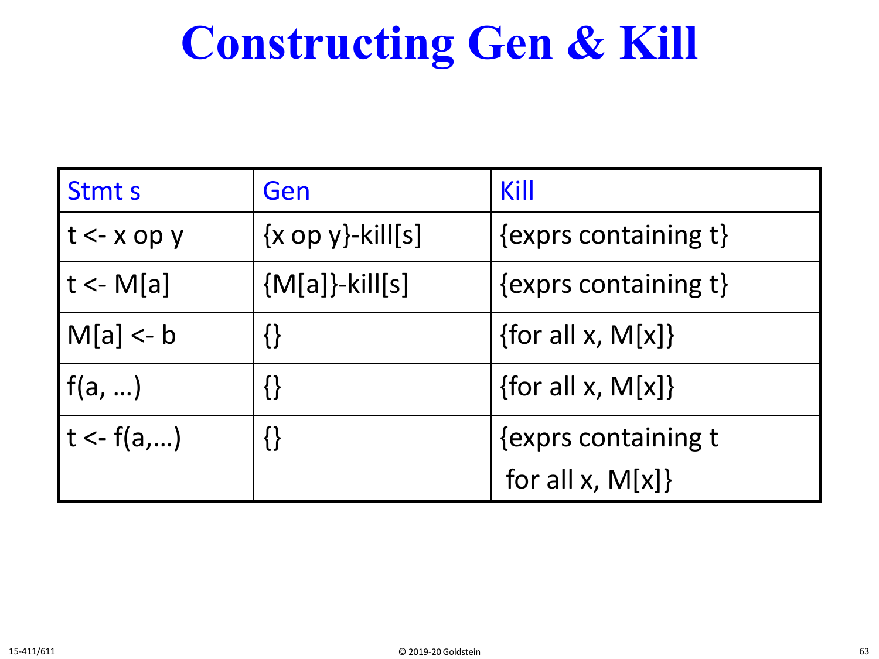# Constructing Gen & Kill

| Stmt s | Gen | Kill |
|---|---|---|
| t <- x op y | {x op y}-kill[s] | {exprs containing t} |
| t <- M[a] | {M[a]}-kill[s] | {exprs containing t} |
| M[a] <- b | {} | {for all x, M[x]} |
| f(a, …) | {} | {for all x, M[x]} |
| t <- f(a,…) | {} | {exprs containing t<br>for all x, M[x]} |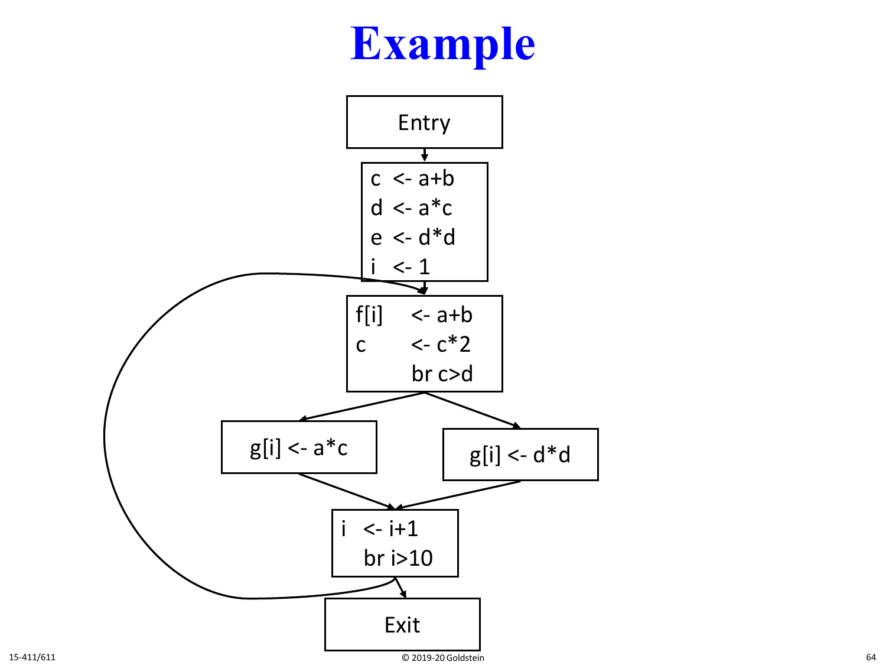# Example

Entry

```
c  <- a+b
d  <- a*c
e  <- d*d
i  <- 1
```

```
f[i]    <- a+b
c       <- c*2
           br c>d
```

```
g[i] <- a*c
```

```
g[i] <- d*d
```

```
i  <- i+1
   br i>10
```

Exit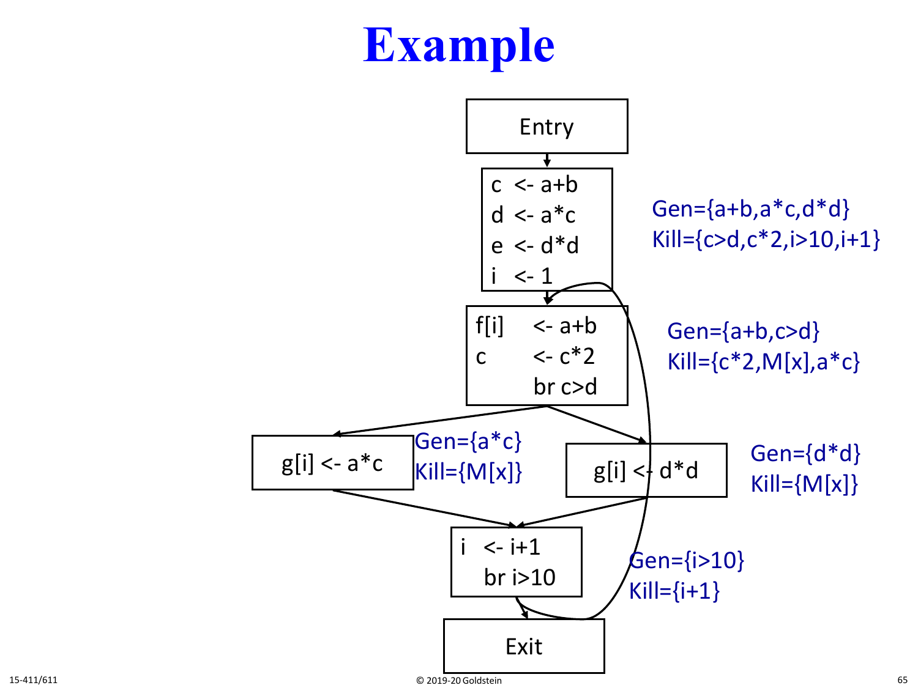# Example

Entry

```
c  <- a+b
d  <- a*c
e  <- d*d
i  <- 1
```

Gen={a+b,a*c,d*d}
Kill={c>d,c*2,i>10,i+1}

```
f[i]    <- a+b
c       <- c*2
        br c>d
```

Gen={a+b,c>d}
Kill={c*2,M[x],a*c}

```
g[i] <- a*c
```

Gen={a*c}
Kill={M[x]}

```
g[i] <- d*d
```

Gen={d*d}
Kill={M[x]}

```
i  <- i+1
   br i>10
```

Gen={i>10}
Kill={i+1}

Exit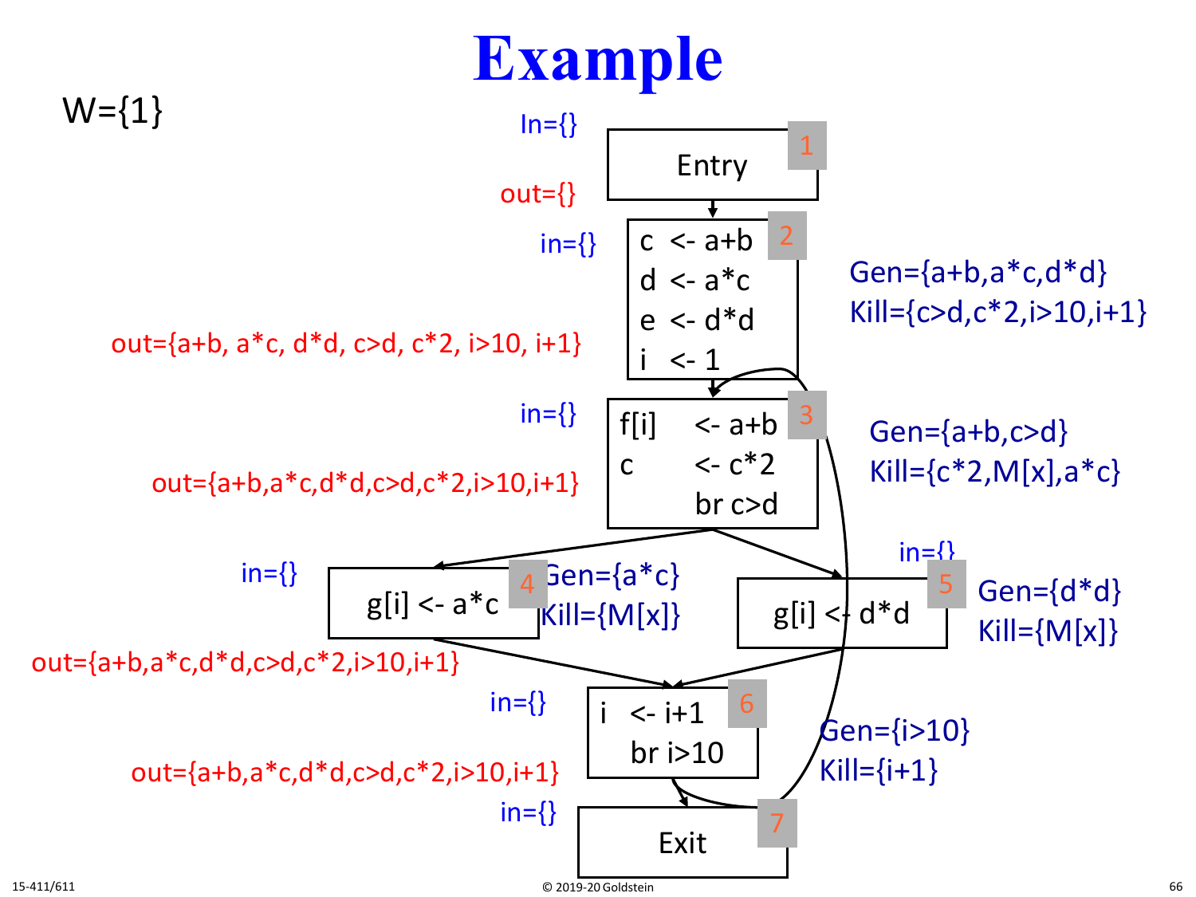# Example

W={1}

**Block 1 — Entry**

- In={}
- out={}

**Block 2**

```
c <- a+b
d <- a*c
e <- d*d
i <- 1
```

- in={}
- out={a+b, a*c, d*d, c>d, c*2, i>10, i+1}
- Gen={a+b,a*c,d*d}
- Kill={c>d,c*2,i>10,i+1}

**Block 3**

```
f[i]   <- a+b
c      <- c*2
       br c>d
```

- in={}
- out={a+b,a*c,d*d,c>d,c*2,i>10,i+1}
- Gen={a+b,c>d}
- Kill={c*2,M[x],a*c}

**Block 4**

```
g[i] <- a*c
```

- in={}
- out={a+b,a*c,d*d,c>d,c*2,i>10,i+1}
- Gen={a*c}
- Kill={M[x]}

**Block 5**

```
g[i] <- d*d
```

- in={}
- Gen={d*d}
- Kill={M[x]}

**Block 6**

```
i  <- i+1
   br i>10
```

- in={}
- out={a+b,a*c,d*d,c>d,c*2,i>10,i+1}
- Gen={i>10}
- Kill={i+1}

**Block 7 — Exit**

- in={}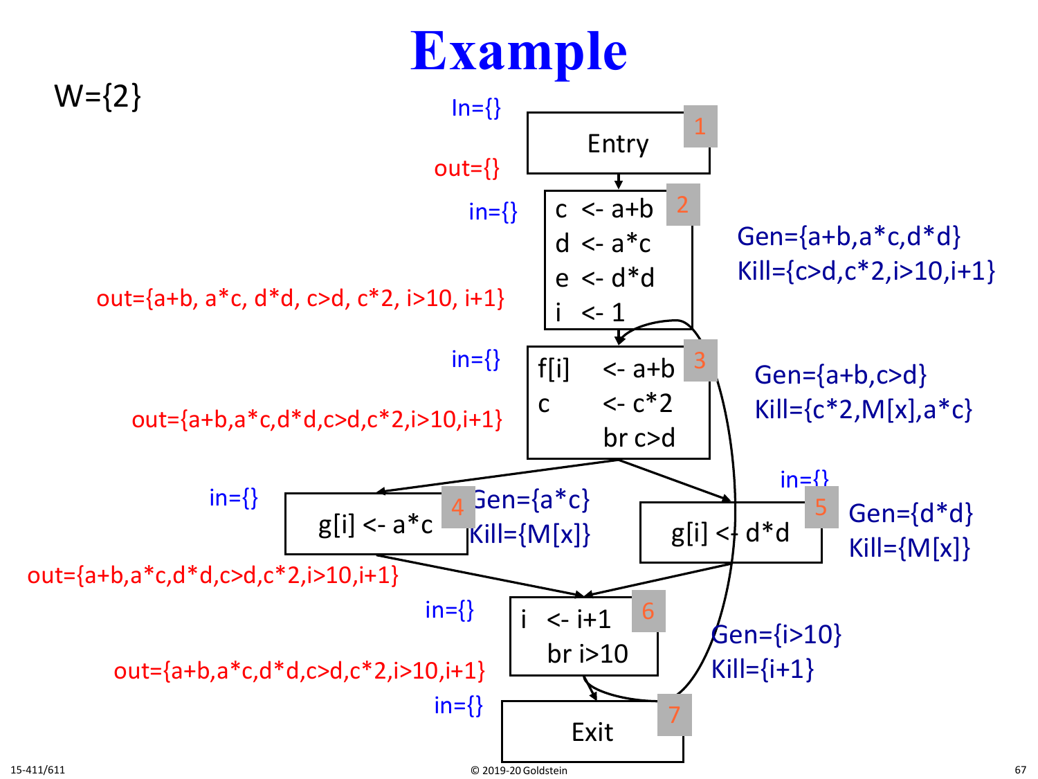# Example

W={2}

**Block 1 — Entry**

In={}

out={}

**Block 2**

in={}

```
c  <- a+b
d  <- a*c
e  <- d*d
i  <- 1
```

Gen={a+b,a*c,d*d}

Kill={c>d,c*2,i>10,i+1}

out={a+b, a*c, d*d, c>d, c*2, i>10, i+1}

**Block 3**

in={}

```
f[i]    <- a+b
c       <- c*2
        br c>d
```

Gen={a+b,c>d}

Kill={c*2,M[x],a*c}

out={a+b,a*c,d*d,c>d,c*2,i>10,i+1}

**Block 4**

in={}

```
g[i] <- a*c
```

Gen={a*c}

Kill={M[x]}

out={a+b,a*c,d*d,c>d,c*2,i>10,i+1}

**Block 5**

in={}

```
g[i] <- d*d
```

Gen={d*d}

Kill={M[x]}

**Block 6**

in={}

```
i  <- i+1
   br i>10
```

Gen={i>10}

Kill={i+1}

out={a+b,a*c,d*d,c>d,c*2,i>10,i+1}

**Block 7 — Exit**

in={}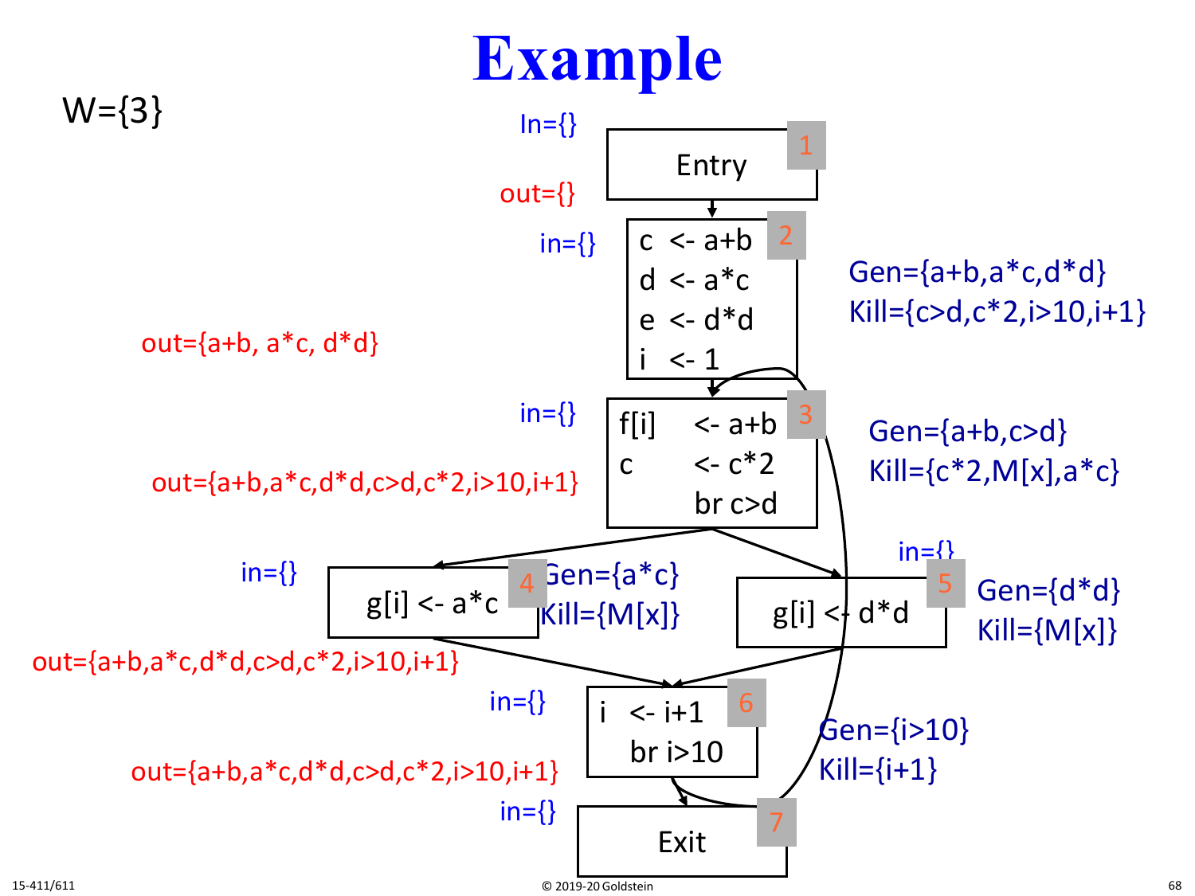# Example

W={3}

**Block 1 (Entry)**
- In={}
- out={}

**Block 2**
```
c <- a+b
d <- a*c
e <- d*d
i <- 1
```
- in={}
- out={a+b, a*c, d*d}
- Gen={a+b,a*c,d*d}
- Kill={c>d,c*2,i>10,i+1}

**Block 3**
```
f[i]  <- a+b
c     <- c*2
      br c>d
```
- in={}
- out={a+b,a*c,d*d,c>d,c*2,i>10,i+1}
- Gen={a+b,c>d}
- Kill={c*2,M[x],a*c}

**Block 4**
```
g[i] <- a*c
```
- in={}
- out={a+b,a*c,d*d,c>d,c*2,i>10,i+1}
- Gen={a*c}
- Kill={M[x]}

**Block 5**
```
g[i] <- d*d
```
- in={}
- Gen={d*d}
- Kill={M[x]}

**Block 6**
```
i  <- i+1
   br i>10
```
- in={}
- out={a+b,a*c,d*d,c>d,c*2,i>10,i+1}
- Gen={i>10}
- Kill={i+1}

**Block 7 (Exit)**
- in={}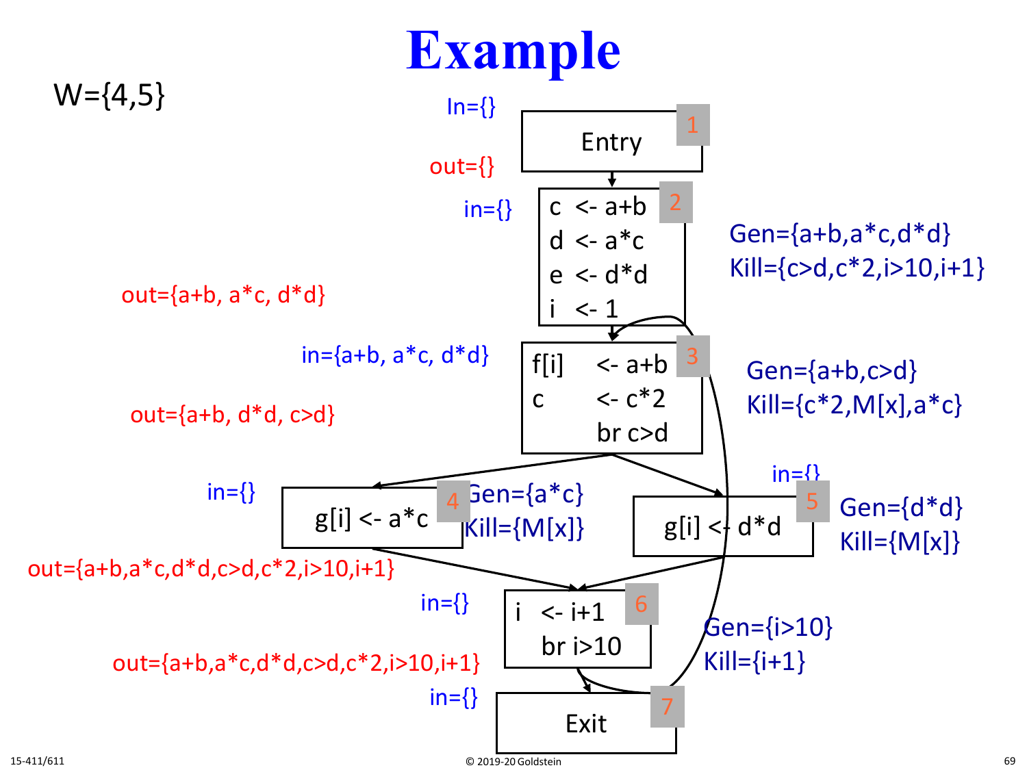# Example

W={4,5}

**Block 1: Entry**
- In={}
- out={}

**Block 2:**
```
c  <- a+b
d  <- a*c
e  <- d*d
i  <- 1
```
- in={}
- out={a+b, a*c, d*d}
- Gen={a+b,a*c,d*d}
- Kill={c>d,c*2,i>10,i+1}

**Block 3:**
```
f[i]    <- a+b
c       <- c*2
        br c>d
```
- in={a+b, a*c, d*d}
- out={a+b, d*d, c>d}
- Gen={a+b,c>d}
- Kill={c*2,M[x],a*c}

**Block 4:**
```
g[i] <- a*c
```
- in={}
- out={a+b,a*c,d*d,c>d,c*2,i>10,i+1}
- Gen={a*c}
- Kill={M[x]}

**Block 5:**
```
g[i] <- d*d
```
- in={}
- Gen={d*d}
- Kill={M[x]}

**Block 6:**
```
i  <- i+1
   br i>10
```
- in={}
- out={a+b,a*c,d*d,c>d,c*2,i>10,i+1}
- Gen={i>10}
- Kill={i+1}

**Block 7: Exit**
- in={}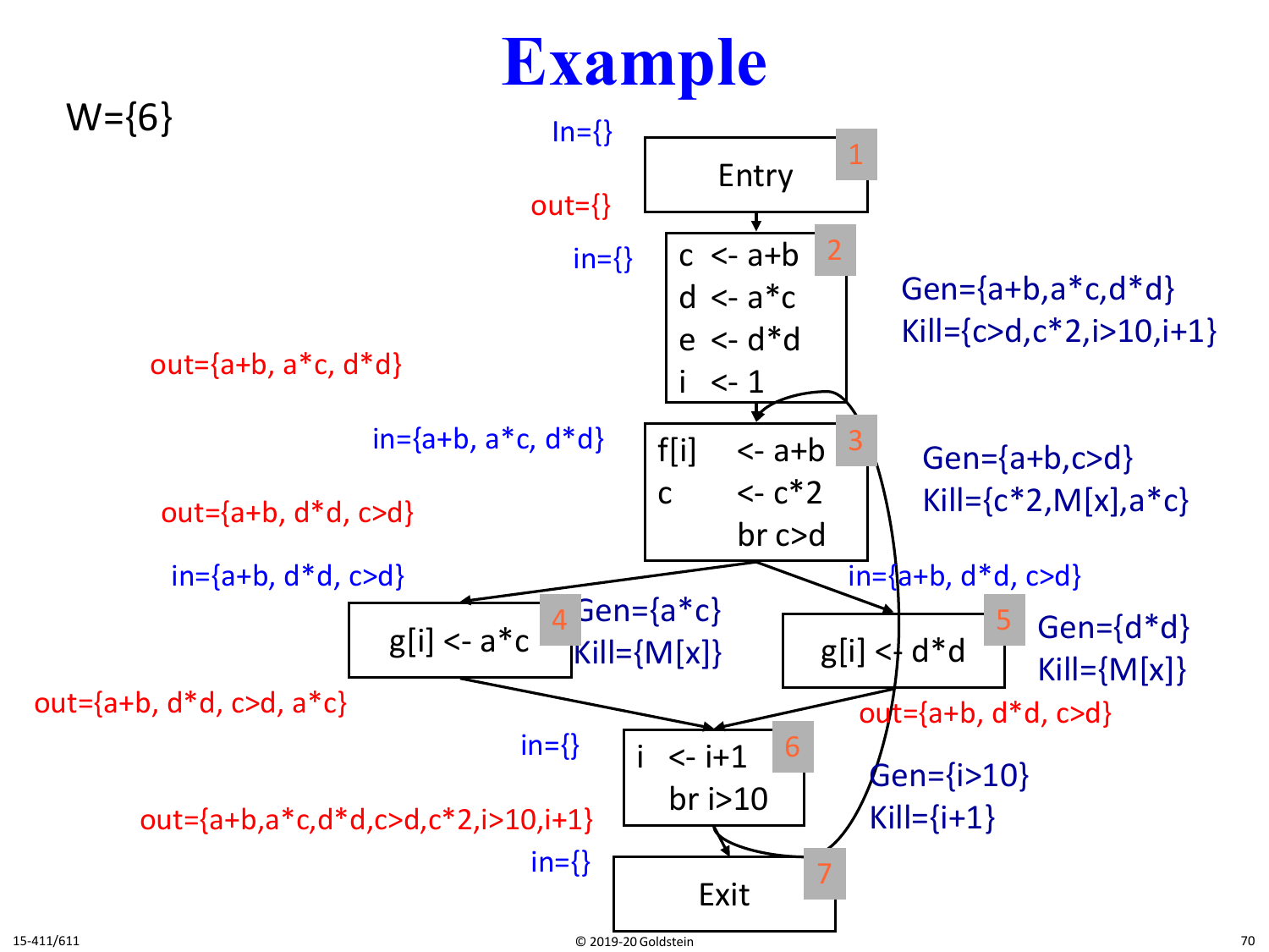# Example

W={6}

**Block 1**
```
Entry
```
In={}
out={}

**Block 2**
```
c  <- a+b
d  <- a*c
e  <- d*d
i  <- 1
```
in={}
out={a+b, a*c, d*d}
Gen={a+b,a*c,d*d}
Kill={c>d,c*2,i>10,i+1}

**Block 3**
```
f[i]   <- a+b
c      <- c*2
       br c>d
```
in={a+b, a*c, d*d}
out={a+b, d*d, c>d}
Gen={a+b,c>d}
Kill={c*2,M[x],a*c}

**Block 4**
```
g[i] <- a*c
```
in={a+b, d*d, c>d}
out={a+b, d*d, c>d, a*c}
Gen={a*c}
Kill={M[x]}

**Block 5**
```
g[i] <- d*d
```
in={a+b, d*d, c>d}
out={a+b, d*d, c>d}
Gen={d*d}
Kill={M[x]}

**Block 6**
```
i  <- i+1
   br i>10
```
in={}
out={a+b,a*c,d*d,c>d,c*2,i>10,i+1}
Gen={i>10}
Kill={i+1}

**Block 7**
```
Exit
```
in={}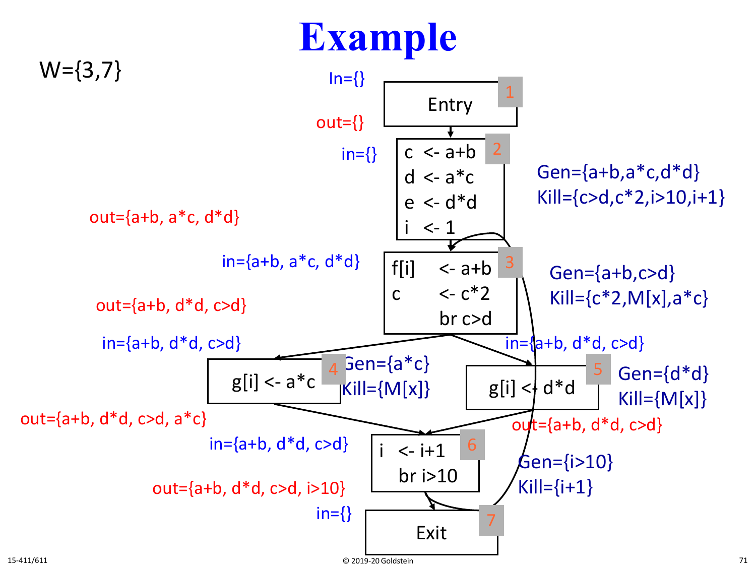# Example

W={3,7}

**Block 1: Entry**

In={}

out={}

**Block 2:**

```
c <- a+b
d <- a*c
e <- d*d
i <- 1
```

in={}

out={a+b, a*c, d*d}

Gen={a+b,a*c,d*d}

Kill={c>d,c*2,i>10,i+1}

**Block 3:**

```
f[i]  <- a+b
c     <- c*2
      br c>d
```

in={a+b, a*c, d*d}

out={a+b, d*d, c>d}

Gen={a+b,c>d}

Kill={c*2,M[x],a*c}

**Block 4:**

```
g[i] <- a*c
```

in={a+b, d*d, c>d}

out={a+b, d*d, c>d, a*c}

Gen={a*c}

Kill={M[x]}

**Block 5:**

```
g[i] <- d*d
```

in={a+b, d*d, c>d}

out={a+b, d*d, c>d}

Gen={d*d}

Kill={M[x]}

**Block 6:**

```
i <- i+1
  br i>10
```

in={a+b, d*d, c>d}

out={a+b, d*d, c>d, i>10}

Gen={i>10}

Kill={i+1}

**Block 7: Exit**

in={}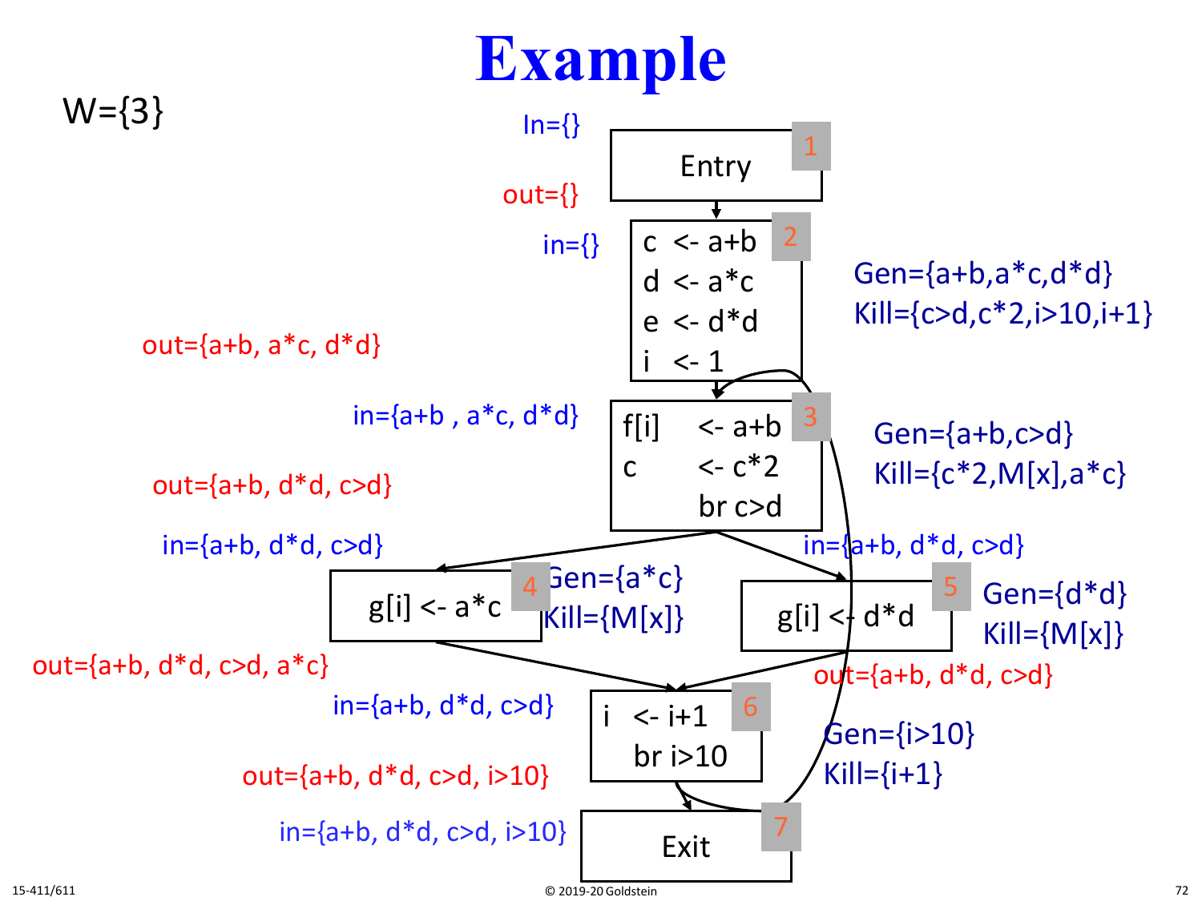# Example

W={3}

**Block 1: Entry**

In={}

out={}

**Block 2**

in={}

```
c  <- a+b
d  <- a*c
e  <- d*d
i  <- 1
```

Gen={a+b,a*c,d*d}
Kill={c>d,c*2,i>10,i+1}

out={a+b, a*c, d*d}

**Block 3**

in={a+b , a*c, d*d}

```
f[i]    <- a+b
c       <- c*2
        br c>d
```

Gen={a+b,c>d}
Kill={c*2,M[x],a*c}

out={a+b, d*d, c>d}

**Block 4**

in={a+b, d*d, c>d}

```
g[i] <- a*c
```

Gen={a*c}
Kill={M[x]}

out={a+b, d*d, c>d, a*c}

**Block 5**

in={a+b, d*d, c>d}

```
g[i] <- d*d
```

Gen={d*d}
Kill={M[x]}

out={a+b, d*d, c>d}

**Block 6**

in={a+b, d*d, c>d}

```
i   <- i+1
    br i>10
```

Gen={i>10}
Kill={i+1}

out={a+b, d*d, c>d, i>10}

**Block 7: Exit**

in={a+b, d*d, c>d, i>10}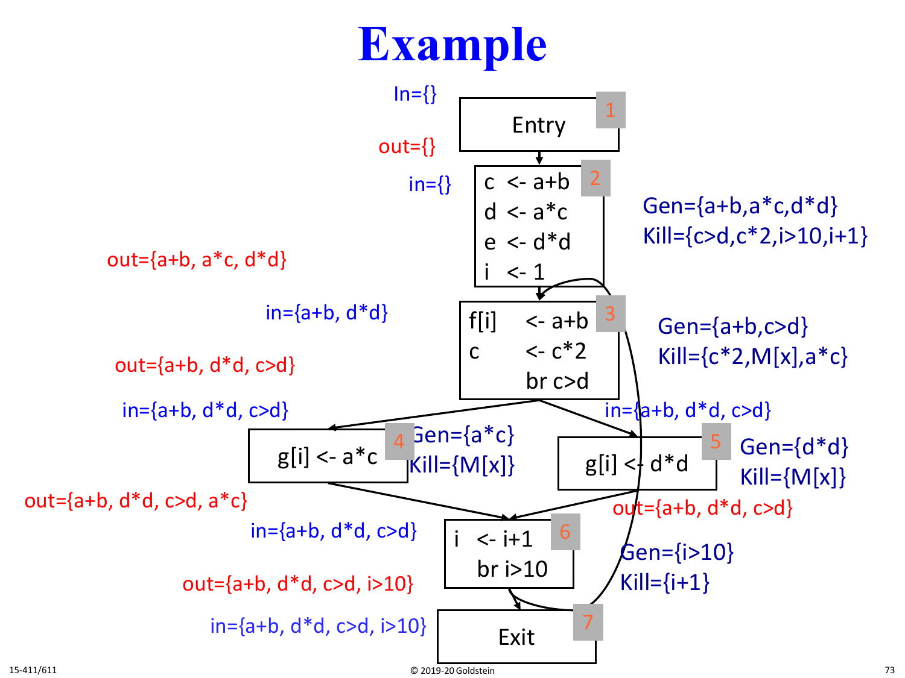# Example

In={}

out={}

**Block 1:**

```
Entry
```

in={}

**Block 2:**

```
c  <- a+b
d  <- a*c
e  <- d*d
i  <- 1
```

Gen={a+b,a*c,d*d}
Kill={c>d,c*2,i>10,i+1}

out={a+b, a*c, d*d}

in={a+b, d*d}

**Block 3:**

```
f[i]    <- a+b
c       <- c*2
           br c>d
```

Gen={a+b,c>d}
Kill={c*2,M[x],a*c}

out={a+b, d*d, c>d}

in={a+b, d*d, c>d}

**Block 4:**

```
g[i] <- a*c
```

Gen={a*c}
Kill={M[x]}

out={a+b, d*d, c>d, a*c}

in={a+b, d*d, c>d}

**Block 5:**

```
g[i] <- d*d
```

Gen={d*d}
Kill={M[x]}

out={a+b, d*d, c>d}

in={a+b, d*d, c>d}

**Block 6:**

```
i  <- i+1
   br i>10
```

Gen={i>10}
Kill={i+1}

out={a+b, d*d, c>d, i>10}

in={a+b, d*d, c>d, i>10}

**Block 7:**

```
Exit
```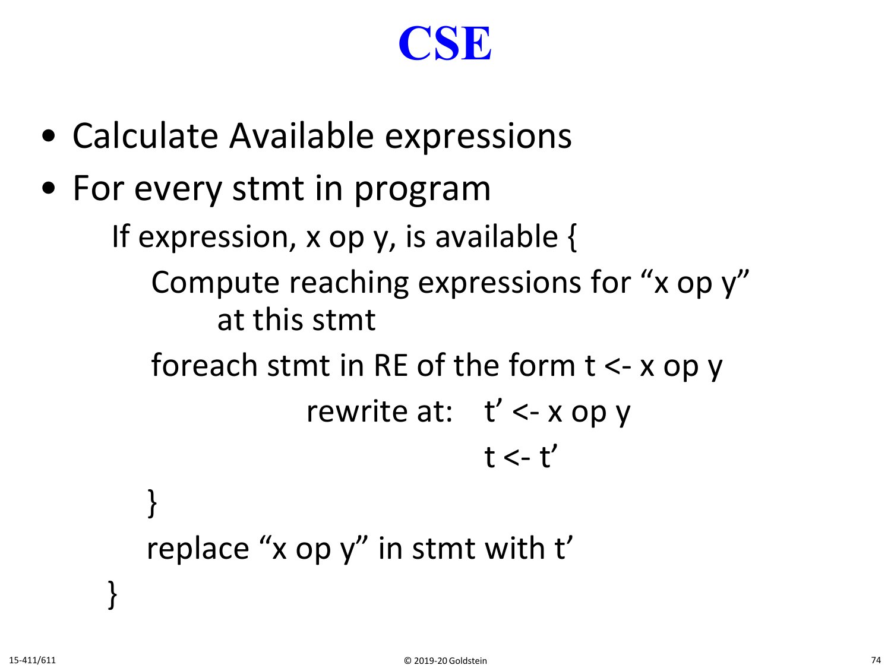# CSE

- Calculate Available expressions
- For every stmt in program

```
If expression, x op y, is available {
    Compute reaching expressions for “x op y”
        at this stmt
    foreach stmt in RE of the form t <- x op y
                rewrite at:   t’ <- x op y
                              t <- t’
    }
    replace “x op y” in stmt with t’
}
```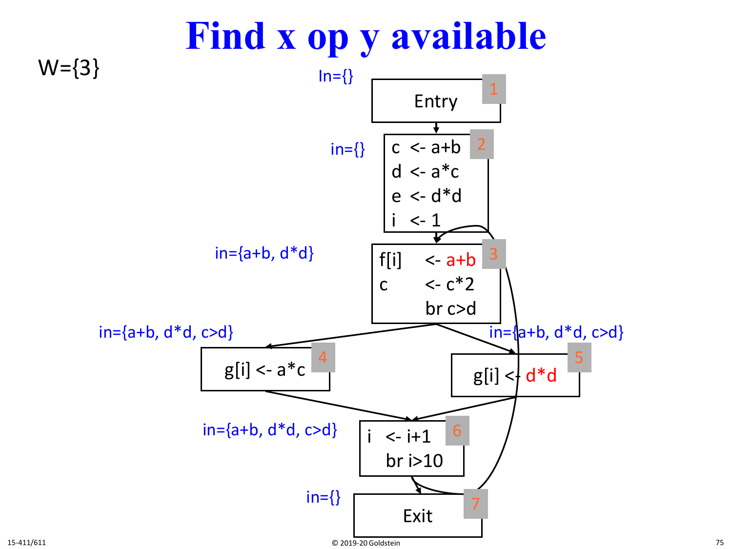# Find x op y available

W={3}

In={}

**1** Entry

in={}

**2**
```
c <- a+b
d <- a*c
e <- d*d
i <- 1
```

in={a+b, d*d}

**3**
```
f[i]  <- a+b
c     <- c*2
      br c>d
```

in={a+b, d*d, c>d}

**4**
```
g[i] <- a*c
```

in={a+b, d*d, c>d}

**5**
```
g[i] <- d*d
```

in={a+b, d*d, c>d}

**6**
```
i  <- i+1
   br i>10
```

in={}

**7** Exit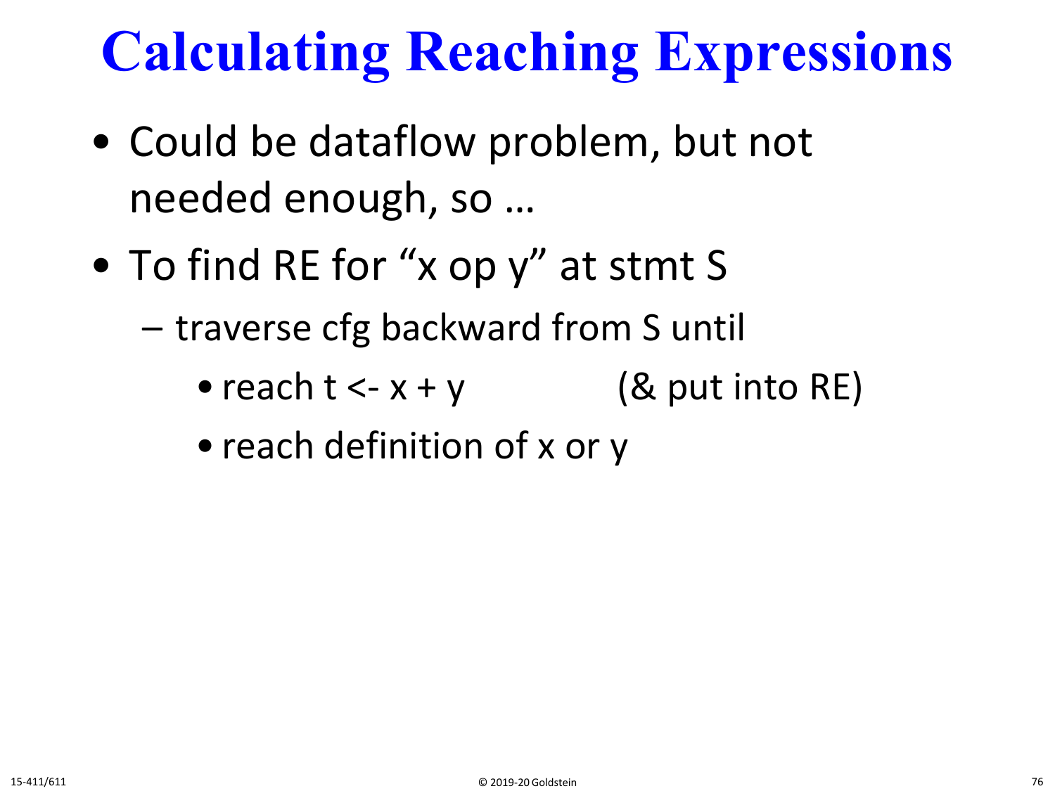# Calculating Reaching Expressions

- Could be dataflow problem, but not needed enough, so …
- To find RE for "x op y" at stmt S
  - traverse cfg backward from S until
    - reach t <- x + y (& put into RE)
    - reach definition of x or y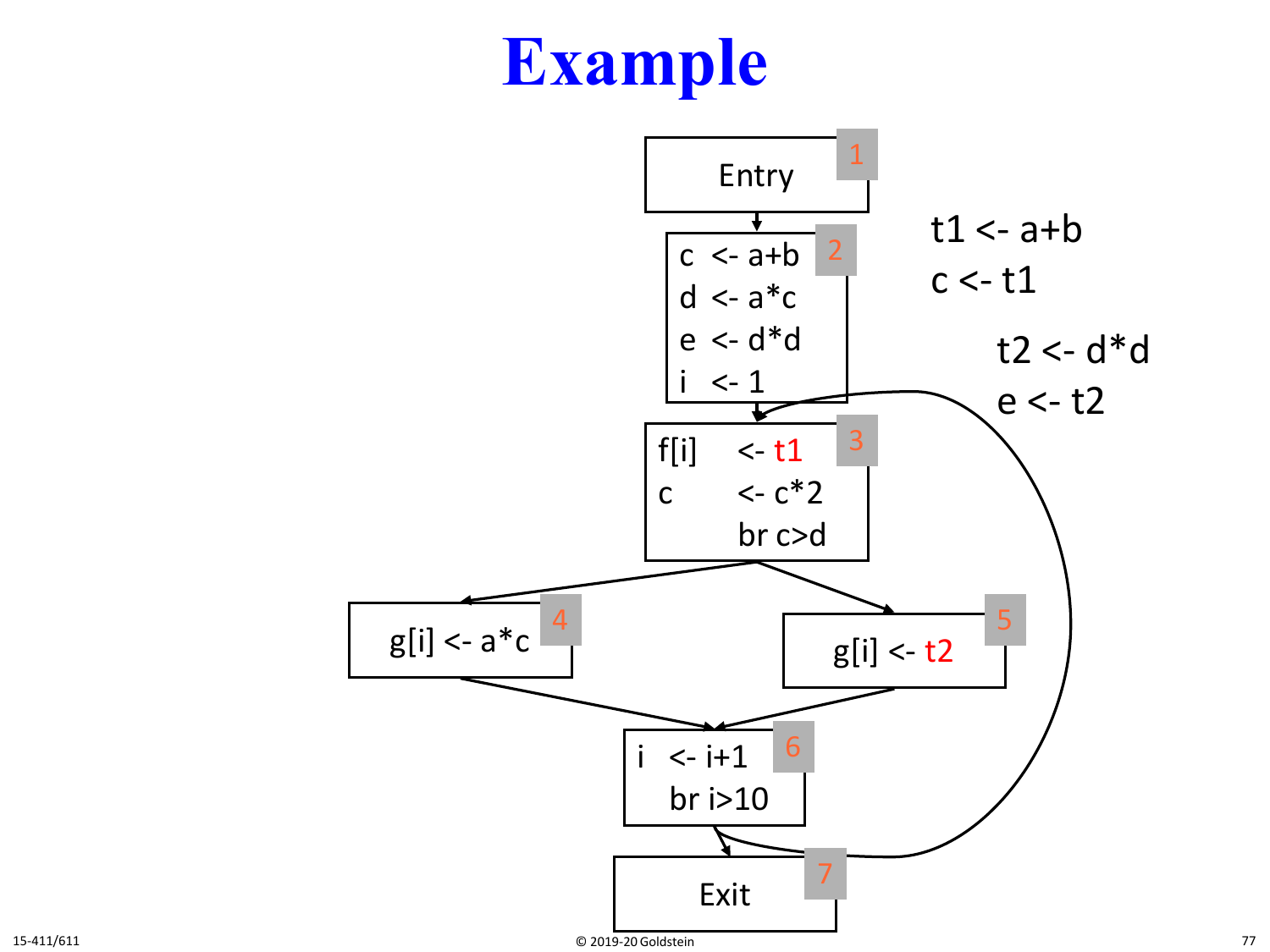# Example

```
1: Entry

2: c  <- a+b
   d  <- a*c
   e  <- d*d
   i  <- 1

3: f[i]   <- t1
   c      <- c*2
          br c>d

4: g[i] <- a*c

5: g[i] <- t2

6: i  <- i+1
      br i>10

7: Exit
```

t1 <- a+b
c <- t1

t2 <- d*d
e <- t2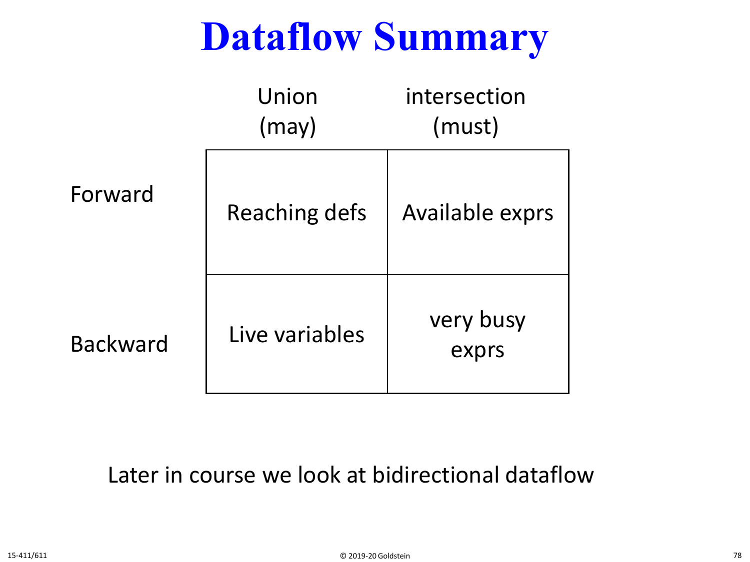# Dataflow Summary

| | Union (may) | intersection (must) |
|---|---|---|
| Forward | Reaching defs | Available exprs |
| Backward | Live variables | very busy exprs |

Later in course we look at bidirectional dataflow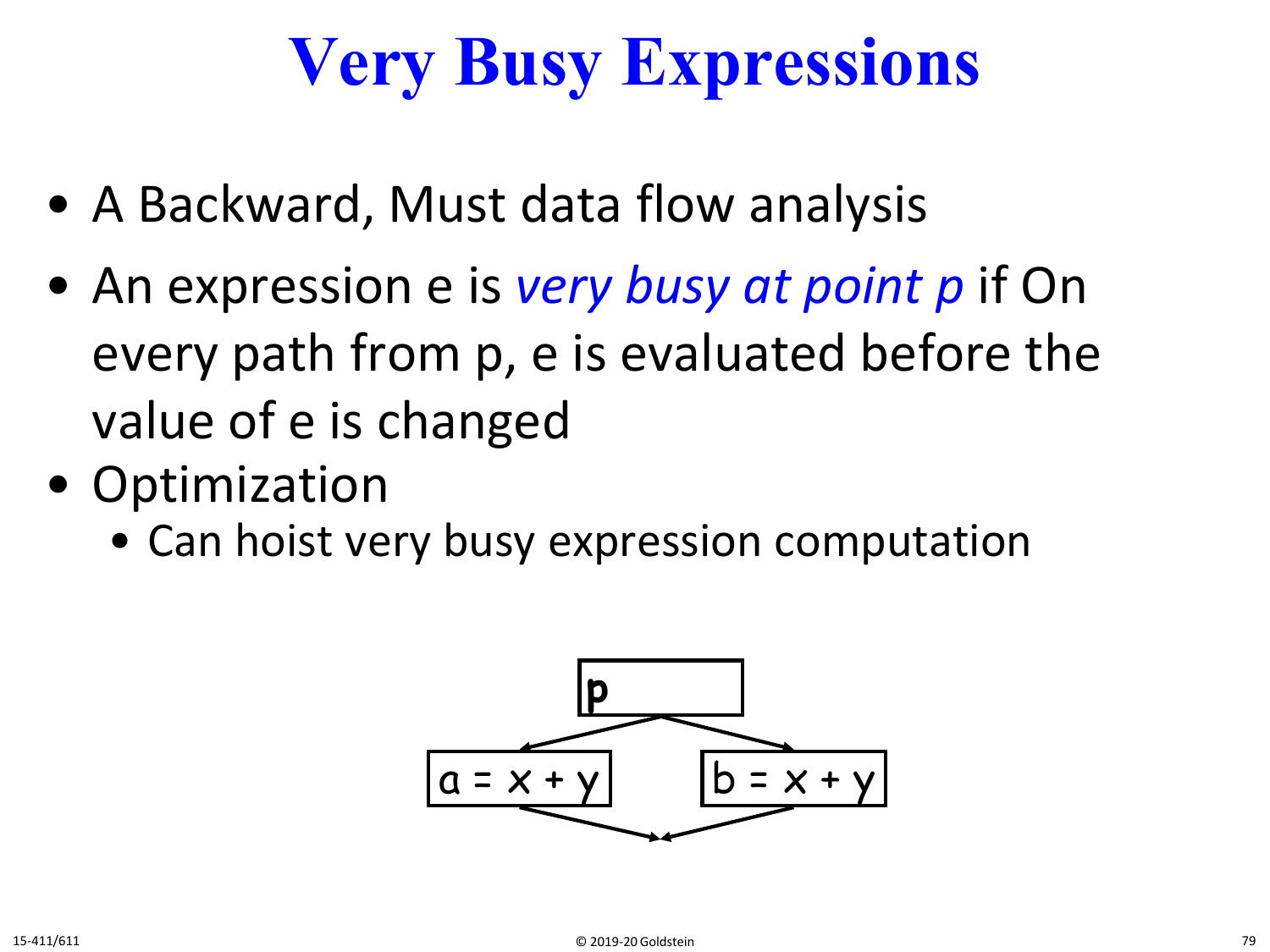# Very Busy Expressions

- A Backward, Must data flow analysis
- An expression e is *very busy at point p* if On every path from p, e is evaluated before the value of e is changed
- Optimization
  - Can hoist very busy expression computation

p

a = x + y

b = x + y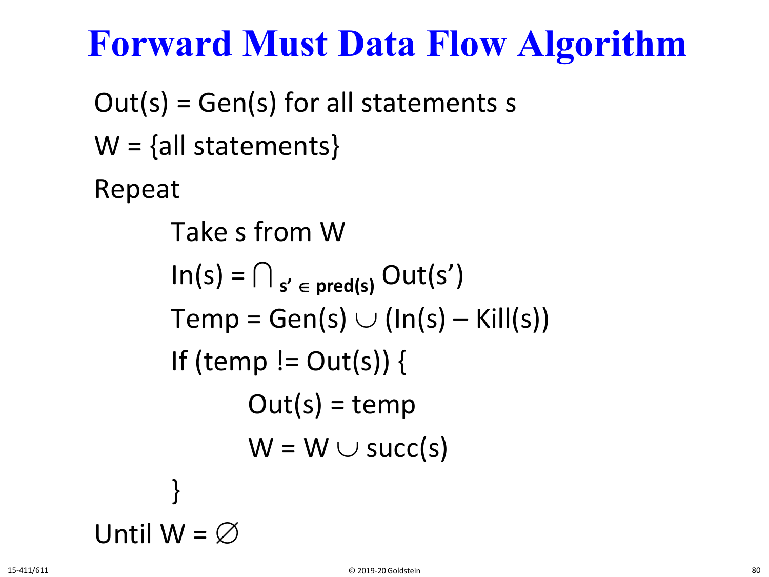# Forward Must Data Flow Algorithm

Out(s) = Gen(s) for all statements s

W = {all statements}

Repeat

  Take s from W

  $\text{In}(s) = \bigcap_{s' \in \text{pred}(s)} \text{Out}(s')$

  $\text{Temp} = \text{Gen}(s) \cup (\text{In}(s) - \text{Kill}(s))$

  If (temp != Out(s)) {

    Out(s) = temp

    $W = W \cup \text{succ}(s)$

  }

Until $W = \varnothing$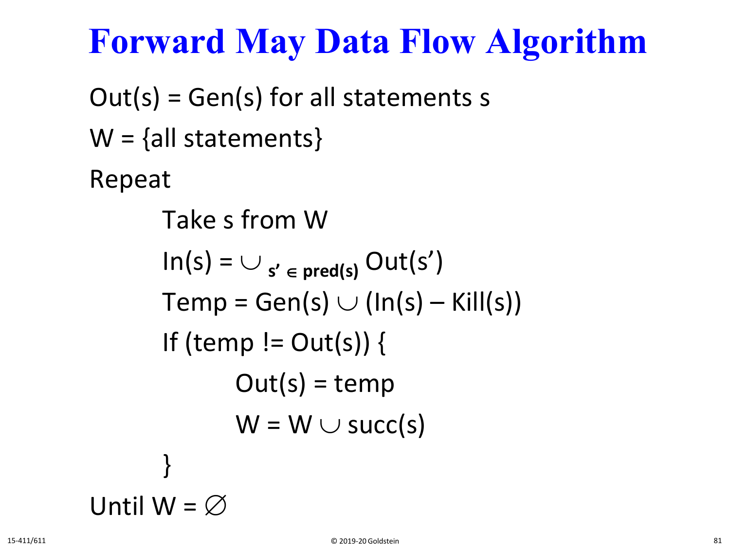# Forward May Data Flow Algorithm

```
Out(s) = Gen(s) for all statements s
W = {all statements}
Repeat
    Take s from W
    In(s) = ∪ s' ∈ pred(s) Out(s')
    Temp = Gen(s) ∪ (In(s) – Kill(s))
    If (temp != Out(s)) {
        Out(s) = temp
        W = W ∪ succ(s)
    }
Until W = ∅
```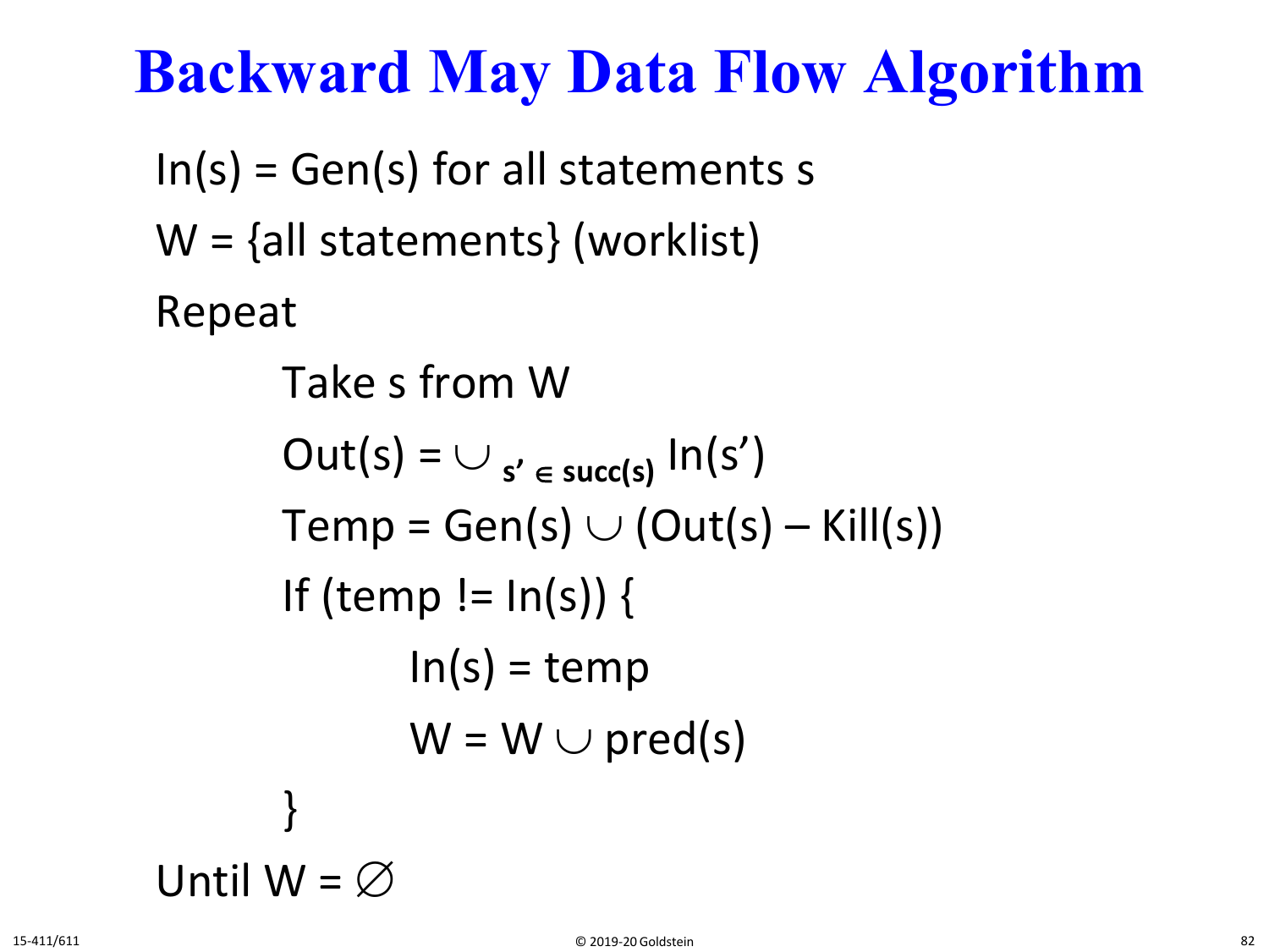# Backward May Data Flow Algorithm

In(s) = Gen(s) for all statements s

W = {all statements} (worklist)

Repeat

  Take s from W

  $\text{Out}(s) = \cup_{s' \in \text{succ}(s)} \text{In}(s')$

  $\text{Temp} = \text{Gen}(s) \cup (\text{Out}(s) - \text{Kill}(s))$

  If (temp != In(s)) {

    In(s) = temp

    $W = W \cup \text{pred}(s)$

  }

Until $W = \varnothing$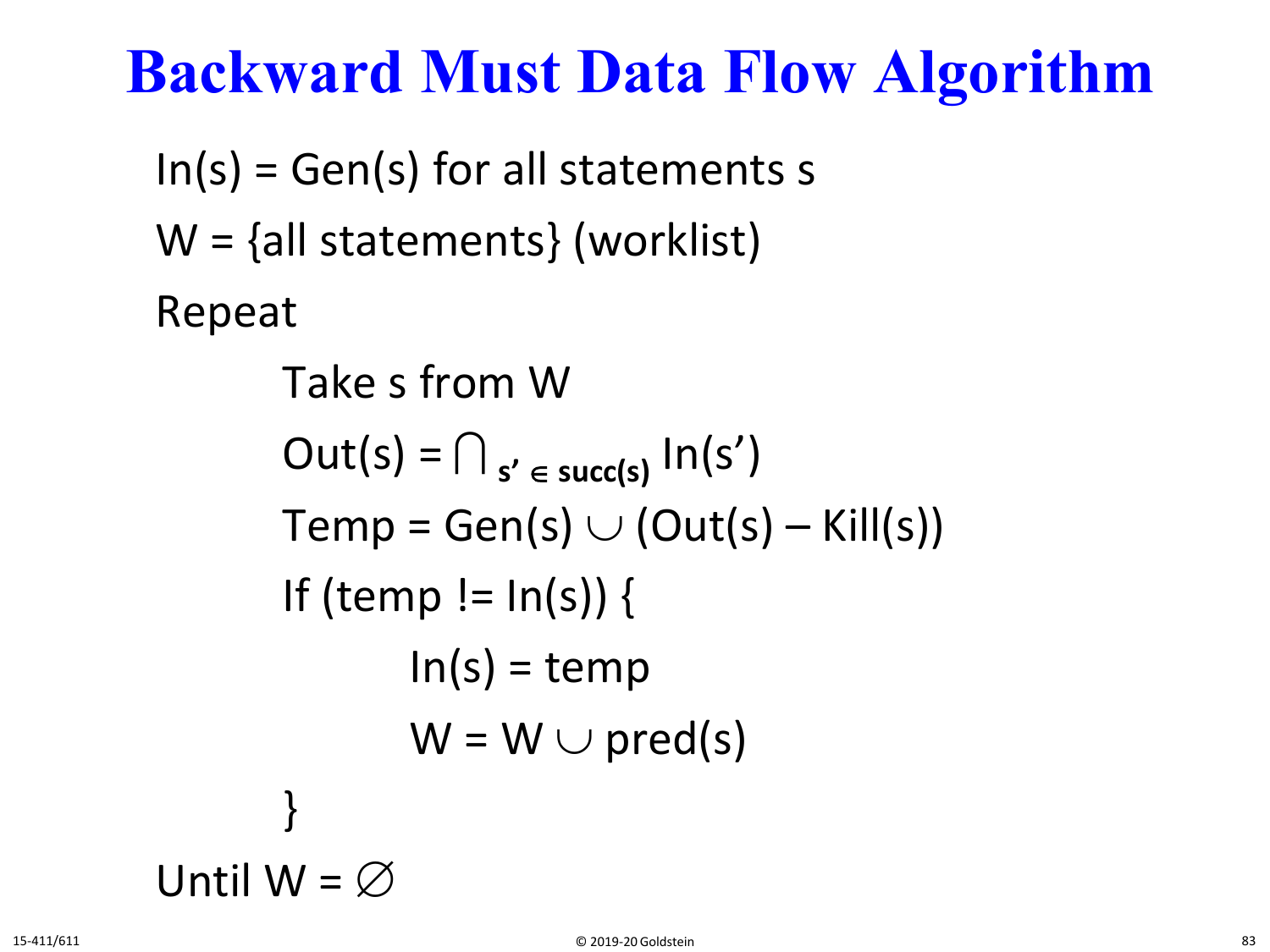# Backward Must Data Flow Algorithm

In(s) = Gen(s) for all statements s

W = {all statements} (worklist)

Repeat

  Take s from W

  $Out(s) = \bigcap_{s' \in succ(s)} In(s')$

  $Temp = Gen(s) \cup (Out(s) - Kill(s))$

  If (temp != In(s)) {

    In(s) = temp

    $W = W \cup pred(s)$

  }

Until $W = \varnothing$